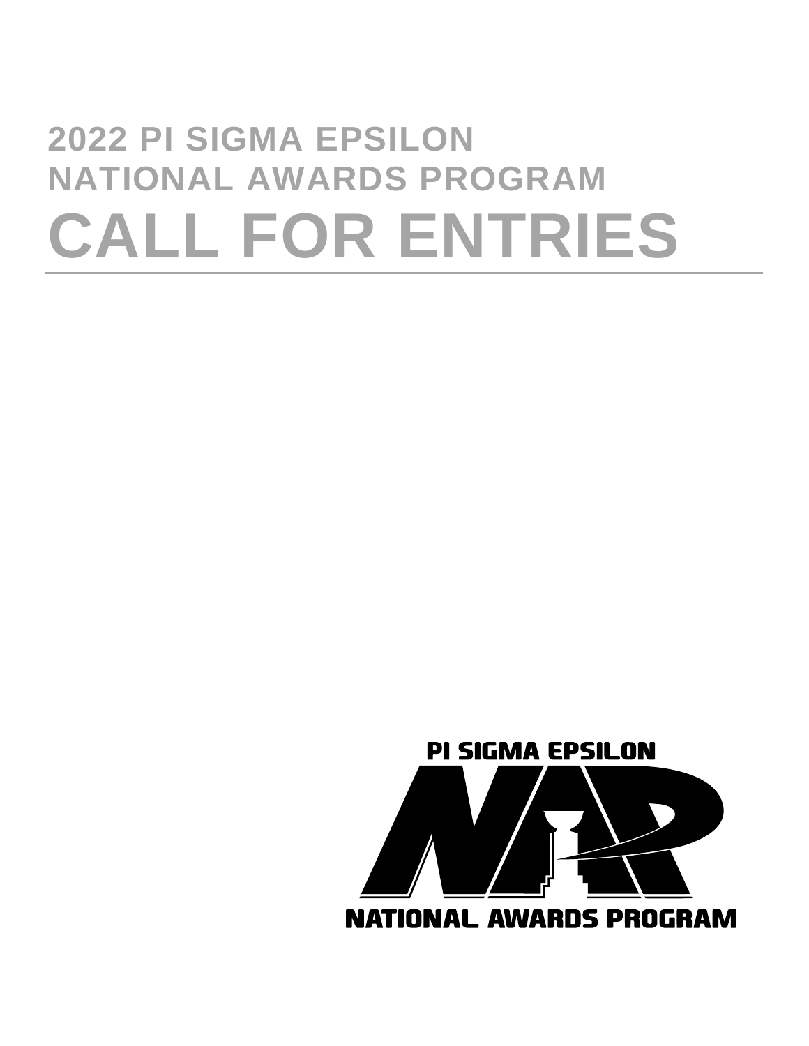# 2022 PI SIGMA EPSILON NATIONAL AWARDS PROGRAM

# CALL FOR ENTRIES

PI SIGMA EPSILON

NATIONAL AWARDS PROGRAM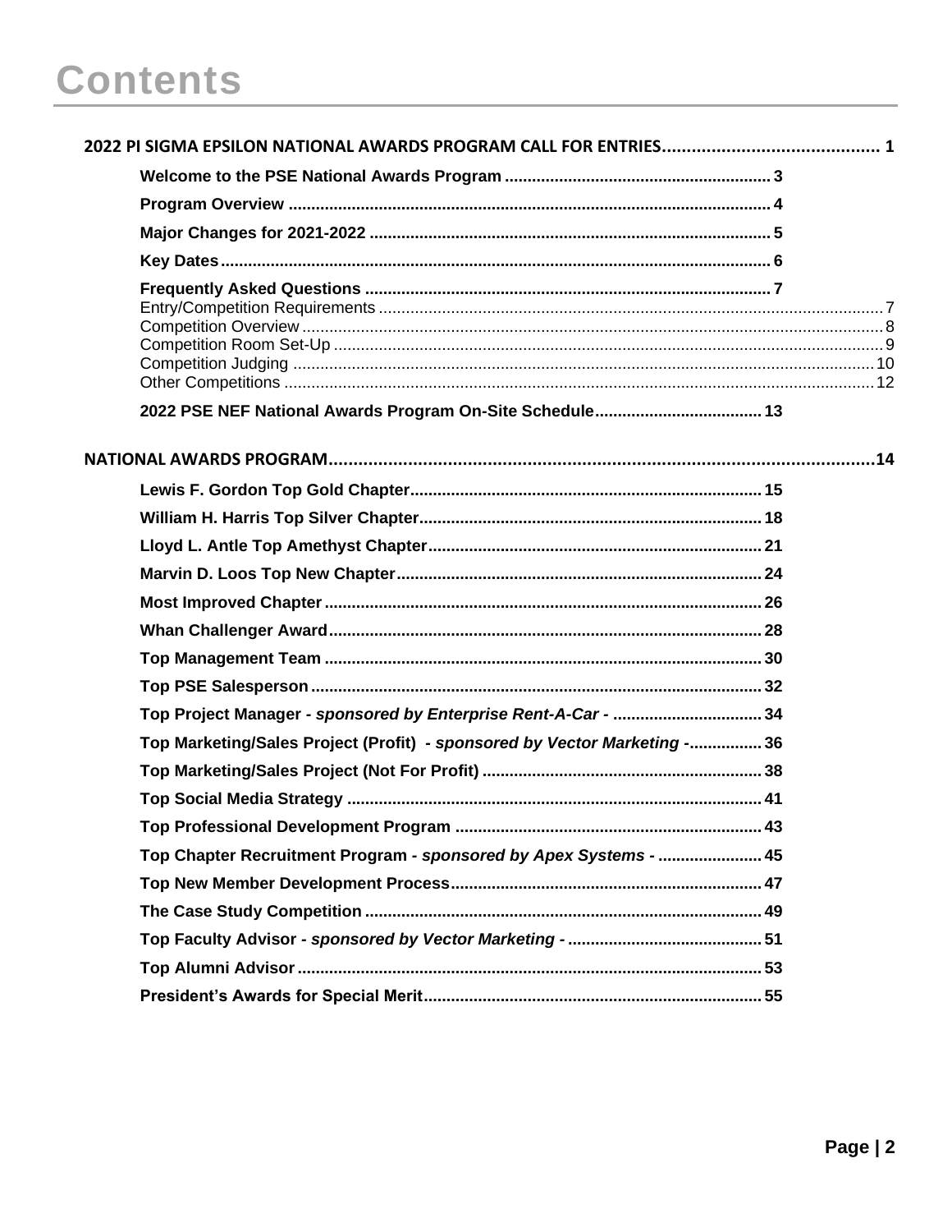# Contents

**2022 PI SIGMA EPSILON NATIONAL AWARDS PROGRAM CALL FOR ENTRIES** ............ 1

- **Welcome to the PSE National Awards Program** ............ 3
- **Program Overview** ............ 4
- **Major Changes for 2021-2022** ............ 5
- **Key Dates** ............ 6
- **Frequently Asked Questions** ............ 7
  - Entry/Competition Requirements ............ 7
  - Competition Overview ............ 8
  - Competition Room Set-Up ............ 9
  - Competition Judging ............ 10
  - Other Competitions ............ 12
- **2022 PSE NEF National Awards Program On-Site Schedule** ............ 13

**NATIONAL AWARDS PROGRAM** ............ 14

- **Lewis F. Gordon Top Gold Chapter** ............ 15
- **William H. Harris Top Silver Chapter** ............ 18
- **Lloyd L. Antle Top Amethyst Chapter** ............ 21
- **Marvin D. Loos Top New Chapter** ............ 24
- **Most Improved Chapter** ............ 26
- **Whan Challenger Award** ............ 28
- **Top Management Team** ............ 30
- **Top PSE Salesperson** ............ 32
- **Top Project Manager - *sponsored by Enterprise Rent-A-Car* -** ............ 34
- **Top Marketing/Sales Project (Profit) - *sponsored by Vector Marketing* -** ............ 36
- **Top Marketing/Sales Project (Not For Profit)** ............ 38
- **Top Social Media Strategy** ............ 41
- **Top Professional Development Program** ............ 43
- **Top Chapter Recruitment Program - *sponsored by Apex Systems* -** ............ 45
- **Top New Member Development Process** ............ 47
- **The Case Study Competition** ............ 49
- **Top Faculty Advisor - *sponsored by Vector Marketing* -** ............ 51
- **Top Alumni Advisor** ............ 53
- **President's Awards for Special Merit** ............ 55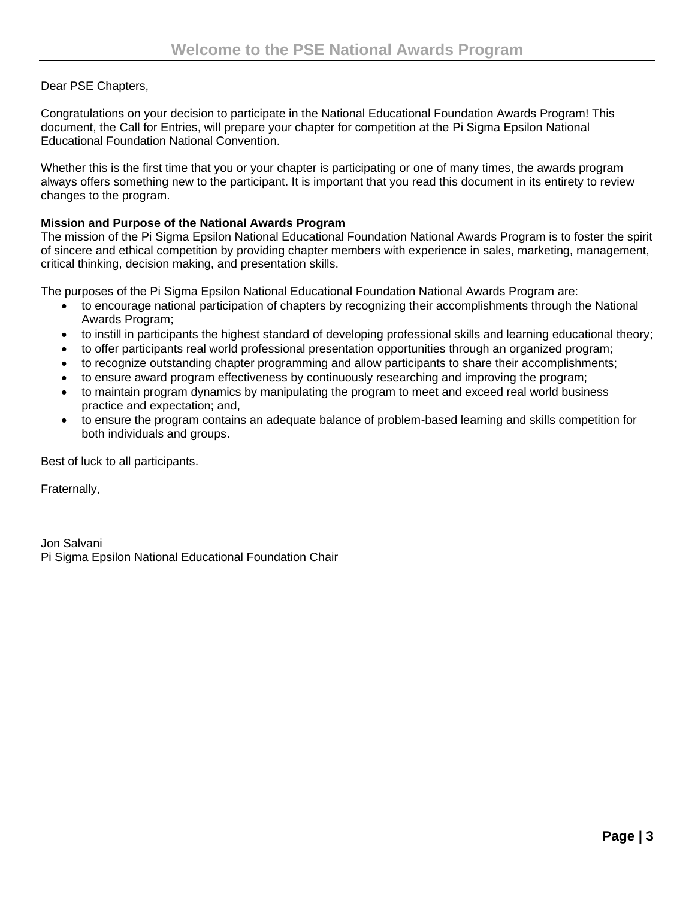# Welcome to the PSE National Awards Program

Dear PSE Chapters,

Congratulations on your decision to participate in the National Educational Foundation Awards Program! This document, the Call for Entries, will prepare your chapter for competition at the Pi Sigma Epsilon National Educational Foundation National Convention.

Whether this is the first time that you or your chapter is participating or one of many times, the awards program always offers something new to the participant. It is important that you read this document in its entirety to review changes to the program.

**Mission and Purpose of the National Awards Program**

The mission of the Pi Sigma Epsilon National Educational Foundation National Awards Program is to foster the spirit of sincere and ethical competition by providing chapter members with experience in sales, marketing, management, critical thinking, decision making, and presentation skills.

The purposes of the Pi Sigma Epsilon National Educational Foundation National Awards Program are:

- to encourage national participation of chapters by recognizing their accomplishments through the National Awards Program;
- to instill in participants the highest standard of developing professional skills and learning educational theory;
- to offer participants real world professional presentation opportunities through an organized program;
- to recognize outstanding chapter programming and allow participants to share their accomplishments;
- to ensure award program effectiveness by continuously researching and improving the program;
- to maintain program dynamics by manipulating the program to meet and exceed real world business practice and expectation; and,
- to ensure the program contains an adequate balance of problem-based learning and skills competition for both individuals and groups.

Best of luck to all participants.

Fraternally,

Jon Salvani
Pi Sigma Epsilon National Educational Foundation Chair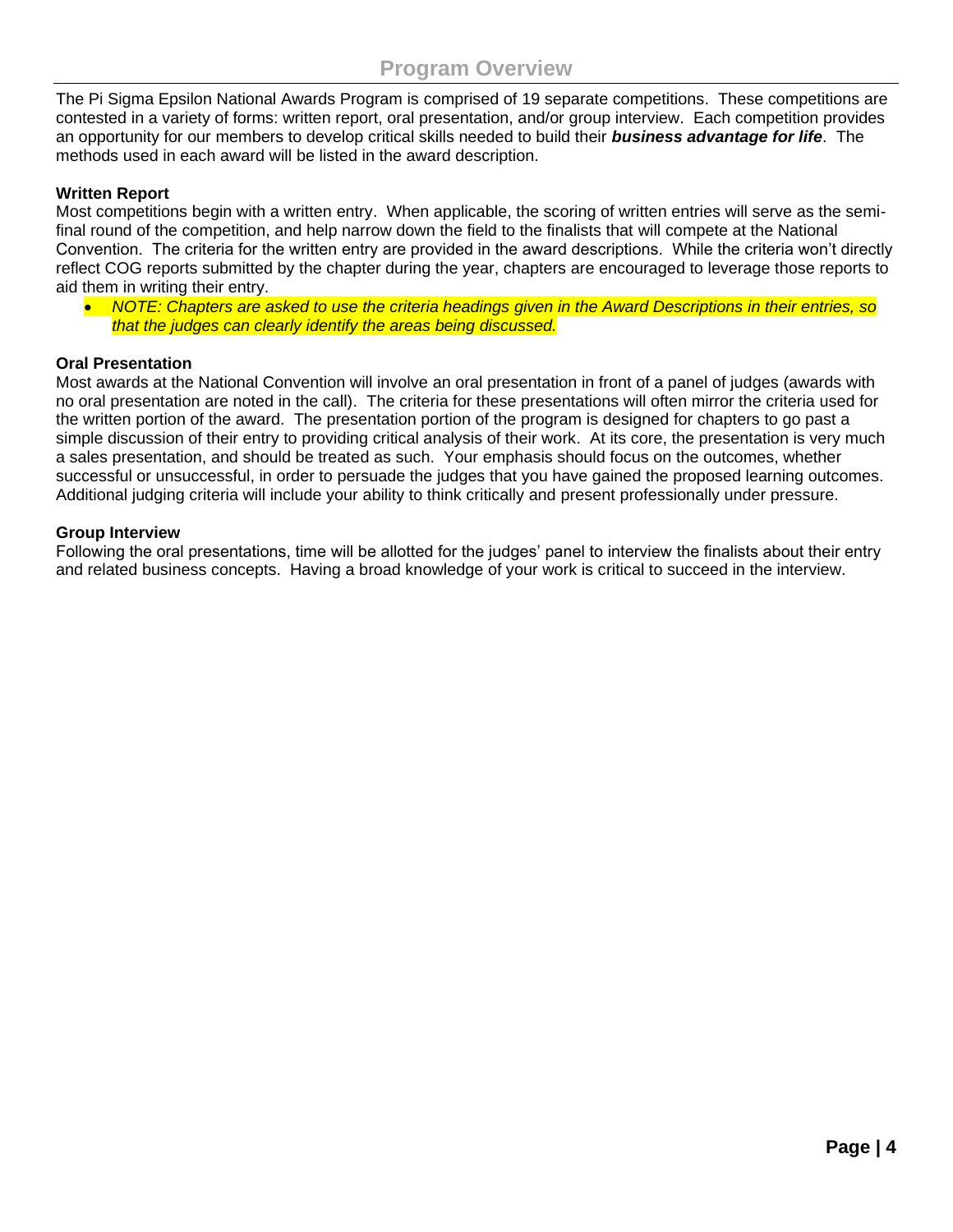# Program Overview

The Pi Sigma Epsilon National Awards Program is comprised of 19 separate competitions. These competitions are contested in a variety of forms: written report, oral presentation, and/or group interview. Each competition provides an opportunity for our members to develop critical skills needed to build their ***business advantage for life***. The methods used in each award will be listed in the award description.

**Written Report**

Most competitions begin with a written entry. When applicable, the scoring of written entries will serve as the semi-final round of the competition, and help narrow down the field to the finalists that will compete at the National Convention. The criteria for the written entry are provided in the award descriptions. While the criteria won't directly reflect COG reports submitted by the chapter during the year, chapters are encouraged to leverage those reports to aid them in writing their entry.

- *NOTE: Chapters are asked to use the criteria headings given in the Award Descriptions in their entries, so that the judges can clearly identify the areas being discussed.*

**Oral Presentation**

Most awards at the National Convention will involve an oral presentation in front of a panel of judges (awards with no oral presentation are noted in the call). The criteria for these presentations will often mirror the criteria used for the written portion of the award. The presentation portion of the program is designed for chapters to go past a simple discussion of their entry to providing critical analysis of their work. At its core, the presentation is very much a sales presentation, and should be treated as such. Your emphasis should focus on the outcomes, whether successful or unsuccessful, in order to persuade the judges that you have gained the proposed learning outcomes. Additional judging criteria will include your ability to think critically and present professionally under pressure.

**Group Interview**

Following the oral presentations, time will be allotted for the judges' panel to interview the finalists about their entry and related business concepts. Having a broad knowledge of your work is critical to succeed in the interview.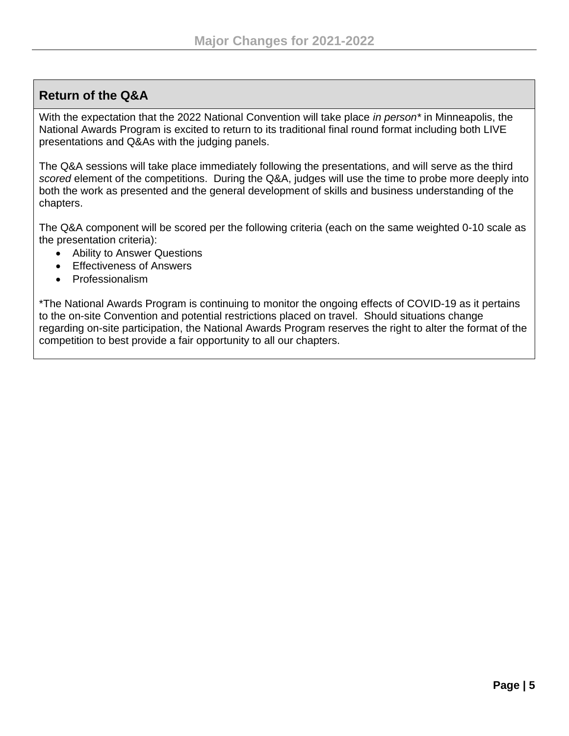# Major Changes for 2021-2022

## Return of the Q&A

With the expectation that the 2022 National Convention will take place *in person** in Minneapolis, the National Awards Program is excited to return to its traditional final round format including both LIVE presentations and Q&As with the judging panels.

The Q&A sessions will take place immediately following the presentations, and will serve as the third *scored* element of the competitions. During the Q&A, judges will use the time to probe more deeply into both the work as presented and the general development of skills and business understanding of the chapters.

The Q&A component will be scored per the following criteria (each on the same weighted 0-10 scale as the presentation criteria):

- Ability to Answer Questions
- Effectiveness of Answers
- Professionalism

*The National Awards Program is continuing to monitor the ongoing effects of COVID-19 as it pertains to the on-site Convention and potential restrictions placed on travel. Should situations change regarding on-site participation, the National Awards Program reserves the right to alter the format of the competition to best provide a fair opportunity to all our chapters.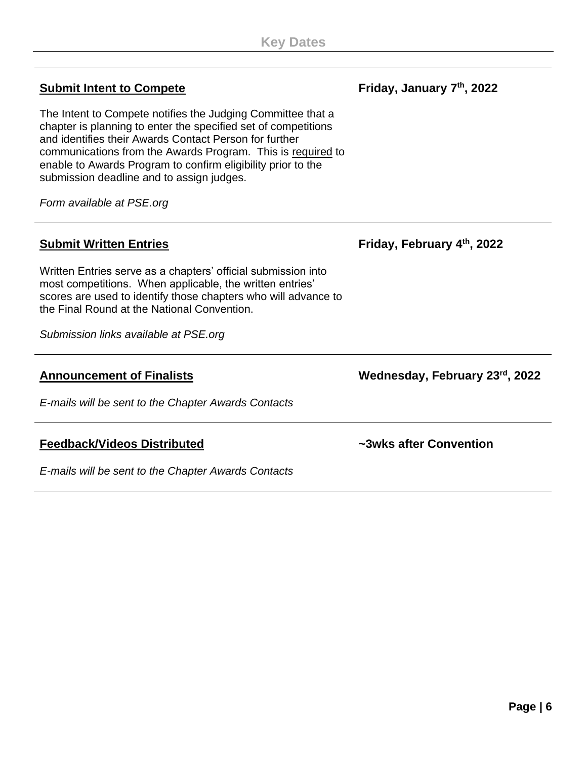## Key Dates

---

**Submit Intent to Compete** — **Friday, January 7th, 2022**

The Intent to Compete notifies the Judging Committee that a chapter is planning to enter the specified set of competitions and identifies their Awards Contact Person for further communications from the Awards Program. This is required to enable to Awards Program to confirm eligibility prior to the submission deadline and to assign judges.

*Form available at PSE.org*

---

**Submit Written Entries** — **Friday, February 4th, 2022**

Written Entries serve as a chapters' official submission into most competitions. When applicable, the written entries' scores are used to identify those chapters who will advance to the Final Round at the National Convention.

*Submission links available at PSE.org*

---

**Announcement of Finalists** — **Wednesday, February 23rd, 2022**

*E-mails will be sent to the Chapter Awards Contacts*

---

**Feedback/Videos Distributed** — **~3wks after Convention**

*E-mails will be sent to the Chapter Awards Contacts*

---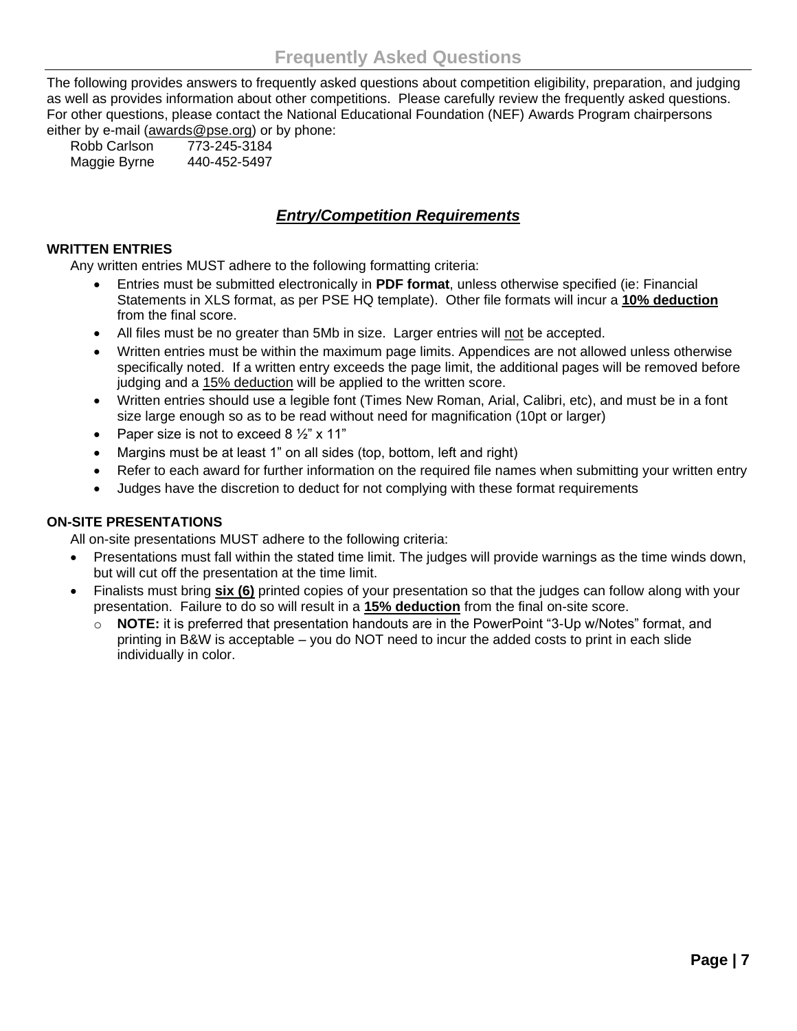# Frequently Asked Questions

The following provides answers to frequently asked questions about competition eligibility, preparation, and judging as well as provides information about other competitions. Please carefully review the frequently asked questions. For other questions, please contact the National Educational Foundation (NEF) Awards Program chairpersons either by e-mail (awards@pse.org) or by phone:

Robb Carlson 773-245-3184
Maggie Byrne 440-452-5497

## ***Entry/Competition Requirements***

**WRITTEN ENTRIES**

Any written entries MUST adhere to the following formatting criteria:

- Entries must be submitted electronically in **PDF format**, unless otherwise specified (ie: Financial Statements in XLS format, as per PSE HQ template). Other file formats will incur a **10% deduction** from the final score.
- All files must be no greater than 5Mb in size. Larger entries will not be accepted.
- Written entries must be within the maximum page limits. Appendices are not allowed unless otherwise specifically noted. If a written entry exceeds the page limit, the additional pages will be removed before judging and a 15% deduction will be applied to the written score.
- Written entries should use a legible font (Times New Roman, Arial, Calibri, etc), and must be in a font size large enough so as to be read without need for magnification (10pt or larger)
- Paper size is not to exceed 8 ½" x 11"
- Margins must be at least 1" on all sides (top, bottom, left and right)
- Refer to each award for further information on the required file names when submitting your written entry
- Judges have the discretion to deduct for not complying with these format requirements

**ON-SITE PRESENTATIONS**

All on-site presentations MUST adhere to the following criteria:

- Presentations must fall within the stated time limit. The judges will provide warnings as the time winds down, but will cut off the presentation at the time limit.
- Finalists must bring **six (6)** printed copies of your presentation so that the judges can follow along with your presentation. Failure to do so will result in a **15% deduction** from the final on-site score.
  - **NOTE:** it is preferred that presentation handouts are in the PowerPoint "3-Up w/Notes" format, and printing in B&W is acceptable – you do NOT need to incur the added costs to print in each slide individually in color.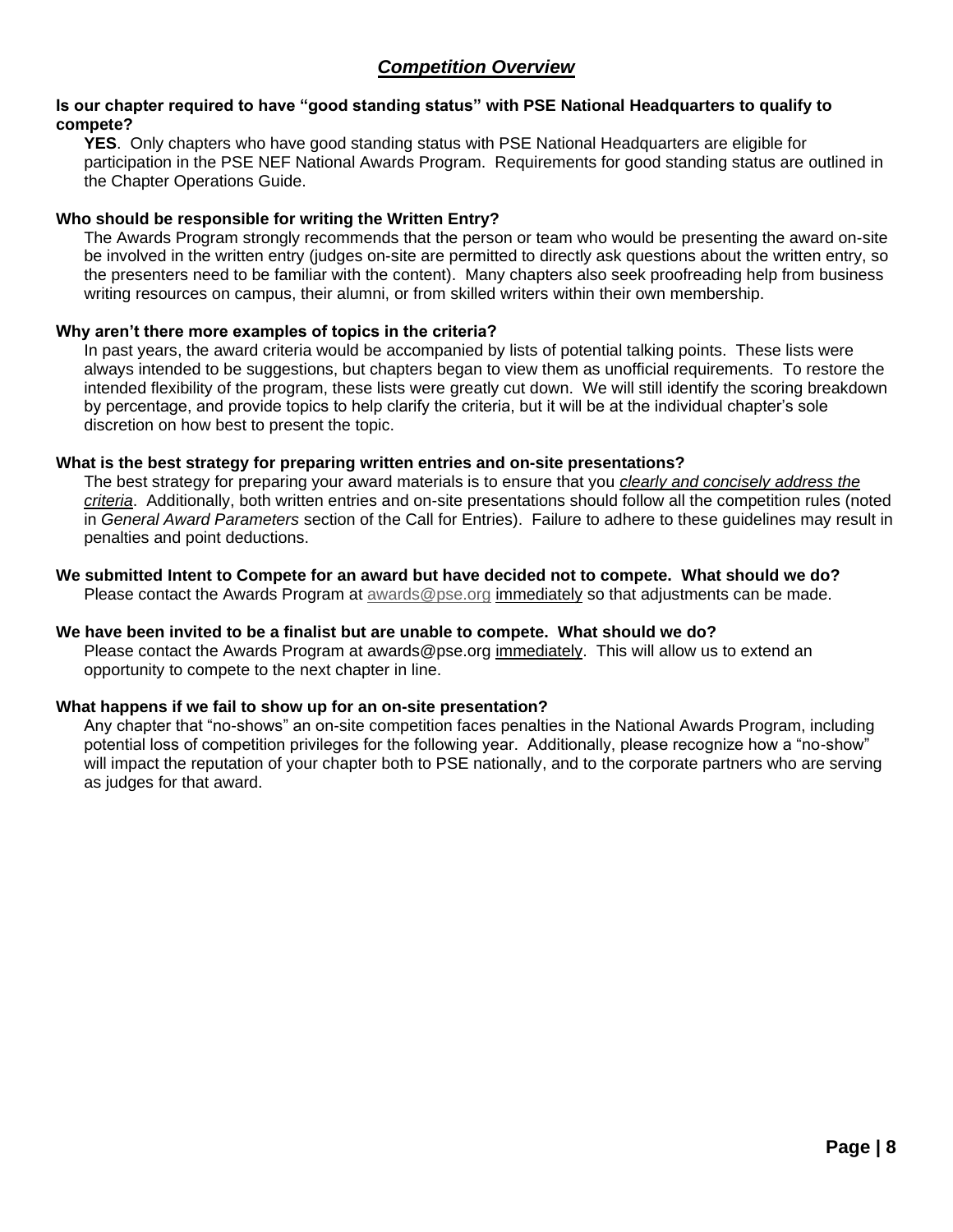## *Competition Overview*

**Is our chapter required to have "good standing status" with PSE National Headquarters to qualify to compete?**

**YES**. Only chapters who have good standing status with PSE National Headquarters are eligible for participation in the PSE NEF National Awards Program. Requirements for good standing status are outlined in the Chapter Operations Guide.

**Who should be responsible for writing the Written Entry?**

The Awards Program strongly recommends that the person or team who would be presenting the award on-site be involved in the written entry (judges on-site are permitted to directly ask questions about the written entry, so the presenters need to be familiar with the content). Many chapters also seek proofreading help from business writing resources on campus, their alumni, or from skilled writers within their own membership.

**Why aren't there more examples of topics in the criteria?**

In past years, the award criteria would be accompanied by lists of potential talking points. These lists were always intended to be suggestions, but chapters began to view them as unofficial requirements. To restore the intended flexibility of the program, these lists were greatly cut down. We will still identify the scoring breakdown by percentage, and provide topics to help clarify the criteria, but it will be at the individual chapter's sole discretion on how best to present the topic.

**What is the best strategy for preparing written entries and on-site presentations?**

The best strategy for preparing your award materials is to ensure that you *clearly and concisely address the criteria*. Additionally, both written entries and on-site presentations should follow all the competition rules (noted in *General Award Parameters* section of the Call for Entries). Failure to adhere to these guidelines may result in penalties and point deductions.

**We submitted Intent to Compete for an award but have decided not to compete. What should we do?**

Please contact the Awards Program at awards@pse.org immediately so that adjustments can be made.

**We have been invited to be a finalist but are unable to compete. What should we do?**

Please contact the Awards Program at awards@pse.org immediately. This will allow us to extend an opportunity to compete to the next chapter in line.

**What happens if we fail to show up for an on-site presentation?**

Any chapter that "no-shows" an on-site competition faces penalties in the National Awards Program, including potential loss of competition privileges for the following year. Additionally, please recognize how a "no-show" will impact the reputation of your chapter both to PSE nationally, and to the corporate partners who are serving as judges for that award.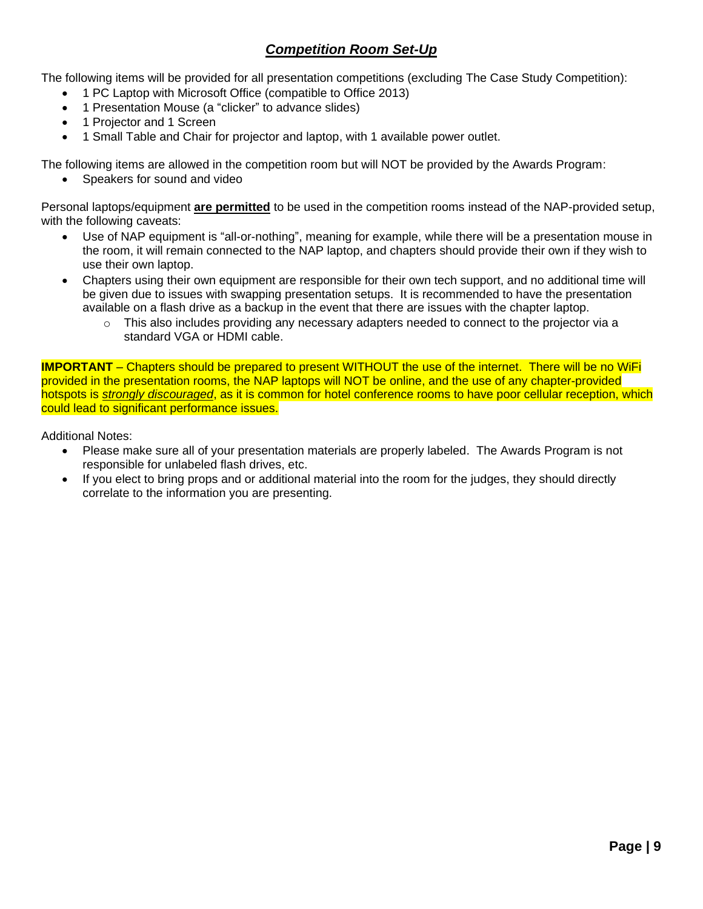## ***Competition Room Set-Up***

The following items will be provided for all presentation competitions (excluding The Case Study Competition):

- 1 PC Laptop with Microsoft Office (compatible to Office 2013)
- 1 Presentation Mouse (a "clicker" to advance slides)
- 1 Projector and 1 Screen
- 1 Small Table and Chair for projector and laptop, with 1 available power outlet.

The following items are allowed in the competition room but will NOT be provided by the Awards Program:

- Speakers for sound and video

Personal laptops/equipment **are permitted** to be used in the competition rooms instead of the NAP-provided setup, with the following caveats:

- Use of NAP equipment is "all-or-nothing", meaning for example, while there will be a presentation mouse in the room, it will remain connected to the NAP laptop, and chapters should provide their own if they wish to use their own laptop.
- Chapters using their own equipment are responsible for their own tech support, and no additional time will be given due to issues with swapping presentation setups. It is recommended to have the presentation available on a flash drive as a backup in the event that there are issues with the chapter laptop.
    - This also includes providing any necessary adapters needed to connect to the projector via a standard VGA or HDMI cable.

**IMPORTANT** – Chapters should be prepared to present WITHOUT the use of the internet. There will be no WiFi provided in the presentation rooms, the NAP laptops will NOT be online, and the use of any chapter-provided hotspots is ***strongly discouraged***, as it is common for hotel conference rooms to have poor cellular reception, which could lead to significant performance issues.

Additional Notes:

- Please make sure all of your presentation materials are properly labeled. The Awards Program is not responsible for unlabeled flash drives, etc.
- If you elect to bring props and or additional material into the room for the judges, they should directly correlate to the information you are presenting.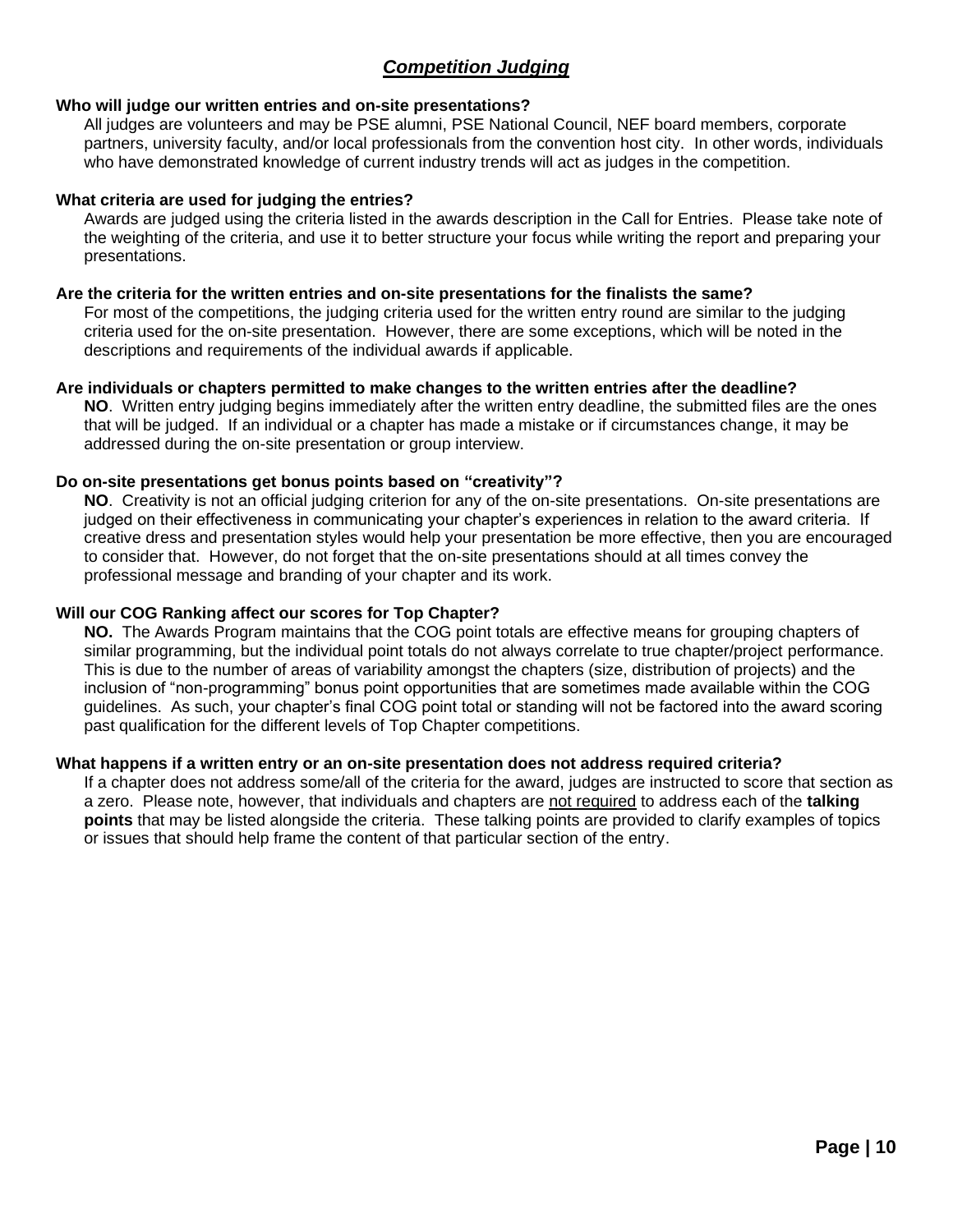## ***Competition Judging***

**Who will judge our written entries and on-site presentations?**

All judges are volunteers and may be PSE alumni, PSE National Council, NEF board members, corporate partners, university faculty, and/or local professionals from the convention host city. In other words, individuals who have demonstrated knowledge of current industry trends will act as judges in the competition.

**What criteria are used for judging the entries?**

Awards are judged using the criteria listed in the awards description in the Call for Entries. Please take note of the weighting of the criteria, and use it to better structure your focus while writing the report and preparing your presentations.

**Are the criteria for the written entries and on-site presentations for the finalists the same?**

For most of the competitions, the judging criteria used for the written entry round are similar to the judging criteria used for the on-site presentation. However, there are some exceptions, which will be noted in the descriptions and requirements of the individual awards if applicable.

**Are individuals or chapters permitted to make changes to the written entries after the deadline?**

**NO**. Written entry judging begins immediately after the written entry deadline, the submitted files are the ones that will be judged. If an individual or a chapter has made a mistake or if circumstances change, it may be addressed during the on-site presentation or group interview.

**Do on-site presentations get bonus points based on "creativity"?**

**NO**. Creativity is not an official judging criterion for any of the on-site presentations. On-site presentations are judged on their effectiveness in communicating your chapter's experiences in relation to the award criteria. If creative dress and presentation styles would help your presentation be more effective, then you are encouraged to consider that. However, do not forget that the on-site presentations should at all times convey the professional message and branding of your chapter and its work.

**Will our COG Ranking affect our scores for Top Chapter?**

**NO.** The Awards Program maintains that the COG point totals are effective means for grouping chapters of similar programming, but the individual point totals do not always correlate to true chapter/project performance. This is due to the number of areas of variability amongst the chapters (size, distribution of projects) and the inclusion of "non-programming" bonus point opportunities that are sometimes made available within the COG guidelines. As such, your chapter's final COG point total or standing will not be factored into the award scoring past qualification for the different levels of Top Chapter competitions.

**What happens if a written entry or an on-site presentation does not address required criteria?**

If a chapter does not address some/all of the criteria for the award, judges are instructed to score that section as a zero. Please note, however, that individuals and chapters are <u>not required</u> to address each of the **talking points** that may be listed alongside the criteria. These talking points are provided to clarify examples of topics or issues that should help frame the content of that particular section of the entry.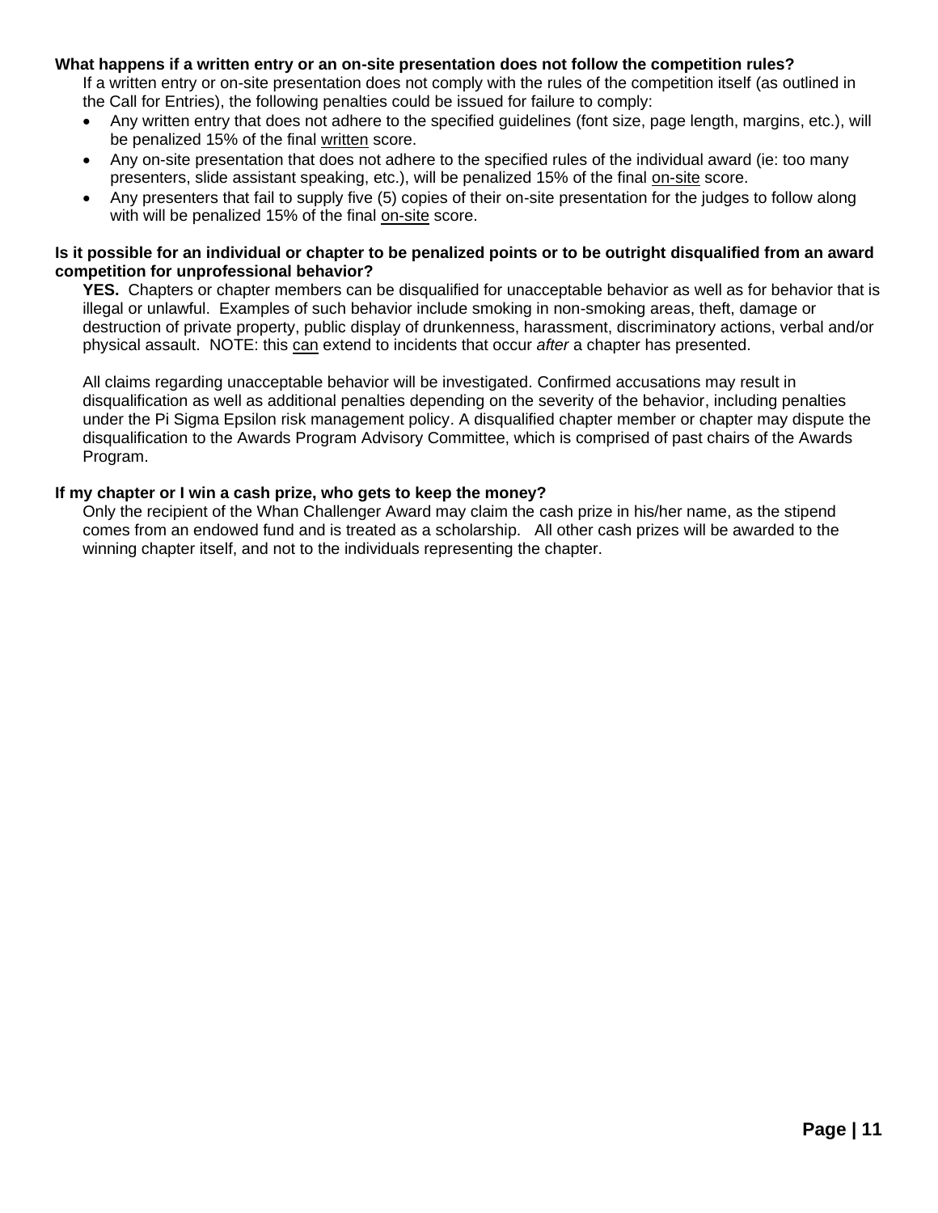**What happens if a written entry or an on-site presentation does not follow the competition rules?**

If a written entry or on-site presentation does not comply with the rules of the competition itself (as outlined in the Call for Entries), the following penalties could be issued for failure to comply:

- Any written entry that does not adhere to the specified guidelines (font size, page length, margins, etc.), will be penalized 15% of the final <u>written</u> score.
- Any on-site presentation that does not adhere to the specified rules of the individual award (ie: too many presenters, slide assistant speaking, etc.), will be penalized 15% of the final <u>on-site</u> score.
- Any presenters that fail to supply five (5) copies of their on-site presentation for the judges to follow along with will be penalized 15% of the final <u>on-site</u> score.

**Is it possible for an individual or chapter to be penalized points or to be outright disqualified from an award competition for unprofessional behavior?**

**YES.** Chapters or chapter members can be disqualified for unacceptable behavior as well as for behavior that is illegal or unlawful. Examples of such behavior include smoking in non-smoking areas, theft, damage or destruction of private property, public display of drunkenness, harassment, discriminatory actions, verbal and/or physical assault. NOTE: this <u>can</u> extend to incidents that occur *after* a chapter has presented.

All claims regarding unacceptable behavior will be investigated. Confirmed accusations may result in disqualification as well as additional penalties depending on the severity of the behavior, including penalties under the Pi Sigma Epsilon risk management policy. A disqualified chapter member or chapter may dispute the disqualification to the Awards Program Advisory Committee, which is comprised of past chairs of the Awards Program.

**If my chapter or I win a cash prize, who gets to keep the money?**

Only the recipient of the Whan Challenger Award may claim the cash prize in his/her name, as the stipend comes from an endowed fund and is treated as a scholarship. All other cash prizes will be awarded to the winning chapter itself, and not to the individuals representing the chapter.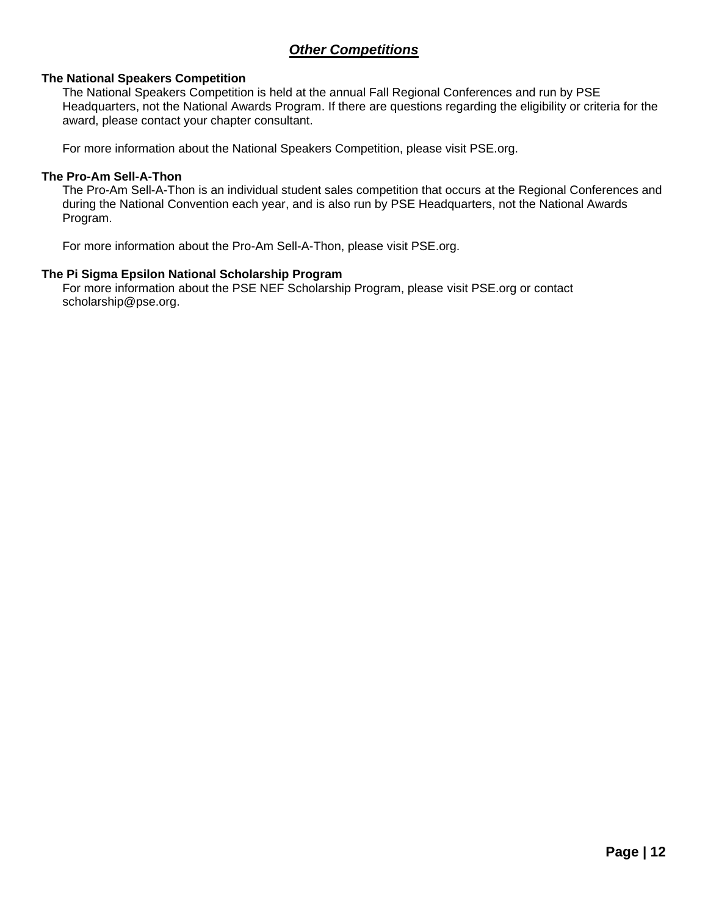## ***Other Competitions***

**The National Speakers Competition**

The National Speakers Competition is held at the annual Fall Regional Conferences and run by PSE Headquarters, not the National Awards Program. If there are questions regarding the eligibility or criteria for the award, please contact your chapter consultant.

For more information about the National Speakers Competition, please visit PSE.org.

**The Pro-Am Sell-A-Thon**

The Pro-Am Sell-A-Thon is an individual student sales competition that occurs at the Regional Conferences and during the National Convention each year, and is also run by PSE Headquarters, not the National Awards Program.

For more information about the Pro-Am Sell-A-Thon, please visit PSE.org.

**The Pi Sigma Epsilon National Scholarship Program**

For more information about the PSE NEF Scholarship Program, please visit PSE.org or contact scholarship@pse.org.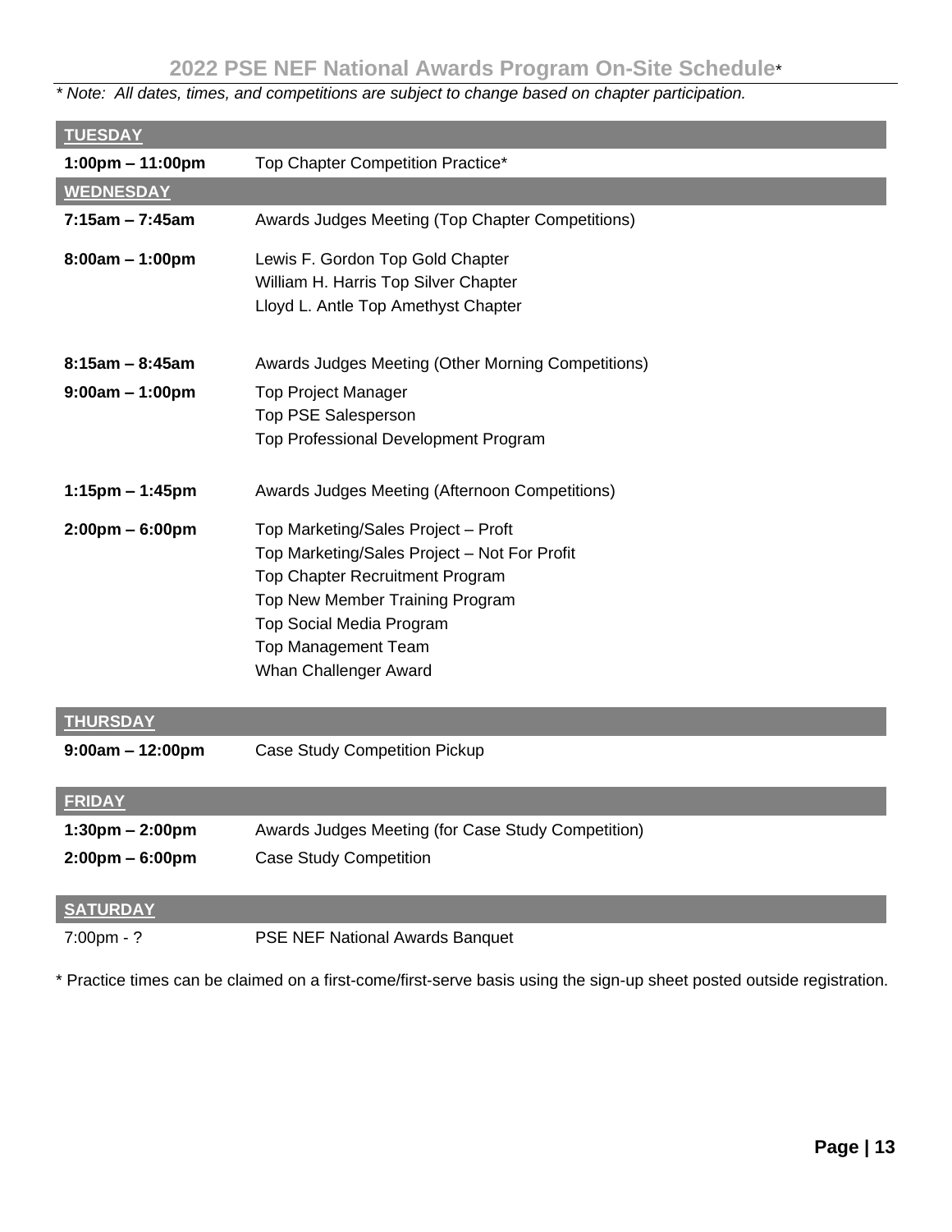## 2022 PSE NEF National Awards Program On-Site Schedule*

*\* Note: All dates, times, and competitions are subject to change based on chapter participation.*

### TUESDAY

| | |
|---|---|
| **1:00pm – 11:00pm** | Top Chapter Competition Practice* |

### WEDNESDAY

| | |
|---|---|
| **7:15am – 7:45am** | Awards Judges Meeting (Top Chapter Competitions) |
| **8:00am – 1:00pm** | Lewis F. Gordon Top Gold Chapter<br>William H. Harris Top Silver Chapter<br>Lloyd L. Antle Top Amethyst Chapter |
| **8:15am – 8:45am** | Awards Judges Meeting (Other Morning Competitions) |
| **9:00am – 1:00pm** | Top Project Manager<br>Top PSE Salesperson<br>Top Professional Development Program |
| **1:15pm – 1:45pm** | Awards Judges Meeting (Afternoon Competitions) |
| **2:00pm – 6:00pm** | Top Marketing/Sales Project – Proft<br>Top Marketing/Sales Project – Not For Profit<br>Top Chapter Recruitment Program<br>Top New Member Training Program<br>Top Social Media Program<br>Top Management Team<br>Whan Challenger Award |

### THURSDAY

| | |
|---|---|
| **9:00am – 12:00pm** | Case Study Competition Pickup |

### FRIDAY

| | |
|---|---|
| **1:30pm – 2:00pm** | Awards Judges Meeting (for Case Study Competition) |
| **2:00pm – 6:00pm** | Case Study Competition |

### SATURDAY

| | |
|---|---|
| 7:00pm - ? | PSE NEF National Awards Banquet |

\* Practice times can be claimed on a first-come/first-serve basis using the sign-up sheet posted outside registration.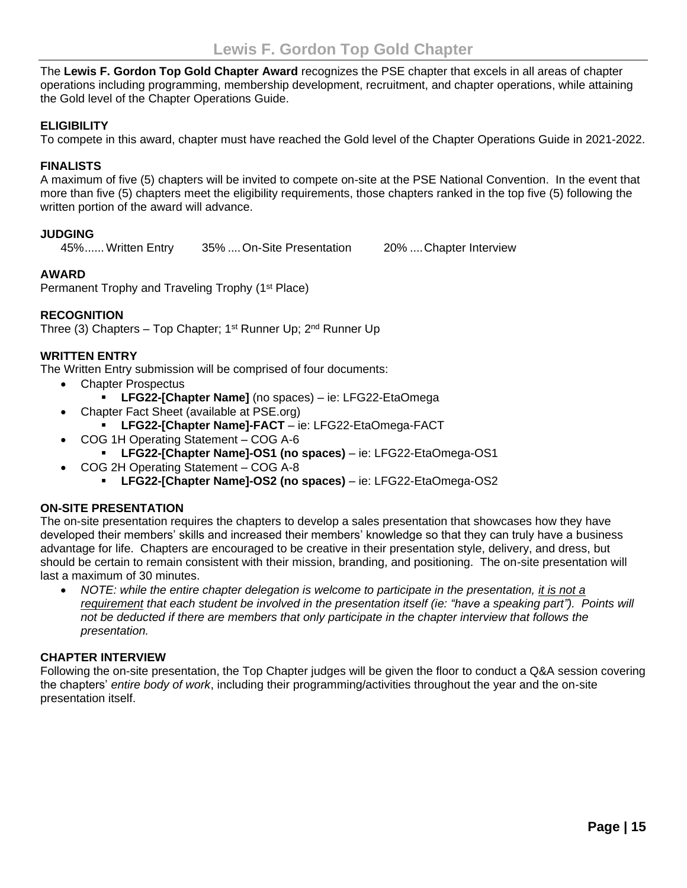# Lewis F. Gordon Top Gold Chapter

The **Lewis F. Gordon Top Gold Chapter Award** recognizes the PSE chapter that excels in all areas of chapter operations including programming, membership development, recruitment, and chapter operations, while attaining the Gold level of the Chapter Operations Guide.

### ELIGIBILITY

To compete in this award, chapter must have reached the Gold level of the Chapter Operations Guide in 2021-2022.

### FINALISTS

A maximum of five (5) chapters will be invited to compete on-site at the PSE National Convention. In the event that more than five (5) chapters meet the eligibility requirements, those chapters ranked in the top five (5) following the written portion of the award will advance.

### JUDGING

45%...... Written Entry    35% .... On-Site Presentation    20% .... Chapter Interview

### AWARD

Permanent Trophy and Traveling Trophy (1st Place)

### RECOGNITION

Three (3) Chapters – Top Chapter; 1st Runner Up; 2nd Runner Up

### WRITTEN ENTRY

The Written Entry submission will be comprised of four documents:

- Chapter Prospectus
  - **LFG22-[Chapter Name]** (no spaces) – ie: LFG22-EtaOmega
- Chapter Fact Sheet (available at PSE.org)
  - **LFG22-[Chapter Name]-FACT** – ie: LFG22-EtaOmega-FACT
- COG 1H Operating Statement – COG A-6
  - **LFG22-[Chapter Name]-OS1 (no spaces)** – ie: LFG22-EtaOmega-OS1
- COG 2H Operating Statement – COG A-8
  - **LFG22-[Chapter Name]-OS2 (no spaces)** – ie: LFG22-EtaOmega-OS2

### ON-SITE PRESENTATION

The on-site presentation requires the chapters to develop a sales presentation that showcases how they have developed their members' skills and increased their members' knowledge so that they can truly have a business advantage for life. Chapters are encouraged to be creative in their presentation style, delivery, and dress, but should be certain to remain consistent with their mission, branding, and positioning. The on-site presentation will last a maximum of 30 minutes.

- *NOTE: while the entire chapter delegation is welcome to participate in the presentation, it is not a requirement that each student be involved in the presentation itself (ie: "have a speaking part"). Points will not be deducted if there are members that only participate in the chapter interview that follows the presentation.*

### CHAPTER INTERVIEW

Following the on-site presentation, the Top Chapter judges will be given the floor to conduct a Q&A session covering the chapters' *entire body of work*, including their programming/activities throughout the year and the on-site presentation itself.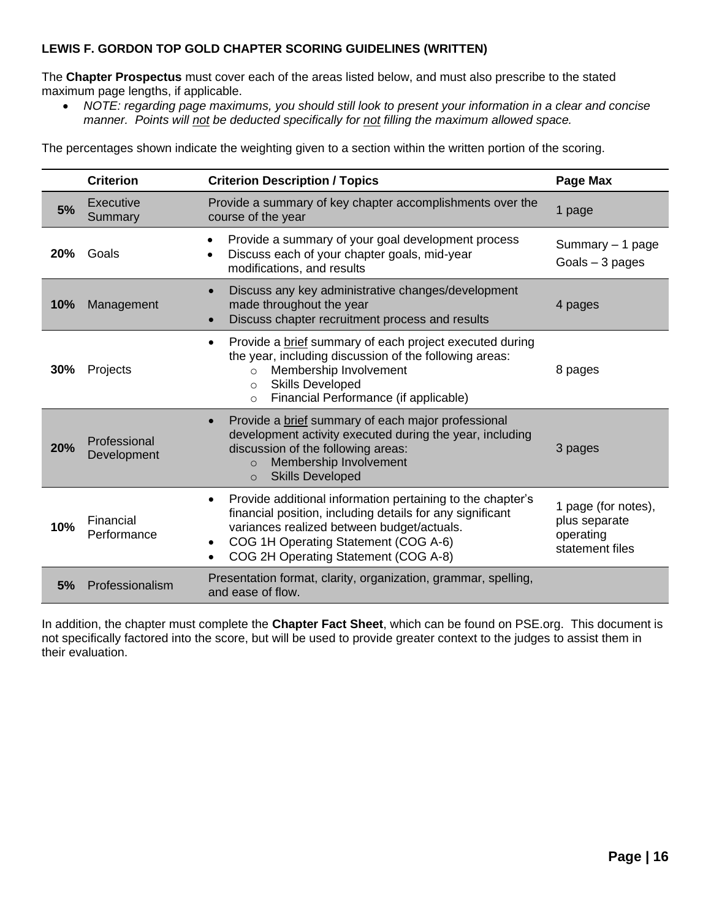**LEWIS F. GORDON TOP GOLD CHAPTER SCORING GUIDELINES (WRITTEN)**

The **Chapter Prospectus** must cover each of the areas listed below, and must also prescribe to the stated maximum page lengths, if applicable.

- *NOTE: regarding page maximums, you should still look to present your information in a clear and concise manner. Points will <u>not</u> be deducted specifically for <u>not</u> filling the maximum allowed space.*

The percentages shown indicate the weighting given to a section within the written portion of the scoring.

| | Criterion | Criterion Description / Topics | Page Max |
|---|---|---|---|
| **5%** | Executive Summary | Provide a summary of key chapter accomplishments over the course of the year | 1 page |
| **20%** | Goals | • Provide a summary of your goal development process<br>• Discuss each of your chapter goals, mid-year modifications, and results | Summary – 1 page<br>Goals – 3 pages |
| **10%** | Management | • Discuss any key administrative changes/development made throughout the year<br>• Discuss chapter recruitment process and results | 4 pages |
| **30%** | Projects | • Provide a <u>brief</u> summary of each project executed during the year, including discussion of the following areas:<br>  ○ Membership Involvement<br>  ○ Skills Developed<br>  ○ Financial Performance (if applicable) | 8 pages |
| **20%** | Professional Development | • Provide a <u>brief</u> summary of each major professional development activity executed during the year, including discussion of the following areas:<br>  ○ Membership Involvement<br>  ○ Skills Developed | 3 pages |
| **10%** | Financial Performance | • Provide additional information pertaining to the chapter's financial position, including details for any significant variances realized between budget/actuals.<br>• COG 1H Operating Statement (COG A-6)<br>• COG 2H Operating Statement (COG A-8) | 1 page (for notes), plus separate operating statement files |
| **5%** | Professionalism | Presentation format, clarity, organization, grammar, spelling, and ease of flow. | |

In addition, the chapter must complete the **Chapter Fact Sheet**, which can be found on PSE.org. This document is not specifically factored into the score, but will be used to provide greater context to the judges to assist them in their evaluation.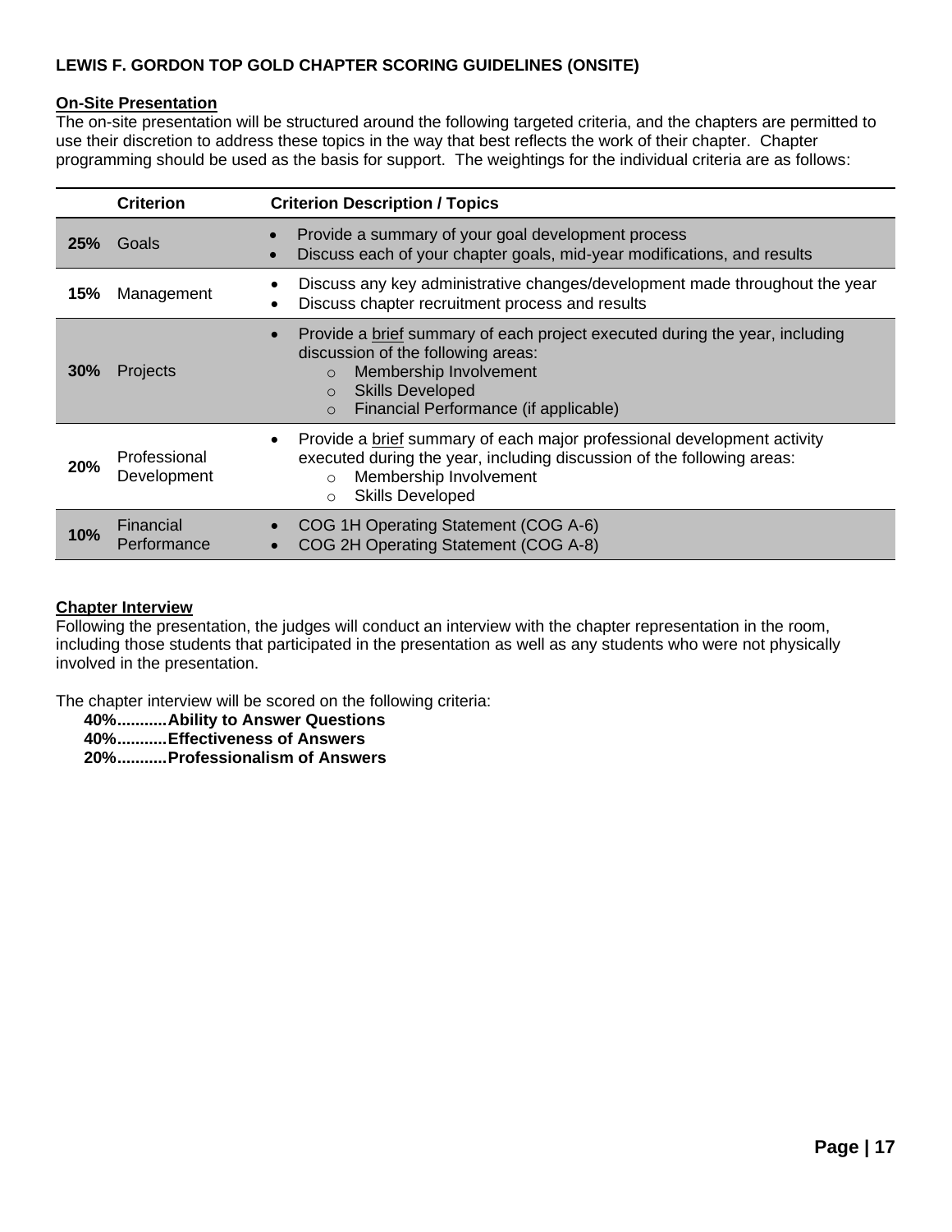**LEWIS F. GORDON TOP GOLD CHAPTER SCORING GUIDELINES (ONSITE)**

**On-Site Presentation**

The on-site presentation will be structured around the following targeted criteria, and the chapters are permitted to use their discretion to address these topics in the way that best reflects the work of their chapter. Chapter programming should be used as the basis for support. The weightings for the individual criteria are as follows:

| | Criterion | Criterion Description / Topics |
|---|---|---|
| **25%** | Goals | • Provide a summary of your goal development process<br>• Discuss each of your chapter goals, mid-year modifications, and results |
| **15%** | Management | • Discuss any key administrative changes/development made throughout the year<br>• Discuss chapter recruitment process and results |
| **30%** | Projects | • Provide a brief summary of each project executed during the year, including discussion of the following areas:<br>○ Membership Involvement<br>○ Skills Developed<br>○ Financial Performance (if applicable) |
| **20%** | Professional Development | • Provide a brief summary of each major professional development activity executed during the year, including discussion of the following areas:<br>○ Membership Involvement<br>○ Skills Developed |
| **10%** | Financial Performance | • COG 1H Operating Statement (COG A-6)<br>• COG 2H Operating Statement (COG A-8) |

**Chapter Interview**

Following the presentation, the judges will conduct an interview with the chapter representation in the room, including those students that participated in the presentation as well as any students who were not physically involved in the presentation.

The chapter interview will be scored on the following criteria:

**40%...........Ability to Answer Questions**
**40%...........Effectiveness of Answers**
**20%...........Professionalism of Answers**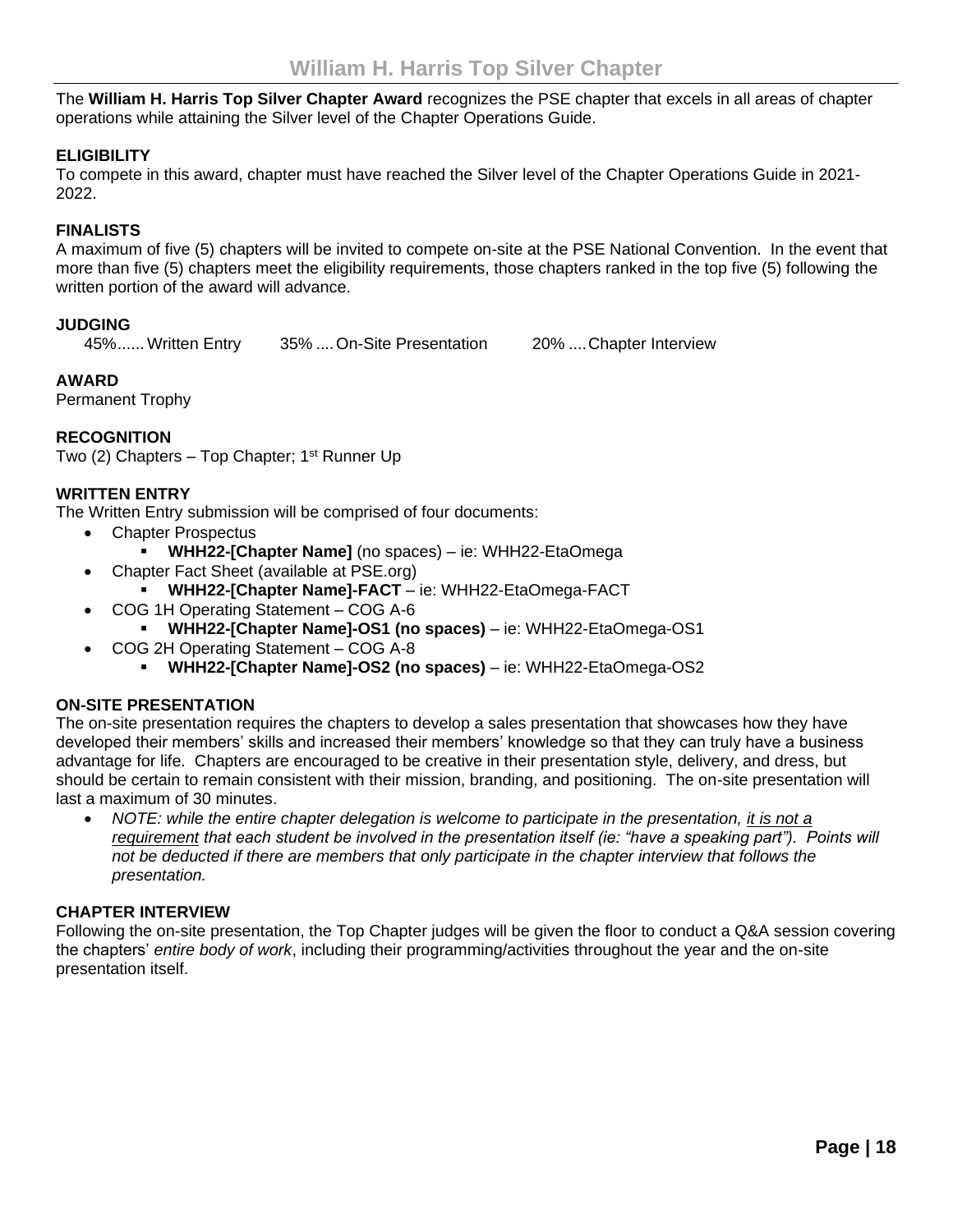# William H. Harris Top Silver Chapter

The **William H. Harris Top Silver Chapter Award** recognizes the PSE chapter that excels in all areas of chapter operations while attaining the Silver level of the Chapter Operations Guide.

**ELIGIBILITY**
To compete in this award, chapter must have reached the Silver level of the Chapter Operations Guide in 2021-2022.

**FINALISTS**
A maximum of five (5) chapters will be invited to compete on-site at the PSE National Convention. In the event that more than five (5) chapters meet the eligibility requirements, those chapters ranked in the top five (5) following the written portion of the award will advance.

**JUDGING**
45%...... Written Entry    35% .... On-Site Presentation    20% .... Chapter Interview

**AWARD**
Permanent Trophy

**RECOGNITION**
Two (2) Chapters – Top Chapter; 1st Runner Up

**WRITTEN ENTRY**
The Written Entry submission will be comprised of four documents:

- Chapter Prospectus
  - **WHH22-[Chapter Name]** (no spaces) – ie: WHH22-EtaOmega
- Chapter Fact Sheet (available at PSE.org)
  - **WHH22-[Chapter Name]-FACT** – ie: WHH22-EtaOmega-FACT
- COG 1H Operating Statement – COG A-6
  - **WHH22-[Chapter Name]-OS1 (no spaces)** – ie: WHH22-EtaOmega-OS1
- COG 2H Operating Statement – COG A-8
  - **WHH22-[Chapter Name]-OS2 (no spaces)** – ie: WHH22-EtaOmega-OS2

**ON-SITE PRESENTATION**
The on-site presentation requires the chapters to develop a sales presentation that showcases how they have developed their members' skills and increased their members' knowledge so that they can truly have a business advantage for life. Chapters are encouraged to be creative in their presentation style, delivery, and dress, but should be certain to remain consistent with their mission, branding, and positioning. The on-site presentation will last a maximum of 30 minutes.

- *NOTE: while the entire chapter delegation is welcome to participate in the presentation, it is not a requirement that each student be involved in the presentation itself (ie: "have a speaking part"). Points will not be deducted if there are members that only participate in the chapter interview that follows the presentation.*

**CHAPTER INTERVIEW**
Following the on-site presentation, the Top Chapter judges will be given the floor to conduct a Q&A session covering the chapters' *entire body of work*, including their programming/activities throughout the year and the on-site presentation itself.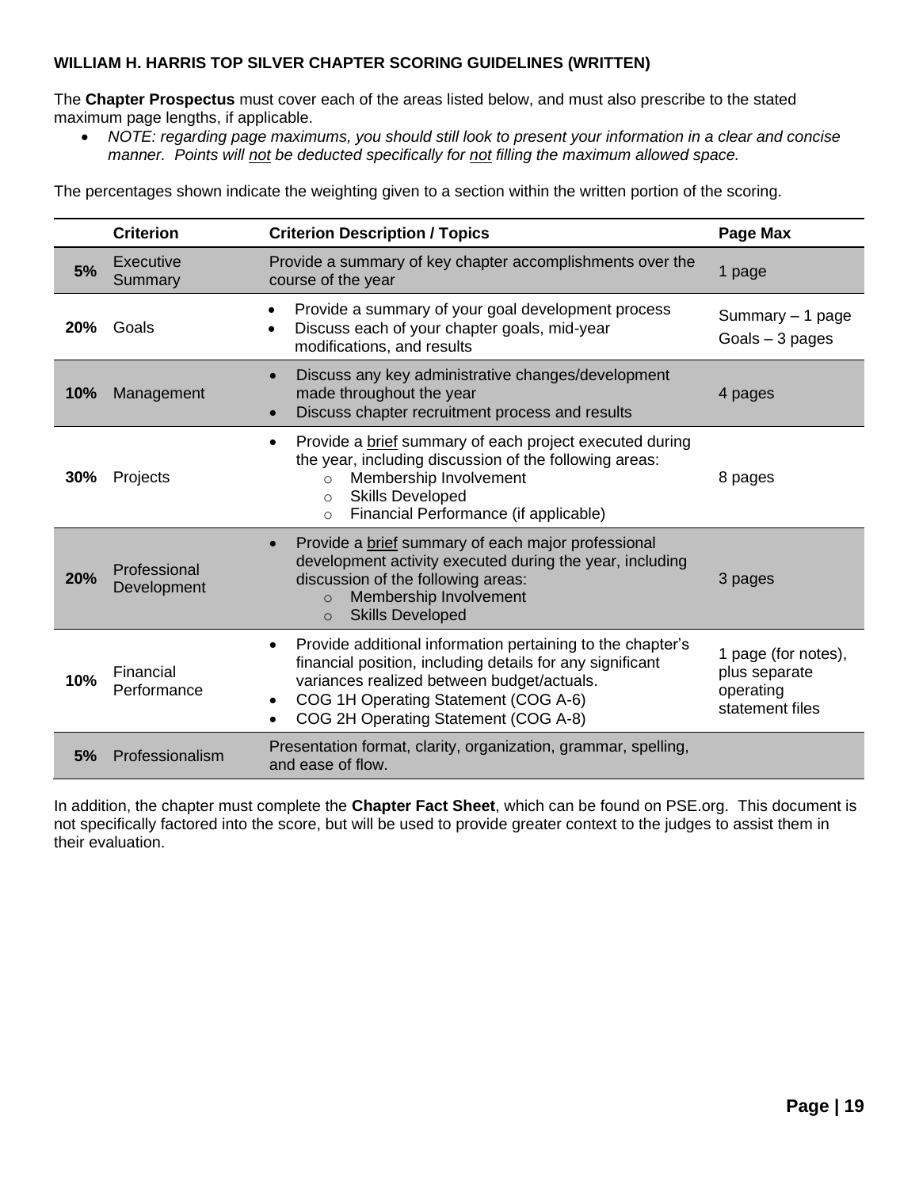**WILLIAM H. HARRIS TOP SILVER CHAPTER SCORING GUIDELINES (WRITTEN)**

The **Chapter Prospectus** must cover each of the areas listed below, and must also prescribe to the stated maximum page lengths, if applicable.

- *NOTE: regarding page maximums, you should still look to present your information in a clear and concise manner. Points will <u>not</u> be deducted specifically for <u>not</u> filling the maximum allowed space.*

The percentages shown indicate the weighting given to a section within the written portion of the scoring.

| | Criterion | Criterion Description / Topics | Page Max |
|---|---|---|---|
| **5%** | Executive Summary | Provide a summary of key chapter accomplishments over the course of the year | 1 page |
| **20%** | Goals | • Provide a summary of your goal development process<br>• Discuss each of your chapter goals, mid-year modifications, and results | Summary – 1 page<br>Goals – 3 pages |
| **10%** | Management | • Discuss any key administrative changes/development made throughout the year<br>• Discuss chapter recruitment process and results | 4 pages |
| **30%** | Projects | • Provide a <u>brief</u> summary of each project executed during the year, including discussion of the following areas:<br>  ○ Membership Involvement<br>  ○ Skills Developed<br>  ○ Financial Performance (if applicable) | 8 pages |
| **20%** | Professional Development | • Provide a <u>brief</u> summary of each major professional development activity executed during the year, including discussion of the following areas:<br>  ○ Membership Involvement<br>  ○ Skills Developed | 3 pages |
| **10%** | Financial Performance | • Provide additional information pertaining to the chapter's financial position, including details for any significant variances realized between budget/actuals.<br>• COG 1H Operating Statement (COG A-6)<br>• COG 2H Operating Statement (COG A-8) | 1 page (for notes), plus separate operating statement files |
| **5%** | Professionalism | Presentation format, clarity, organization, grammar, spelling, and ease of flow. | |

In addition, the chapter must complete the **Chapter Fact Sheet**, which can be found on PSE.org. This document is not specifically factored into the score, but will be used to provide greater context to the judges to assist them in their evaluation.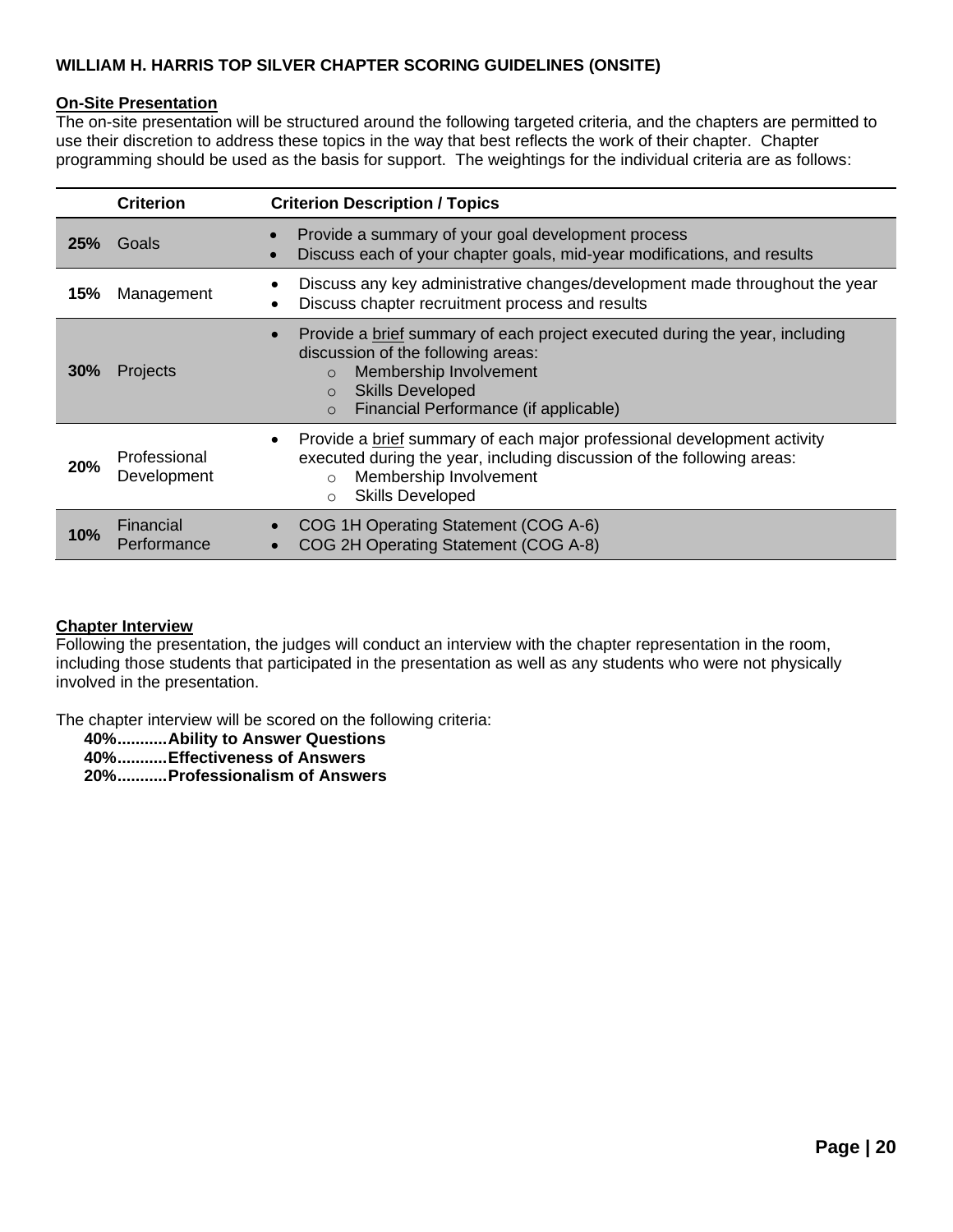**WILLIAM H. HARRIS TOP SILVER CHAPTER SCORING GUIDELINES (ONSITE)**

**On-Site Presentation**

The on-site presentation will be structured around the following targeted criteria, and the chapters are permitted to use their discretion to address these topics in the way that best reflects the work of their chapter. Chapter programming should be used as the basis for support. The weightings for the individual criteria are as follows:

| | Criterion | Criterion Description / Topics |
|---|---|---|
| **25%** | Goals | • Provide a summary of your goal development process<br>• Discuss each of your chapter goals, mid-year modifications, and results |
| **15%** | Management | • Discuss any key administrative changes/development made throughout the year<br>• Discuss chapter recruitment process and results |
| **30%** | Projects | • Provide a brief summary of each project executed during the year, including discussion of the following areas:<br>○ Membership Involvement<br>○ Skills Developed<br>○ Financial Performance (if applicable) |
| **20%** | Professional Development | • Provide a brief summary of each major professional development activity executed during the year, including discussion of the following areas:<br>○ Membership Involvement<br>○ Skills Developed |
| **10%** | Financial Performance | • COG 1H Operating Statement (COG A-6)<br>• COG 2H Operating Statement (COG A-8) |

**Chapter Interview**

Following the presentation, the judges will conduct an interview with the chapter representation in the room, including those students that participated in the presentation as well as any students who were not physically involved in the presentation.

The chapter interview will be scored on the following criteria:

**40%...........Ability to Answer Questions**
**40%...........Effectiveness of Answers**
**20%...........Professionalism of Answers**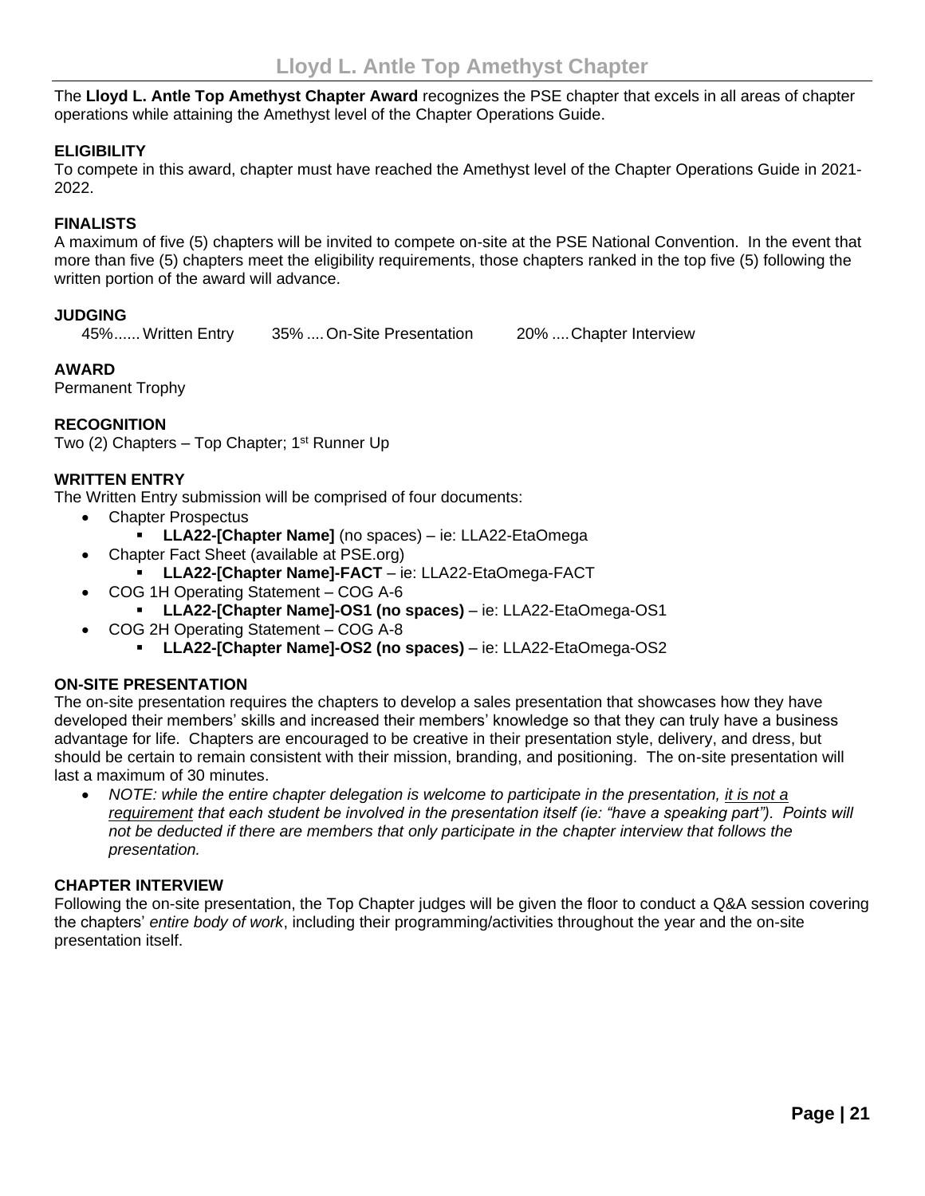# Lloyd L. Antle Top Amethyst Chapter

The **Lloyd L. Antle Top Amethyst Chapter Award** recognizes the PSE chapter that excels in all areas of chapter operations while attaining the Amethyst level of the Chapter Operations Guide.

**ELIGIBILITY**
To compete in this award, chapter must have reached the Amethyst level of the Chapter Operations Guide in 2021-2022.

**FINALISTS**
A maximum of five (5) chapters will be invited to compete on-site at the PSE National Convention. In the event that more than five (5) chapters meet the eligibility requirements, those chapters ranked in the top five (5) following the written portion of the award will advance.

**JUDGING**
45%...... Written Entry    35% .... On-Site Presentation    20% .... Chapter Interview

**AWARD**
Permanent Trophy

**RECOGNITION**
Two (2) Chapters – Top Chapter; 1st Runner Up

**WRITTEN ENTRY**
The Written Entry submission will be comprised of four documents:

- Chapter Prospectus
  - **LLA22-[Chapter Name]** (no spaces) – ie: LLA22-EtaOmega
- Chapter Fact Sheet (available at PSE.org)
  - **LLA22-[Chapter Name]-FACT** – ie: LLA22-EtaOmega-FACT
- COG 1H Operating Statement – COG A-6
  - **LLA22-[Chapter Name]-OS1 (no spaces)** – ie: LLA22-EtaOmega-OS1
- COG 2H Operating Statement – COG A-8
  - **LLA22-[Chapter Name]-OS2 (no spaces)** – ie: LLA22-EtaOmega-OS2

**ON-SITE PRESENTATION**
The on-site presentation requires the chapters to develop a sales presentation that showcases how they have developed their members' skills and increased their members' knowledge so that they can truly have a business advantage for life. Chapters are encouraged to be creative in their presentation style, delivery, and dress, but should be certain to remain consistent with their mission, branding, and positioning. The on-site presentation will last a maximum of 30 minutes.

- *NOTE: while the entire chapter delegation is welcome to participate in the presentation, it is not a requirement that each student be involved in the presentation itself (ie: "have a speaking part"). Points will not be deducted if there are members that only participate in the chapter interview that follows the presentation.*

**CHAPTER INTERVIEW**
Following the on-site presentation, the Top Chapter judges will be given the floor to conduct a Q&A session covering the chapters' *entire body of work*, including their programming/activities throughout the year and the on-site presentation itself.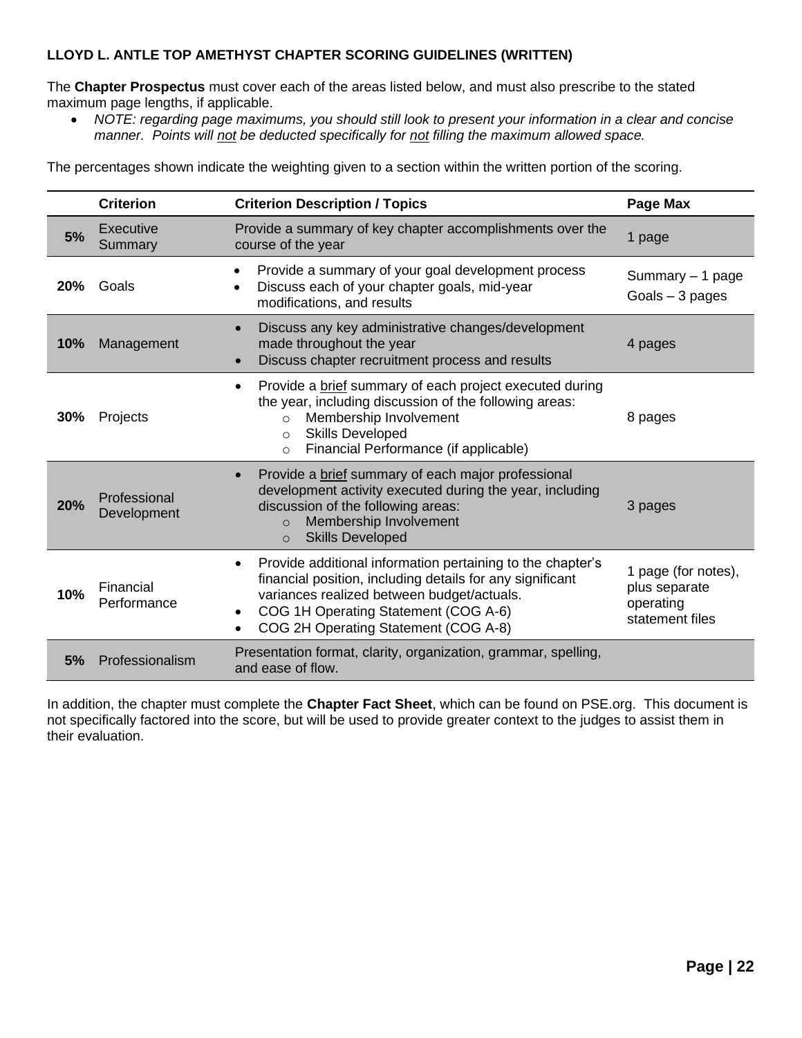**LLOYD L. ANTLE TOP AMETHYST CHAPTER SCORING GUIDELINES (WRITTEN)**

The **Chapter Prospectus** must cover each of the areas listed below, and must also prescribe to the stated maximum page lengths, if applicable.

- *NOTE: regarding page maximums, you should still look to present your information in a clear and concise manner. Points will not be deducted specifically for not filling the maximum allowed space.*

The percentages shown indicate the weighting given to a section within the written portion of the scoring.

| | Criterion | Criterion Description / Topics | Page Max |
|---|---|---|---|
| **5%** | Executive Summary | Provide a summary of key chapter accomplishments over the course of the year | 1 page |
| **20%** | Goals | • Provide a summary of your goal development process<br>• Discuss each of your chapter goals, mid-year modifications, and results | Summary – 1 page<br>Goals – 3 pages |
| **10%** | Management | • Discuss any key administrative changes/development made throughout the year<br>• Discuss chapter recruitment process and results | 4 pages |
| **30%** | Projects | • Provide a brief summary of each project executed during the year, including discussion of the following areas:<br>  ○ Membership Involvement<br>  ○ Skills Developed<br>  ○ Financial Performance (if applicable) | 8 pages |
| **20%** | Professional Development | • Provide a brief summary of each major professional development activity executed during the year, including discussion of the following areas:<br>  ○ Membership Involvement<br>  ○ Skills Developed | 3 pages |
| **10%** | Financial Performance | • Provide additional information pertaining to the chapter's financial position, including details for any significant variances realized between budget/actuals.<br>• COG 1H Operating Statement (COG A-6)<br>• COG 2H Operating Statement (COG A-8) | 1 page (for notes), plus separate operating statement files |
| **5%** | Professionalism | Presentation format, clarity, organization, grammar, spelling, and ease of flow. | |

In addition, the chapter must complete the **Chapter Fact Sheet**, which can be found on PSE.org. This document is not specifically factored into the score, but will be used to provide greater context to the judges to assist them in their evaluation.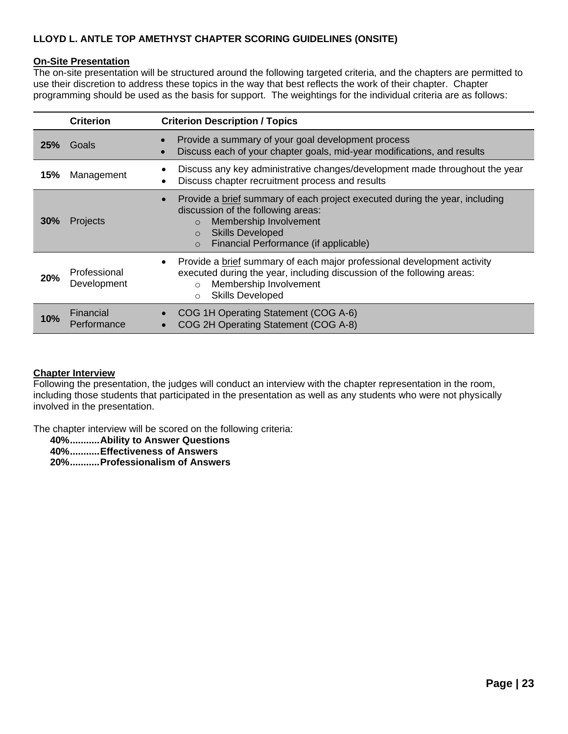### LLOYD L. ANTLE TOP AMETHYST CHAPTER SCORING GUIDELINES (ONSITE)

**On-Site Presentation**

The on-site presentation will be structured around the following targeted criteria, and the chapters are permitted to use their discretion to address these topics in the way that best reflects the work of their chapter. Chapter programming should be used as the basis for support. The weightings for the individual criteria are as follows:

| | Criterion | Criterion Description / Topics |
|---|---|---|
| **25%** | Goals | • Provide a summary of your goal development process<br>• Discuss each of your chapter goals, mid-year modifications, and results |
| **15%** | Management | • Discuss any key administrative changes/development made throughout the year<br>• Discuss chapter recruitment process and results |
| **30%** | Projects | • Provide a <u>brief</u> summary of each project executed during the year, including discussion of the following areas:<br>  ○ Membership Involvement<br>  ○ Skills Developed<br>  ○ Financial Performance (if applicable) |
| **20%** | Professional Development | • Provide a <u>brief</u> summary of each major professional development activity executed during the year, including discussion of the following areas:<br>  ○ Membership Involvement<br>  ○ Skills Developed |
| **10%** | Financial Performance | • COG 1H Operating Statement (COG A-6)<br>• COG 2H Operating Statement (COG A-8) |

**Chapter Interview**

Following the presentation, the judges will conduct an interview with the chapter representation in the room, including those students that participated in the presentation as well as any students who were not physically involved in the presentation.

The chapter interview will be scored on the following criteria:

**40%...........Ability to Answer Questions**
**40%...........Effectiveness of Answers**
**20%...........Professionalism of Answers**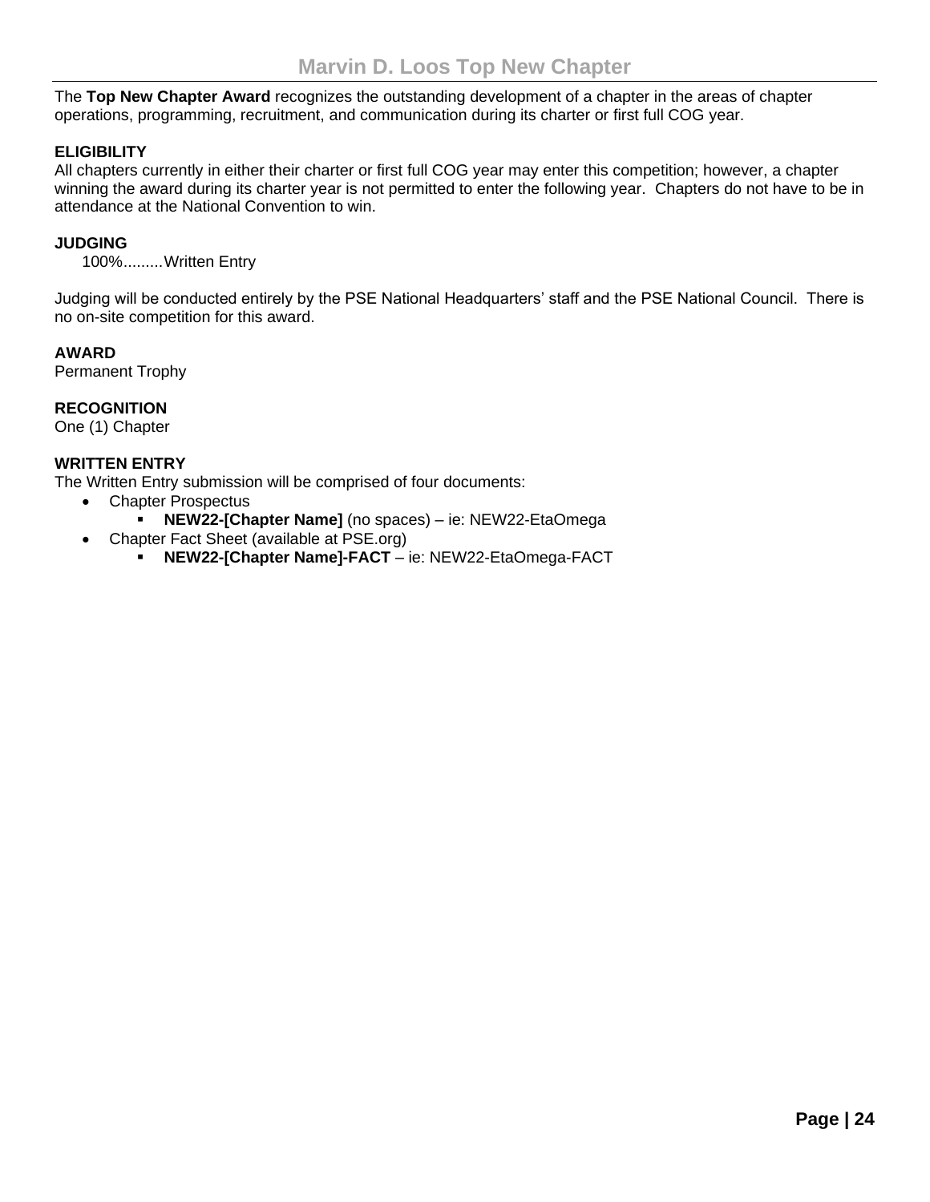# Marvin D. Loos Top New Chapter

The **Top New Chapter Award** recognizes the outstanding development of a chapter in the areas of chapter operations, programming, recruitment, and communication during its charter or first full COG year.

**ELIGIBILITY**
All chapters currently in either their charter or first full COG year may enter this competition; however, a chapter winning the award during its charter year is not permitted to enter the following year. Chapters do not have to be in attendance at the National Convention to win.

**JUDGING**
100%.........Written Entry

Judging will be conducted entirely by the PSE National Headquarters' staff and the PSE National Council. There is no on-site competition for this award.

**AWARD**
Permanent Trophy

**RECOGNITION**
One (1) Chapter

**WRITTEN ENTRY**
The Written Entry submission will be comprised of four documents:

- Chapter Prospectus
  - **NEW22-[Chapter Name]** (no spaces) – ie: NEW22-EtaOmega
- Chapter Fact Sheet (available at PSE.org)
  - **NEW22-[Chapter Name]-FACT** – ie: NEW22-EtaOmega-FACT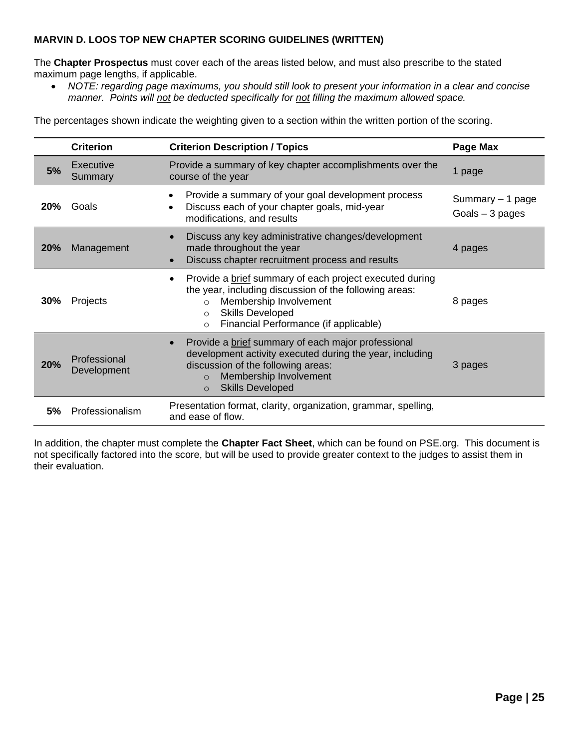**MARVIN D. LOOS TOP NEW CHAPTER SCORING GUIDELINES (WRITTEN)**

The **Chapter Prospectus** must cover each of the areas listed below, and must also prescribe to the stated maximum page lengths, if applicable.

- *NOTE: regarding page maximums, you should still look to present your information in a clear and concise manner. Points will <u>not</u> be deducted specifically for <u>not</u> filling the maximum allowed space.*

The percentages shown indicate the weighting given to a section within the written portion of the scoring.

| | Criterion | Criterion Description / Topics | Page Max |
|---|---|---|---|
| **5%** | Executive Summary | Provide a summary of key chapter accomplishments over the course of the year | 1 page |
| **20%** | Goals | • Provide a summary of your goal development process<br>• Discuss each of your chapter goals, mid-year modifications, and results | Summary – 1 page<br>Goals – 3 pages |
| **20%** | Management | • Discuss any key administrative changes/development made throughout the year<br>• Discuss chapter recruitment process and results | 4 pages |
| **30%** | Projects | • Provide a <u>brief</u> summary of each project executed during the year, including discussion of the following areas:<br>○ Membership Involvement<br>○ Skills Developed<br>○ Financial Performance (if applicable) | 8 pages |
| **20%** | Professional Development | • Provide a <u>brief</u> summary of each major professional development activity executed during the year, including discussion of the following areas:<br>○ Membership Involvement<br>○ Skills Developed | 3 pages |
| **5%** | Professionalism | Presentation format, clarity, organization, grammar, spelling, and ease of flow. | |

In addition, the chapter must complete the **Chapter Fact Sheet**, which can be found on PSE.org. This document is not specifically factored into the score, but will be used to provide greater context to the judges to assist them in their evaluation.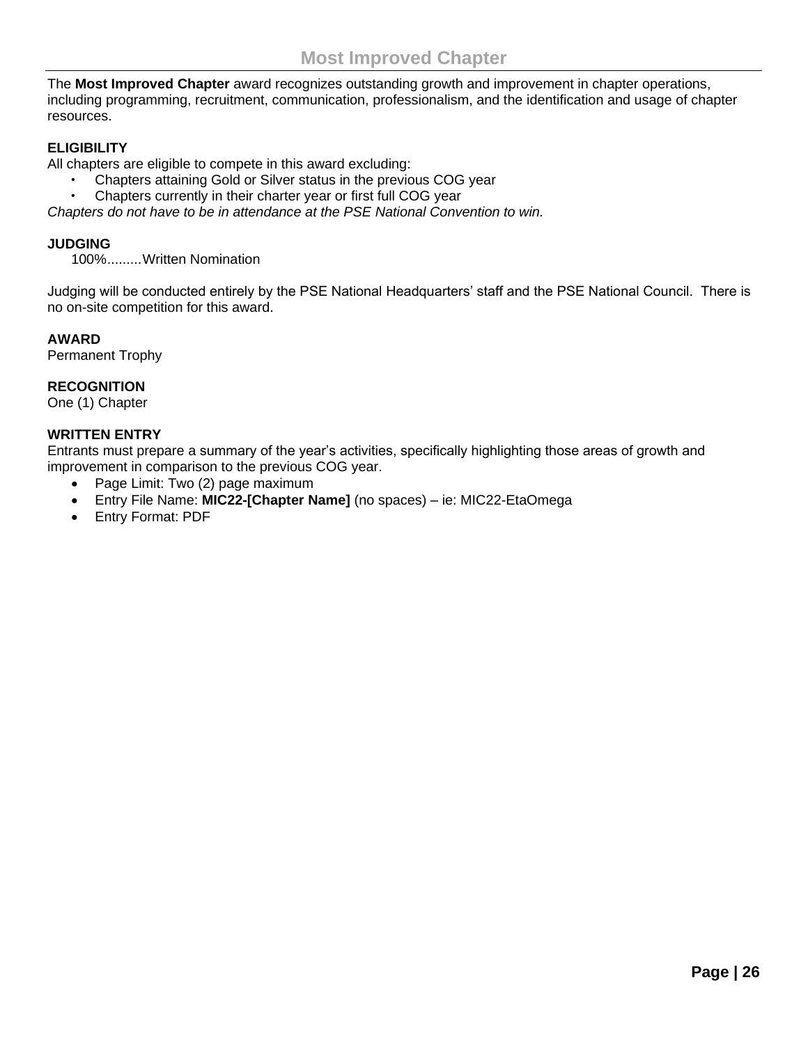# Most Improved Chapter

The **Most Improved Chapter** award recognizes outstanding growth and improvement in chapter operations, including programming, recruitment, communication, professionalism, and the identification and usage of chapter resources.

**ELIGIBILITY**

All chapters are eligible to compete in this award excluding:

- Chapters attaining Gold or Silver status in the previous COG year
- Chapters currently in their charter year or first full COG year

*Chapters do not have to be in attendance at the PSE National Convention to win.*

**JUDGING**

100%.........Written Nomination

Judging will be conducted entirely by the PSE National Headquarters' staff and the PSE National Council. There is no on-site competition for this award.

**AWARD**

Permanent Trophy

**RECOGNITION**

One (1) Chapter

**WRITTEN ENTRY**

Entrants must prepare a summary of the year's activities, specifically highlighting those areas of growth and improvement in comparison to the previous COG year.

- Page Limit: Two (2) page maximum
- Entry File Name: **MIC22-[Chapter Name]** (no spaces) – ie: MIC22-EtaOmega
- Entry Format: PDF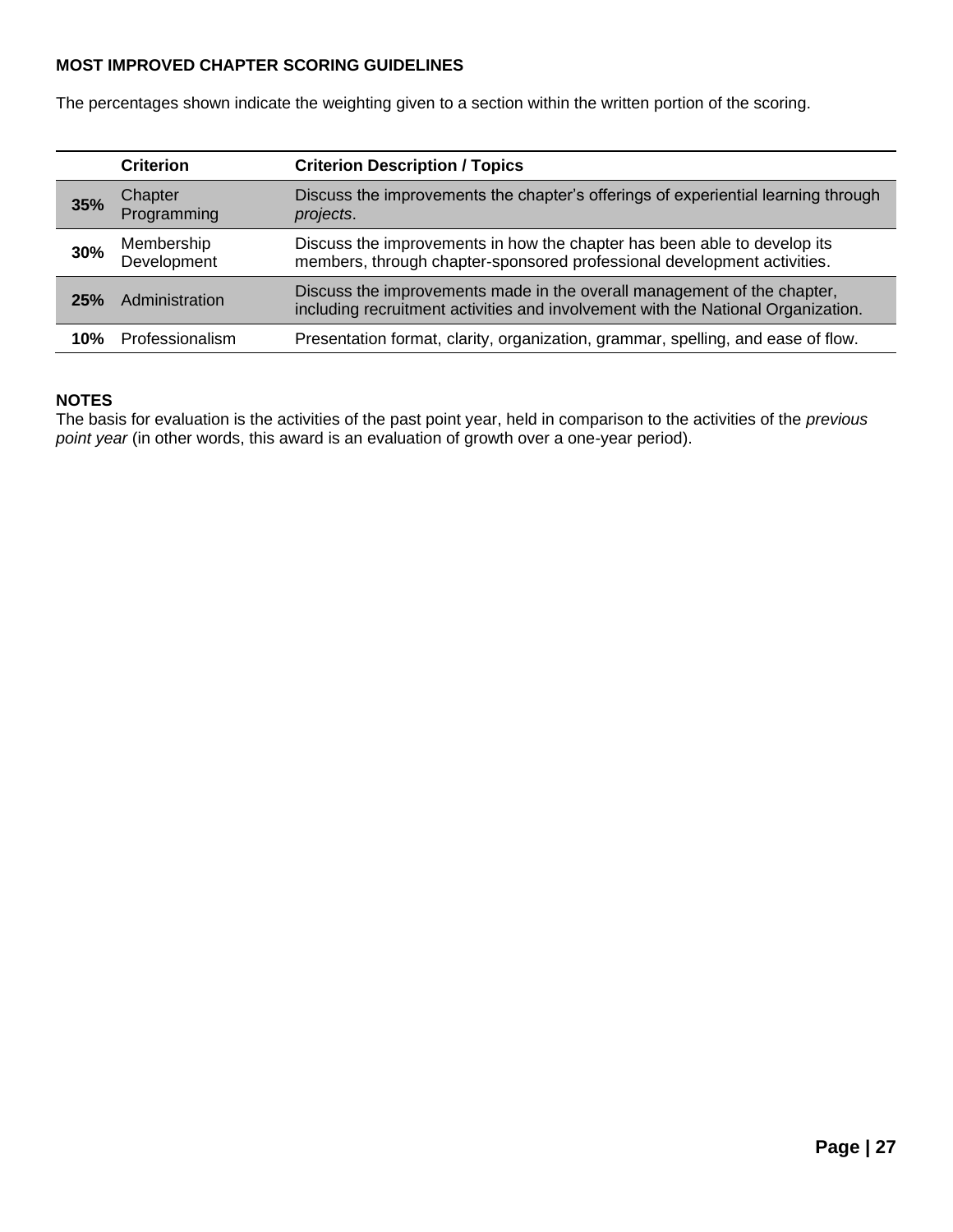**MOST IMPROVED CHAPTER SCORING GUIDELINES**

The percentages shown indicate the weighting given to a section within the written portion of the scoring.

| | **Criterion** | **Criterion Description / Topics** |
|---|---|---|
| **35%** | Chapter Programming | Discuss the improvements the chapter's offerings of experiential learning through *projects*. |
| **30%** | Membership Development | Discuss the improvements in how the chapter has been able to develop its members, through chapter-sponsored professional development activities. |
| **25%** | Administration | Discuss the improvements made in the overall management of the chapter, including recruitment activities and involvement with the National Organization. |
| **10%** | Professionalism | Presentation format, clarity, organization, grammar, spelling, and ease of flow. |

**NOTES**

The basis for evaluation is the activities of the past point year, held in comparison to the activities of the *previous point year* (in other words, this award is an evaluation of growth over a one-year period).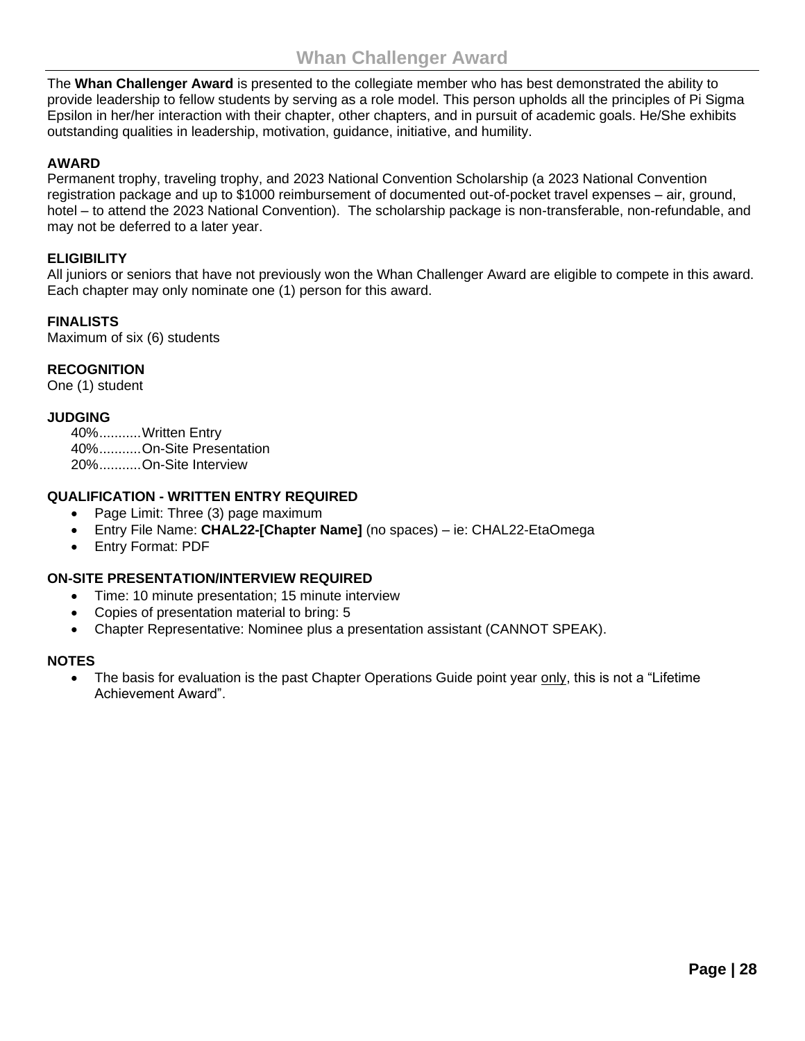# Whan Challenger Award

The **Whan Challenger Award** is presented to the collegiate member who has best demonstrated the ability to provide leadership to fellow students by serving as a role model. This person upholds all the principles of Pi Sigma Epsilon in her/her interaction with their chapter, other chapters, and in pursuit of academic goals. He/She exhibits outstanding qualities in leadership, motivation, guidance, initiative, and humility.

**AWARD**

Permanent trophy, traveling trophy, and 2023 National Convention Scholarship (a 2023 National Convention registration package and up to $1000 reimbursement of documented out-of-pocket travel expenses – air, ground, hotel – to attend the 2023 National Convention). The scholarship package is non-transferable, non-refundable, and may not be deferred to a later year.

**ELIGIBILITY**

All juniors or seniors that have not previously won the Whan Challenger Award are eligible to compete in this award. Each chapter may only nominate one (1) person for this award.

**FINALISTS**

Maximum of six (6) students

**RECOGNITION**

One (1) student

**JUDGING**

40%...........Written Entry
40%...........On-Site Presentation
20%...........On-Site Interview

**QUALIFICATION - WRITTEN ENTRY REQUIRED**

- Page Limit: Three (3) page maximum
- Entry File Name: **CHAL22-[Chapter Name]** (no spaces) – ie: CHAL22-EtaOmega
- Entry Format: PDF

**ON-SITE PRESENTATION/INTERVIEW REQUIRED**

- Time: 10 minute presentation; 15 minute interview
- Copies of presentation material to bring: 5
- Chapter Representative: Nominee plus a presentation assistant (CANNOT SPEAK).

**NOTES**

- The basis for evaluation is the past Chapter Operations Guide point year only, this is not a "Lifetime Achievement Award".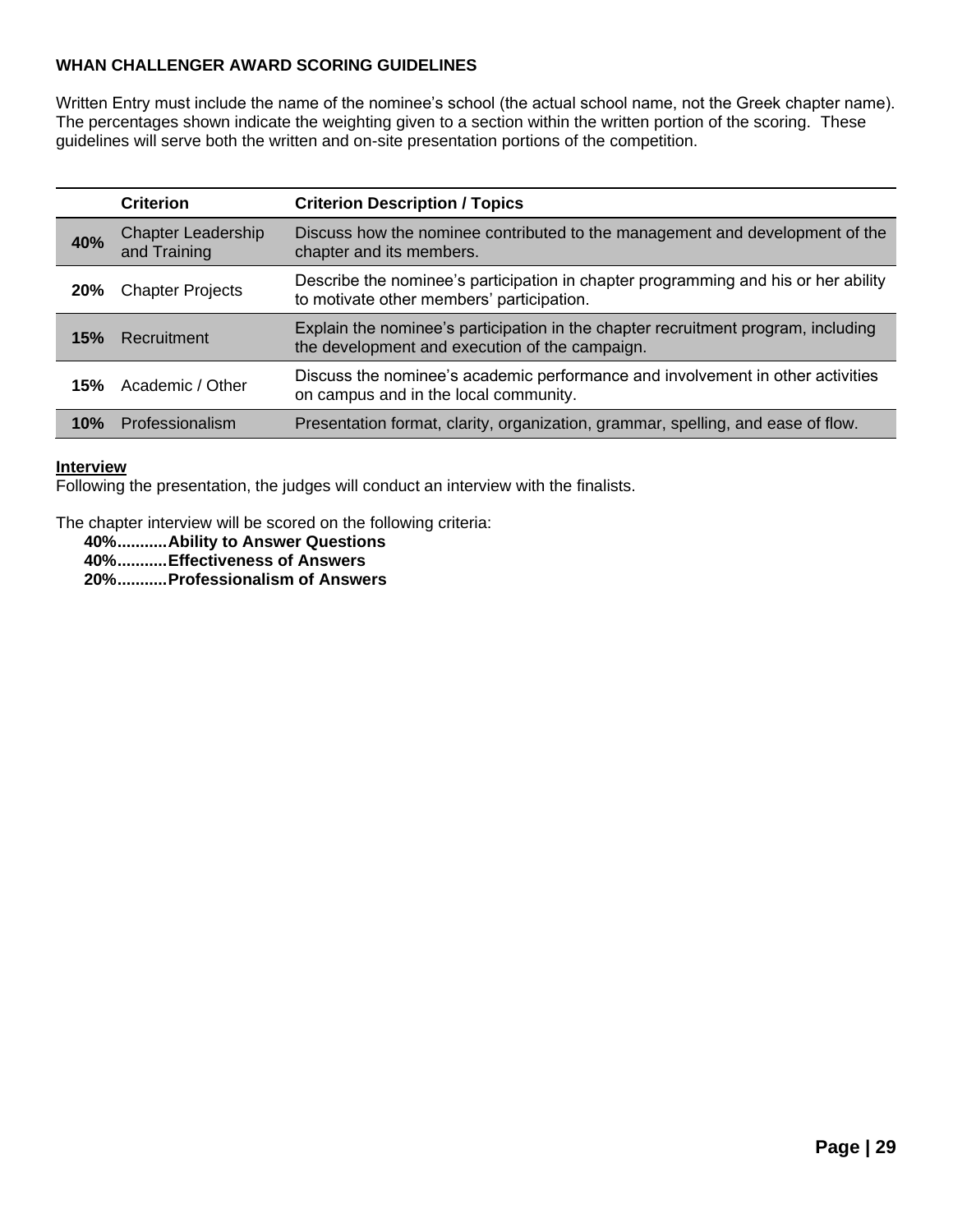**WHAN CHALLENGER AWARD SCORING GUIDELINES**

Written Entry must include the name of the nominee's school (the actual school name, not the Greek chapter name). The percentages shown indicate the weighting given to a section within the written portion of the scoring. These guidelines will serve both the written and on-site presentation portions of the competition.

| | Criterion | Criterion Description / Topics |
|---|---|---|
| **40%** | Chapter Leadership and Training | Discuss how the nominee contributed to the management and development of the chapter and its members. |
| **20%** | Chapter Projects | Describe the nominee's participation in chapter programming and his or her ability to motivate other members' participation. |
| **15%** | Recruitment | Explain the nominee's participation in the chapter recruitment program, including the development and execution of the campaign. |
| **15%** | Academic / Other | Discuss the nominee's academic performance and involvement in other activities on campus and in the local community. |
| **10%** | Professionalism | Presentation format, clarity, organization, grammar, spelling, and ease of flow. |

**Interview**

Following the presentation, the judges will conduct an interview with the finalists.

The chapter interview will be scored on the following criteria:

**40%...........Ability to Answer Questions**
**40%...........Effectiveness of Answers**
**20%...........Professionalism of Answers**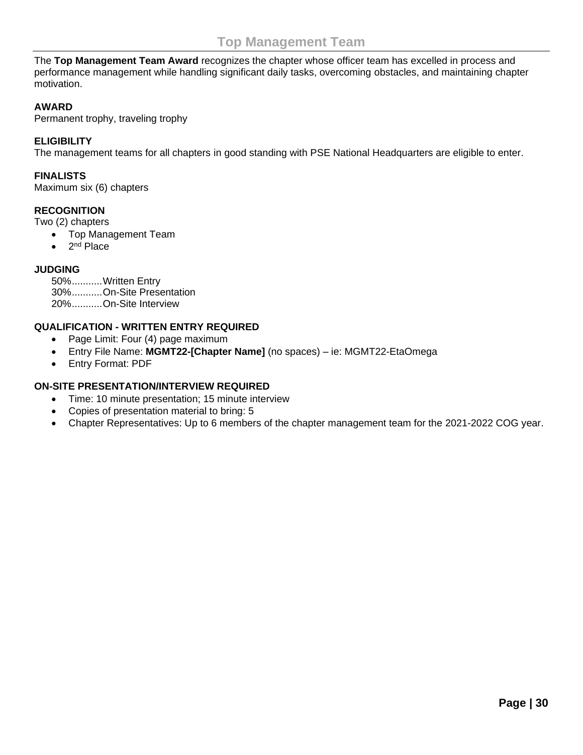# Top Management Team

The **Top Management Team Award** recognizes the chapter whose officer team has excelled in process and performance management while handling significant daily tasks, overcoming obstacles, and maintaining chapter motivation.

**AWARD**

Permanent trophy, traveling trophy

**ELIGIBILITY**

The management teams for all chapters in good standing with PSE National Headquarters are eligible to enter.

**FINALISTS**

Maximum six (6) chapters

**RECOGNITION**

Two (2) chapters

- Top Management Team
- 2nd Place

**JUDGING**

50%...........Written Entry
30%...........On-Site Presentation
20%...........On-Site Interview

**QUALIFICATION - WRITTEN ENTRY REQUIRED**

- Page Limit: Four (4) page maximum
- Entry File Name: **MGMT22-[Chapter Name]** (no spaces) – ie: MGMT22-EtaOmega
- Entry Format: PDF

**ON-SITE PRESENTATION/INTERVIEW REQUIRED**

- Time: 10 minute presentation; 15 minute interview
- Copies of presentation material to bring: 5
- Chapter Representatives: Up to 6 members of the chapter management team for the 2021-2022 COG year.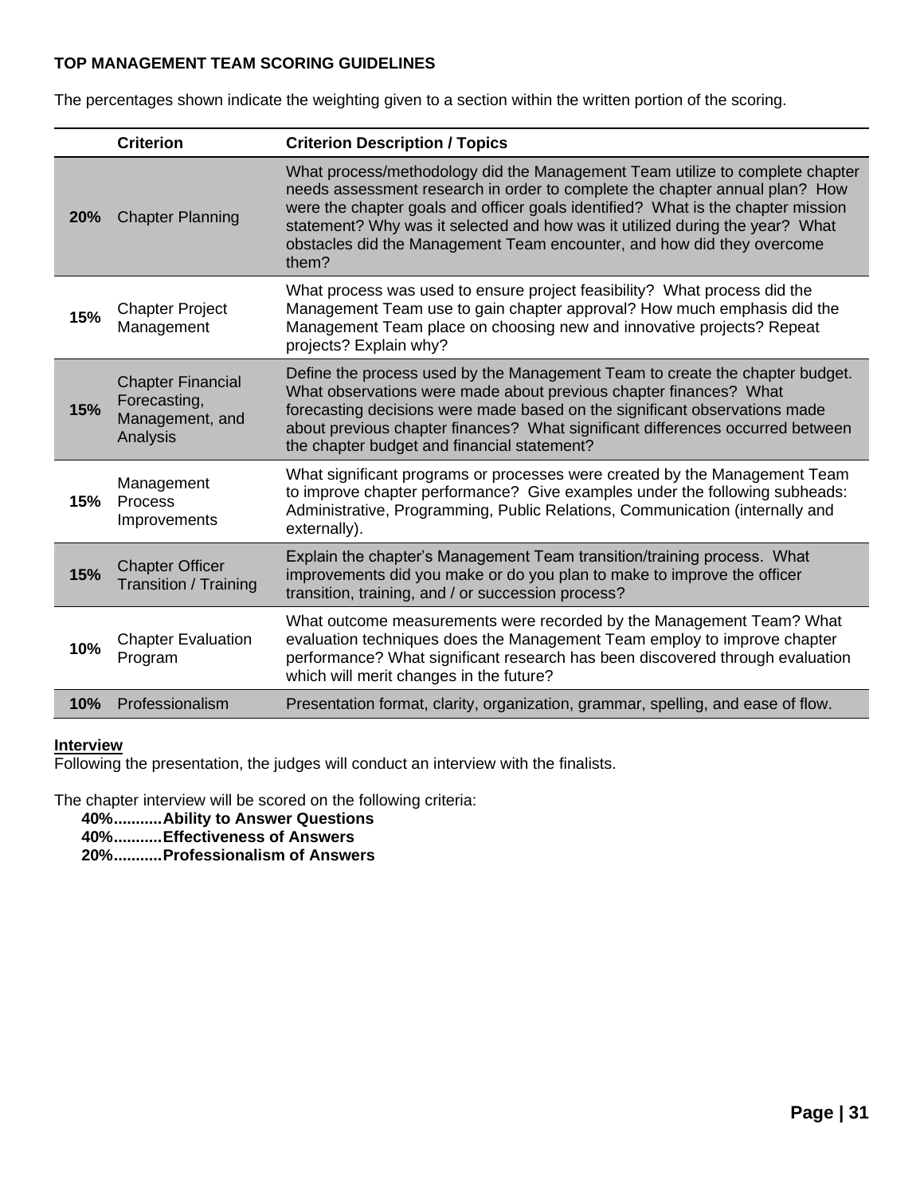## TOP MANAGEMENT TEAM SCORING GUIDELINES

The percentages shown indicate the weighting given to a section within the written portion of the scoring.

| | Criterion | Criterion Description / Topics |
|---|---|---|
| **20%** | Chapter Planning | What process/methodology did the Management Team utilize to complete chapter needs assessment research in order to complete the chapter annual plan? How were the chapter goals and officer goals identified? What is the chapter mission statement? Why was it selected and how was it utilized during the year? What obstacles did the Management Team encounter, and how did they overcome them? |
| **15%** | Chapter Project Management | What process was used to ensure project feasibility? What process did the Management Team use to gain chapter approval? How much emphasis did the Management Team place on choosing new and innovative projects? Repeat projects? Explain why? |
| **15%** | Chapter Financial Forecasting, Management, and Analysis | Define the process used by the Management Team to create the chapter budget. What observations were made about previous chapter finances? What forecasting decisions were made based on the significant observations made about previous chapter finances? What significant differences occurred between the chapter budget and financial statement? |
| **15%** | Management Process Improvements | What significant programs or processes were created by the Management Team to improve chapter performance? Give examples under the following subheads: Administrative, Programming, Public Relations, Communication (internally and externally). |
| **15%** | Chapter Officer Transition / Training | Explain the chapter's Management Team transition/training process. What improvements did you make or do you plan to make to improve the officer transition, training, and / or succession process? |
| **10%** | Chapter Evaluation Program | What outcome measurements were recorded by the Management Team? What evaluation techniques does the Management Team employ to improve chapter performance? What significant research has been discovered through evaluation which will merit changes in the future? |
| **10%** | Professionalism | Presentation format, clarity, organization, grammar, spelling, and ease of flow. |

**Interview**

Following the presentation, the judges will conduct an interview with the finalists.

The chapter interview will be scored on the following criteria:

**40%...........Ability to Answer Questions**
**40%...........Effectiveness of Answers**
**20%...........Professionalism of Answers**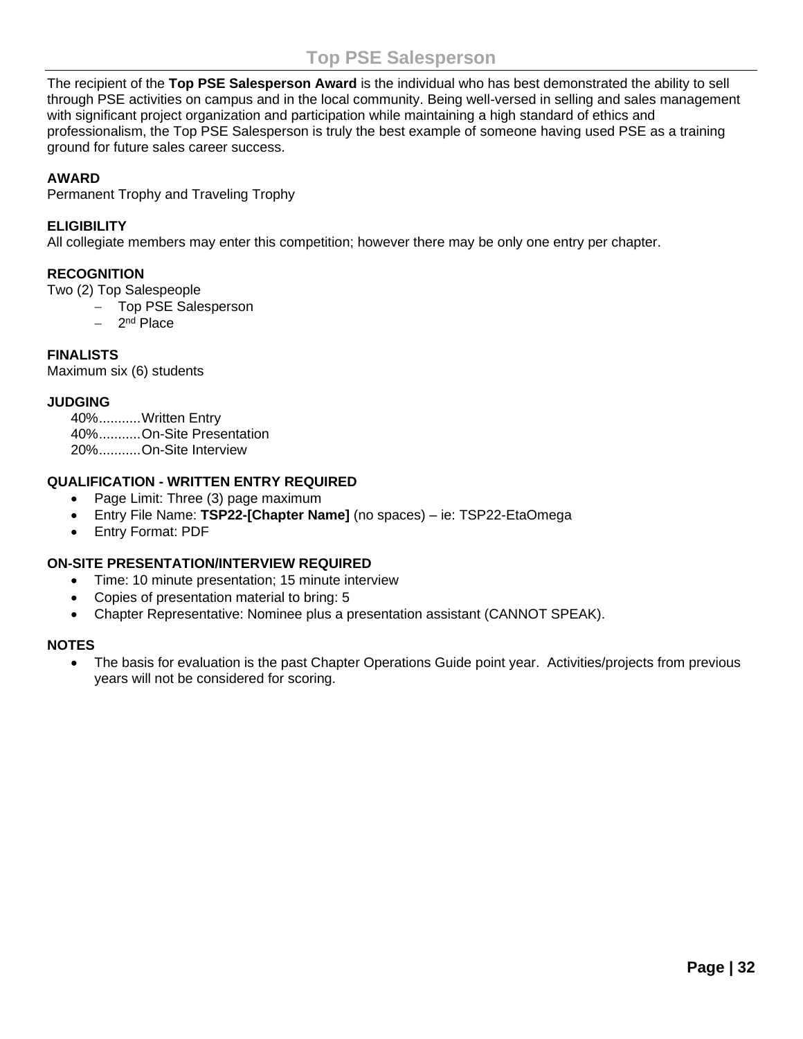# Top PSE Salesperson

The recipient of the **Top PSE Salesperson Award** is the individual who has best demonstrated the ability to sell through PSE activities on campus and in the local community. Being well-versed in selling and sales management with significant project organization and participation while maintaining a high standard of ethics and professionalism, the Top PSE Salesperson is truly the best example of someone having used PSE as a training ground for future sales career success.

**AWARD**
Permanent Trophy and Traveling Trophy

**ELIGIBILITY**
All collegiate members may enter this competition; however there may be only one entry per chapter.

**RECOGNITION**
Two (2) Top Salespeople

- Top PSE Salesperson
- 2nd Place

**FINALISTS**
Maximum six (6) students

**JUDGING**

40%...........Written Entry
40%...........On-Site Presentation
20%...........On-Site Interview

**QUALIFICATION - WRITTEN ENTRY REQUIRED**

- Page Limit: Three (3) page maximum
- Entry File Name: **TSP22-[Chapter Name]** (no spaces) – ie: TSP22-EtaOmega
- Entry Format: PDF

**ON-SITE PRESENTATION/INTERVIEW REQUIRED**

- Time: 10 minute presentation; 15 minute interview
- Copies of presentation material to bring: 5
- Chapter Representative: Nominee plus a presentation assistant (CANNOT SPEAK).

**NOTES**

- The basis for evaluation is the past Chapter Operations Guide point year. Activities/projects from previous years will not be considered for scoring.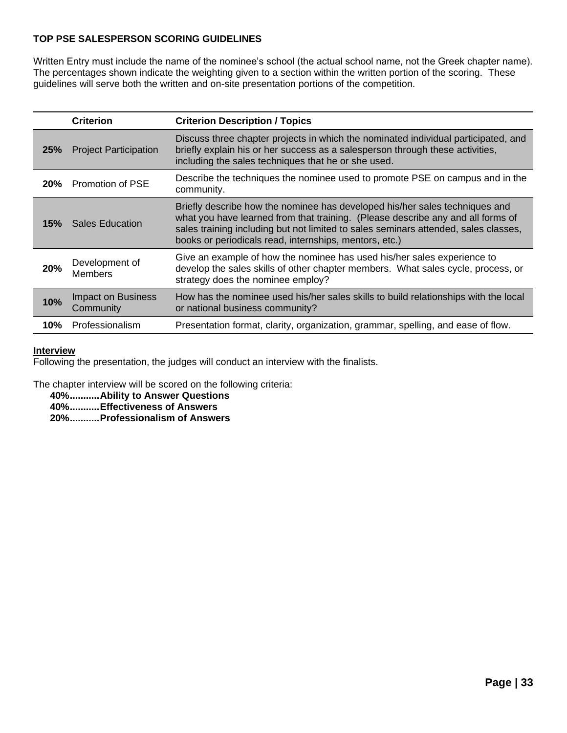**TOP PSE SALESPERSON SCORING GUIDELINES**

Written Entry must include the name of the nominee's school (the actual school name, not the Greek chapter name). The percentages shown indicate the weighting given to a section within the written portion of the scoring. These guidelines will serve both the written and on-site presentation portions of the competition.

| | Criterion | Criterion Description / Topics |
|---|---|---|
| **25%** | Project Participation | Discuss three chapter projects in which the nominated individual participated, and briefly explain his or her success as a salesperson through these activities, including the sales techniques that he or she used. |
| **20%** | Promotion of PSE | Describe the techniques the nominee used to promote PSE on campus and in the community. |
| **15%** | Sales Education | Briefly describe how the nominee has developed his/her sales techniques and what you have learned from that training. (Please describe any and all forms of sales training including but not limited to sales seminars attended, sales classes, books or periodicals read, internships, mentors, etc.) |
| **20%** | Development of Members | Give an example of how the nominee has used his/her sales experience to develop the sales skills of other chapter members. What sales cycle, process, or strategy does the nominee employ? |
| **10%** | Impact on Business Community | How has the nominee used his/her sales skills to build relationships with the local or national business community? |
| **10%** | Professionalism | Presentation format, clarity, organization, grammar, spelling, and ease of flow. |

**Interview**

Following the presentation, the judges will conduct an interview with the finalists.

The chapter interview will be scored on the following criteria:

- **40%...........Ability to Answer Questions**
- **40%...........Effectiveness of Answers**
- **20%...........Professionalism of Answers**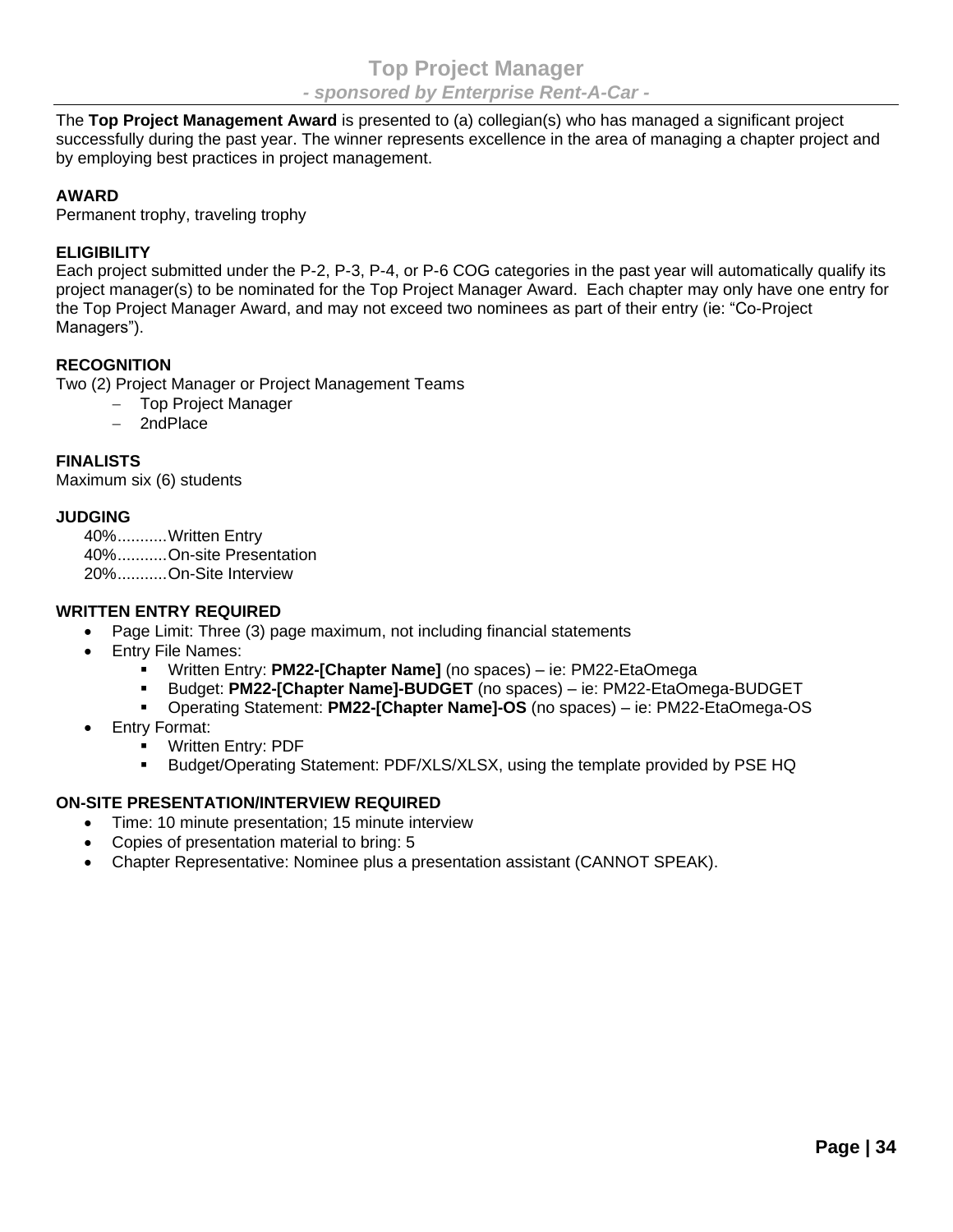# Top Project Manager

***- sponsored by Enterprise Rent-A-Car -***

The **Top Project Management Award** is presented to (a) collegian(s) who has managed a significant project successfully during the past year. The winner represents excellence in the area of managing a chapter project and by employing best practices in project management.

**AWARD**

Permanent trophy, traveling trophy

**ELIGIBILITY**

Each project submitted under the P-2, P-3, P-4, or P-6 COG categories in the past year will automatically qualify its project manager(s) to be nominated for the Top Project Manager Award. Each chapter may only have one entry for the Top Project Manager Award, and may not exceed two nominees as part of their entry (ie: "Co-Project Managers").

**RECOGNITION**

Two (2) Project Manager or Project Management Teams

- Top Project Manager
- 2ndPlace

**FINALISTS**

Maximum six (6) students

**JUDGING**

40%...........Written Entry
40%...........On-site Presentation
20%...........On-Site Interview

**WRITTEN ENTRY REQUIRED**

- Page Limit: Three (3) page maximum, not including financial statements
- Entry File Names:
  - Written Entry: **PM22-[Chapter Name]** (no spaces) – ie: PM22-EtaOmega
  - Budget: **PM22-[Chapter Name]-BUDGET** (no spaces) – ie: PM22-EtaOmega-BUDGET
  - Operating Statement: **PM22-[Chapter Name]-OS** (no spaces) – ie: PM22-EtaOmega-OS
- Entry Format:
  - Written Entry: PDF
  - Budget/Operating Statement: PDF/XLS/XLSX, using the template provided by PSE HQ

**ON-SITE PRESENTATION/INTERVIEW REQUIRED**

- Time: 10 minute presentation; 15 minute interview
- Copies of presentation material to bring: 5
- Chapter Representative: Nominee plus a presentation assistant (CANNOT SPEAK).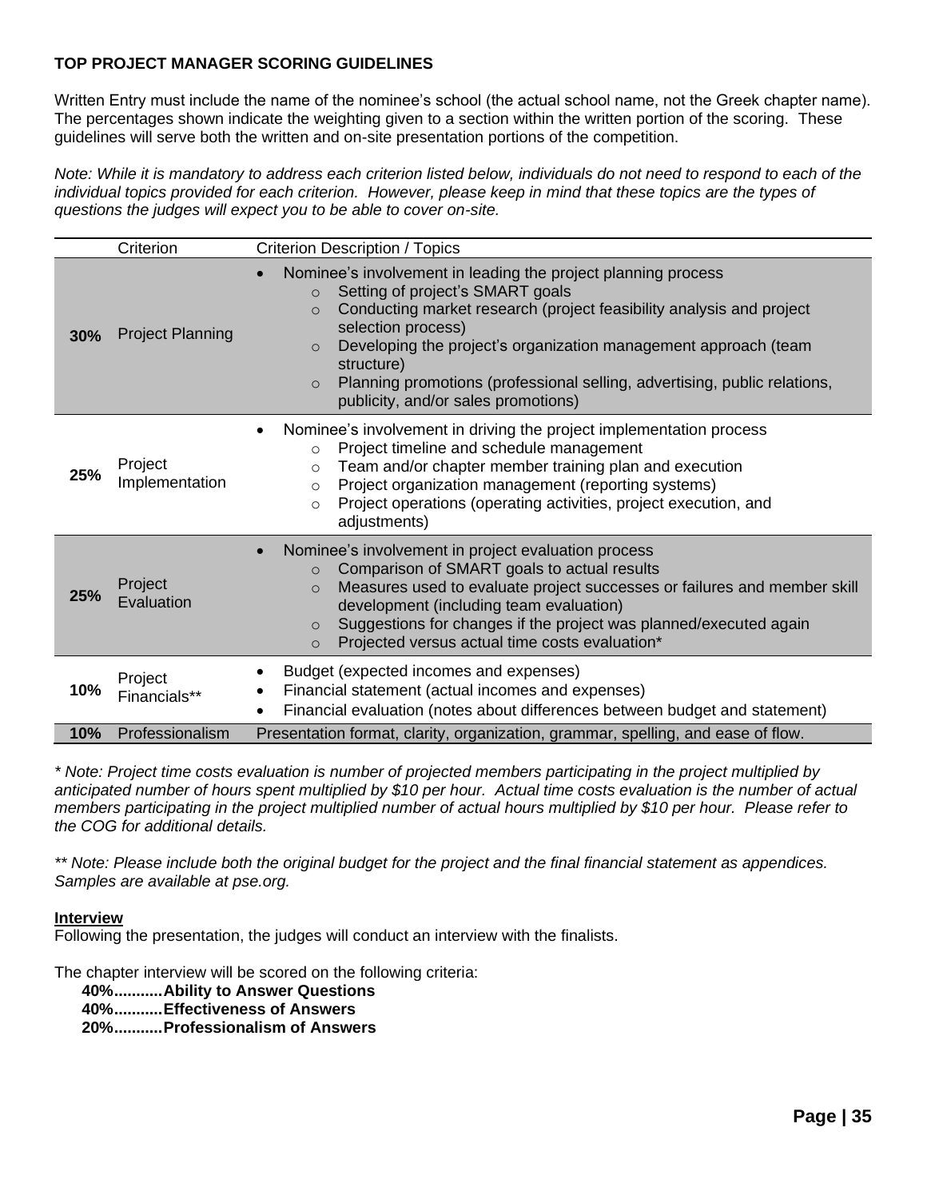**TOP PROJECT MANAGER SCORING GUIDELINES**

Written Entry must include the name of the nominee's school (the actual school name, not the Greek chapter name). The percentages shown indicate the weighting given to a section within the written portion of the scoring. These guidelines will serve both the written and on-site presentation portions of the competition.

*Note: While it is mandatory to address each criterion listed below, individuals do not need to respond to each of the individual topics provided for each criterion. However, please keep in mind that these topics are the types of questions the judges will expect you to be able to cover on-site.*

| | Criterion | Criterion Description / Topics |
|---|---|---|
| **30%** | Project Planning | • Nominee's involvement in leading the project planning process<br>○ Setting of project's SMART goals<br>○ Conducting market research (project feasibility analysis and project selection process)<br>○ Developing the project's organization management approach (team structure)<br>○ Planning promotions (professional selling, advertising, public relations, publicity, and/or sales promotions) |
| **25%** | Project Implementation | • Nominee's involvement in driving the project implementation process<br>○ Project timeline and schedule management<br>○ Team and/or chapter member training plan and execution<br>○ Project organization management (reporting systems)<br>○ Project operations (operating activities, project execution, and adjustments) |
| **25%** | Project Evaluation | • Nominee's involvement in project evaluation process<br>○ Comparison of SMART goals to actual results<br>○ Measures used to evaluate project successes or failures and member skill development (including team evaluation)<br>○ Suggestions for changes if the project was planned/executed again<br>○ Projected versus actual time costs evaluation* |
| **10%** | Project Financials** | • Budget (expected incomes and expenses)<br>• Financial statement (actual incomes and expenses)<br>• Financial evaluation (notes about differences between budget and statement) |
| **10%** | Professionalism | Presentation format, clarity, organization, grammar, spelling, and ease of flow. |

*\* Note: Project time costs evaluation is number of projected members participating in the project multiplied by anticipated number of hours spent multiplied by $10 per hour. Actual time costs evaluation is the number of actual members participating in the project multiplied number of actual hours multiplied by $10 per hour. Please refer to the COG for additional details.*

*\*\* Note: Please include both the original budget for the project and the final financial statement as appendices. Samples are available at pse.org.*

**Interview**

Following the presentation, the judges will conduct an interview with the finalists.

The chapter interview will be scored on the following criteria:

**40%...........Ability to Answer Questions**
**40%...........Effectiveness of Answers**
**20%...........Professionalism of Answers**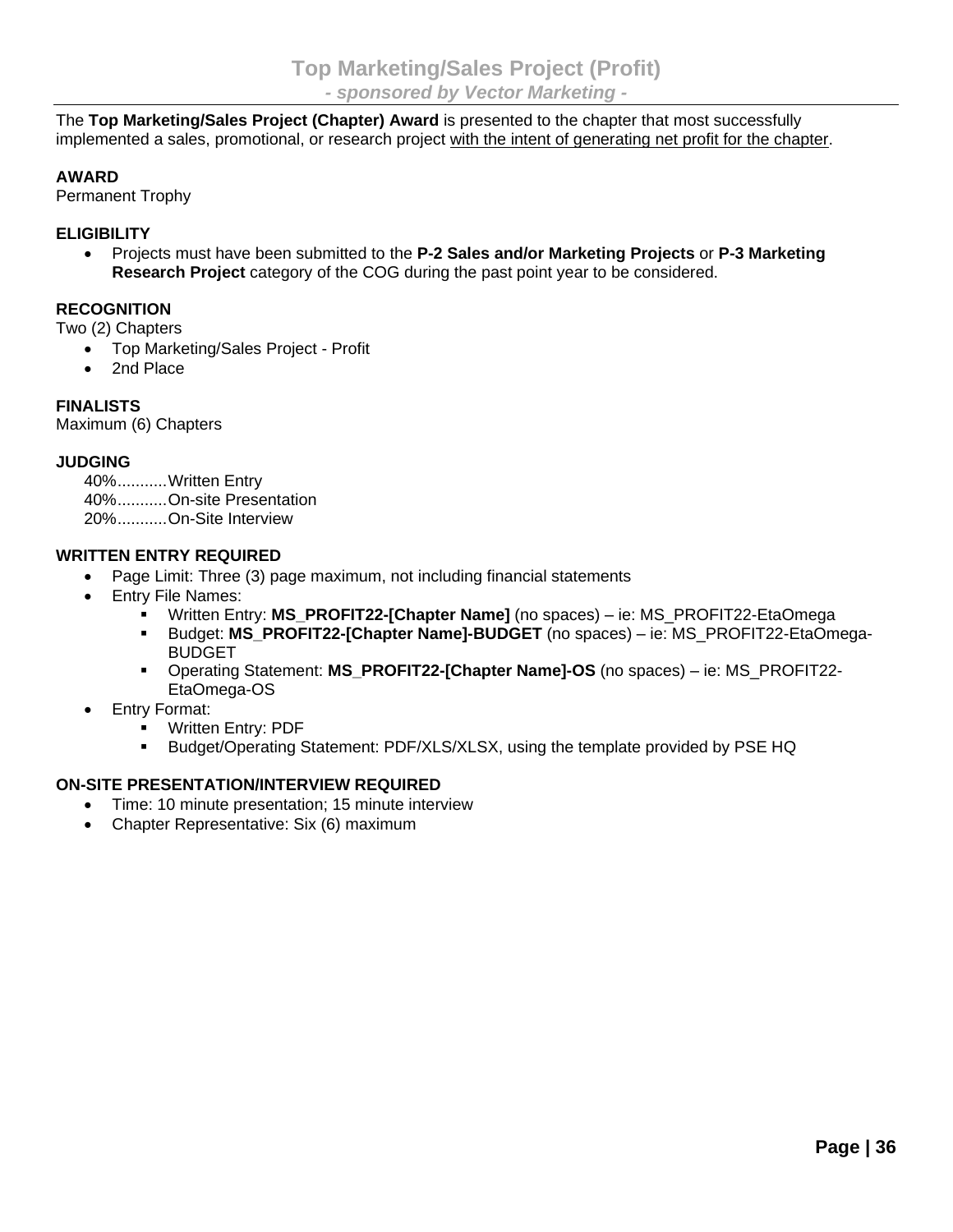## Top Marketing/Sales Project (Profit)

***- sponsored by Vector Marketing -***

The **Top Marketing/Sales Project (Chapter) Award** is presented to the chapter that most successfully implemented a sales, promotional, or research project <u>with the intent of generating net profit for the chapter</u>.

**AWARD**

Permanent Trophy

**ELIGIBILITY**

- Projects must have been submitted to the **P-2 Sales and/or Marketing Projects** or **P-3 Marketing Research Project** category of the COG during the past point year to be considered.

**RECOGNITION**

Two (2) Chapters

- Top Marketing/Sales Project - Profit
- 2nd Place

**FINALISTS**

Maximum (6) Chapters

**JUDGING**

40%...........Written Entry
40%...........On-site Presentation
20%...........On-Site Interview

**WRITTEN ENTRY REQUIRED**

- Page Limit: Three (3) page maximum, not including financial statements
- Entry File Names:
  - Written Entry: **MS_PROFIT22-[Chapter Name]** (no spaces) – ie: MS_PROFIT22-EtaOmega
  - Budget: **MS_PROFIT22-[Chapter Name]-BUDGET** (no spaces) – ie: MS_PROFIT22-EtaOmega-BUDGET
  - Operating Statement: **MS_PROFIT22-[Chapter Name]-OS** (no spaces) – ie: MS_PROFIT22-EtaOmega-OS
- Entry Format:
  - Written Entry: PDF
  - Budget/Operating Statement: PDF/XLS/XLSX, using the template provided by PSE HQ

**ON-SITE PRESENTATION/INTERVIEW REQUIRED**

- Time: 10 minute presentation; 15 minute interview
- Chapter Representative: Six (6) maximum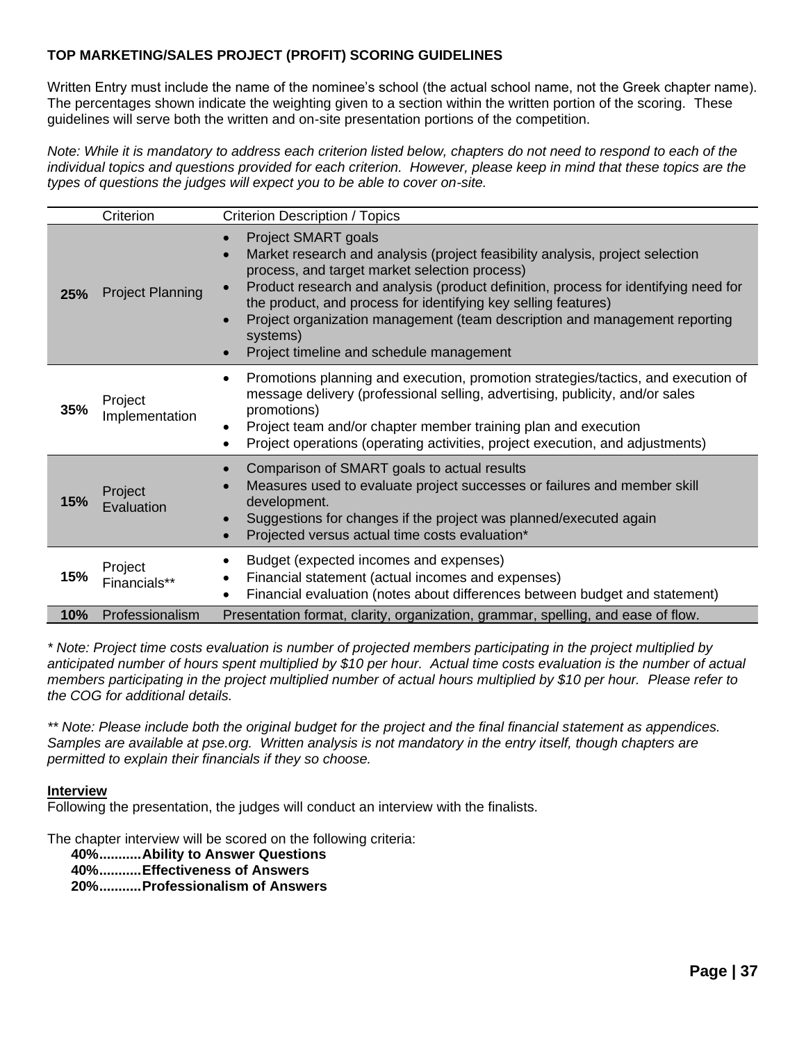**TOP MARKETING/SALES PROJECT (PROFIT) SCORING GUIDELINES**

Written Entry must include the name of the nominee's school (the actual school name, not the Greek chapter name). The percentages shown indicate the weighting given to a section within the written portion of the scoring. These guidelines will serve both the written and on-site presentation portions of the competition.

*Note: While it is mandatory to address each criterion listed below, chapters do not need to respond to each of the individual topics and questions provided for each criterion. However, please keep in mind that these topics are the types of questions the judges will expect you to be able to cover on-site.*

| | Criterion | Criterion Description / Topics |
|---|---|---|
| **25%** | Project Planning | • Project SMART goals<br>• Market research and analysis (project feasibility analysis, project selection process, and target market selection process)<br>• Product research and analysis (product definition, process for identifying need for the product, and process for identifying key selling features)<br>• Project organization management (team description and management reporting systems)<br>• Project timeline and schedule management |
| **35%** | Project Implementation | • Promotions planning and execution, promotion strategies/tactics, and execution of message delivery (professional selling, advertising, publicity, and/or sales promotions)<br>• Project team and/or chapter member training plan and execution<br>• Project operations (operating activities, project execution, and adjustments) |
| **15%** | Project Evaluation | • Comparison of SMART goals to actual results<br>• Measures used to evaluate project successes or failures and member skill development.<br>• Suggestions for changes if the project was planned/executed again<br>• Projected versus actual time costs evaluation* |
| **15%** | Project Financials** | • Budget (expected incomes and expenses)<br>• Financial statement (actual incomes and expenses)<br>• Financial evaluation (notes about differences between budget and statement) |
| **10%** | Professionalism | Presentation format, clarity, organization, grammar, spelling, and ease of flow. |

*\* Note: Project time costs evaluation is number of projected members participating in the project multiplied by anticipated number of hours spent multiplied by $10 per hour. Actual time costs evaluation is the number of actual members participating in the project multiplied number of actual hours multiplied by $10 per hour. Please refer to the COG for additional details.*

*\*\* Note: Please include both the original budget for the project and the final financial statement as appendices. Samples are available at pse.org. Written analysis is not mandatory in the entry itself, though chapters are permitted to explain their financials if they so choose.*

**Interview**

Following the presentation, the judges will conduct an interview with the finalists.

The chapter interview will be scored on the following criteria:

- **40%...........Ability to Answer Questions**
- **40%...........Effectiveness of Answers**
- **20%...........Professionalism of Answers**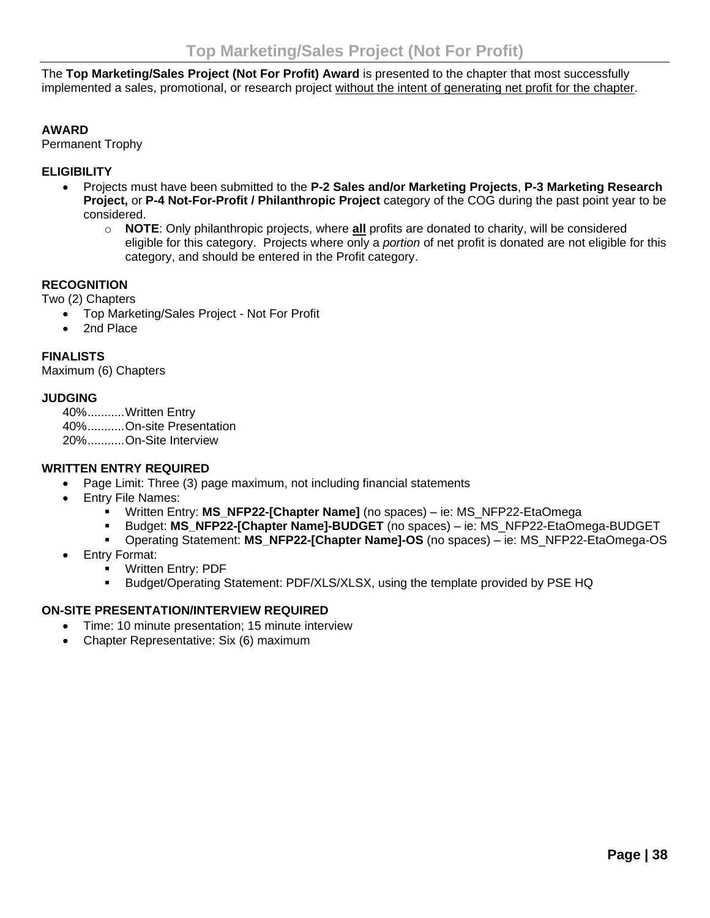# Top Marketing/Sales Project (Not For Profit)

The **Top Marketing/Sales Project (Not For Profit) Award** is presented to the chapter that most successfully implemented a sales, promotional, or research project without the intent of generating net profit for the chapter.

**AWARD**
Permanent Trophy

**ELIGIBILITY**

- Projects must have been submitted to the **P-2 Sales and/or Marketing Projects**, **P-3 Marketing Research Project,** or **P-4 Not-For-Profit / Philanthropic Project** category of the COG during the past point year to be considered.
  - **NOTE**: Only philanthropic projects, where **all** profits are donated to charity, will be considered eligible for this category. Projects where only a *portion* of net profit is donated are not eligible for this category, and should be entered in the Profit category.

**RECOGNITION**
Two (2) Chapters

- Top Marketing/Sales Project - Not For Profit
- 2nd Place

**FINALISTS**
Maximum (6) Chapters

**JUDGING**

40%...........Written Entry
40%...........On-site Presentation
20%...........On-Site Interview

**WRITTEN ENTRY REQUIRED**

- Page Limit: Three (3) page maximum, not including financial statements
- Entry File Names:
  - Written Entry: **MS_NFP22-[Chapter Name]** (no spaces) – ie: MS_NFP22-EtaOmega
  - Budget: **MS_NFP22-[Chapter Name]-BUDGET** (no spaces) – ie: MS_NFP22-EtaOmega-BUDGET
  - Operating Statement: **MS_NFP22-[Chapter Name]-OS** (no spaces) – ie: MS_NFP22-EtaOmega-OS
- Entry Format:
  - Written Entry: PDF
  - Budget/Operating Statement: PDF/XLS/XLSX, using the template provided by PSE HQ

**ON-SITE PRESENTATION/INTERVIEW REQUIRED**

- Time: 10 minute presentation; 15 minute interview
- Chapter Representative: Six (6) maximum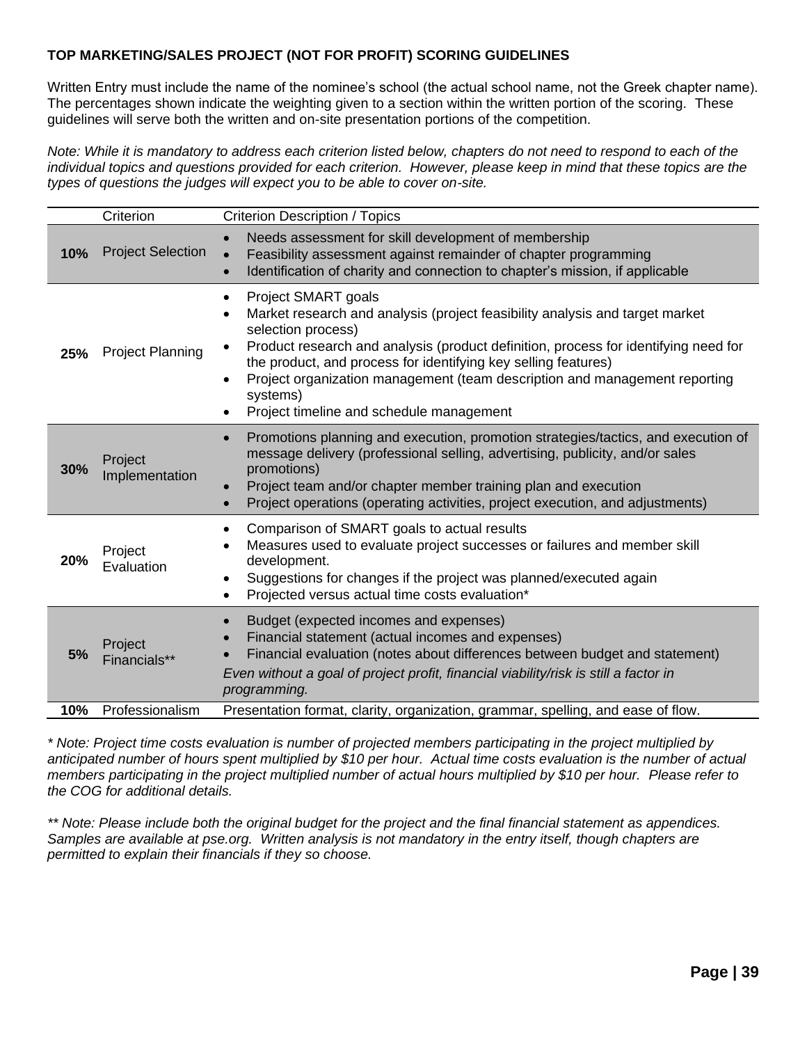**TOP MARKETING/SALES PROJECT (NOT FOR PROFIT) SCORING GUIDELINES**

Written Entry must include the name of the nominee's school (the actual school name, not the Greek chapter name). The percentages shown indicate the weighting given to a section within the written portion of the scoring. These guidelines will serve both the written and on-site presentation portions of the competition.

*Note: While it is mandatory to address each criterion listed below, chapters do not need to respond to each of the individual topics and questions provided for each criterion. However, please keep in mind that these topics are the types of questions the judges will expect you to be able to cover on-site.*

| | Criterion | Criterion Description / Topics |
|---|---|---|
| **10%** | Project Selection | • Needs assessment for skill development of membership<br>• Feasibility assessment against remainder of chapter programming<br>• Identification of charity and connection to chapter's mission, if applicable |
| **25%** | Project Planning | • Project SMART goals<br>• Market research and analysis (project feasibility analysis and target market selection process)<br>• Product research and analysis (product definition, process for identifying need for the product, and process for identifying key selling features)<br>• Project organization management (team description and management reporting systems)<br>• Project timeline and schedule management |
| **30%** | Project Implementation | • Promotions planning and execution, promotion strategies/tactics, and execution of message delivery (professional selling, advertising, publicity, and/or sales promotions)<br>• Project team and/or chapter member training plan and execution<br>• Project operations (operating activities, project execution, and adjustments) |
| **20%** | Project Evaluation | • Comparison of SMART goals to actual results<br>• Measures used to evaluate project successes or failures and member skill development.<br>• Suggestions for changes if the project was planned/executed again<br>• Projected versus actual time costs evaluation* |
| **5%** | Project Financials** | • Budget (expected incomes and expenses)<br>• Financial statement (actual incomes and expenses)<br>• Financial evaluation (notes about differences between budget and statement)<br>*Even without a goal of project profit, financial viability/risk is still a factor in programming.* |
| **10%** | Professionalism | Presentation format, clarity, organization, grammar, spelling, and ease of flow. |

*\* Note: Project time costs evaluation is number of projected members participating in the project multiplied by anticipated number of hours spent multiplied by $10 per hour. Actual time costs evaluation is the number of actual members participating in the project multiplied number of actual hours multiplied by $10 per hour. Please refer to the COG for additional details.*

*\*\* Note: Please include both the original budget for the project and the final financial statement as appendices. Samples are available at pse.org. Written analysis is not mandatory in the entry itself, though chapters are permitted to explain their financials if they so choose.*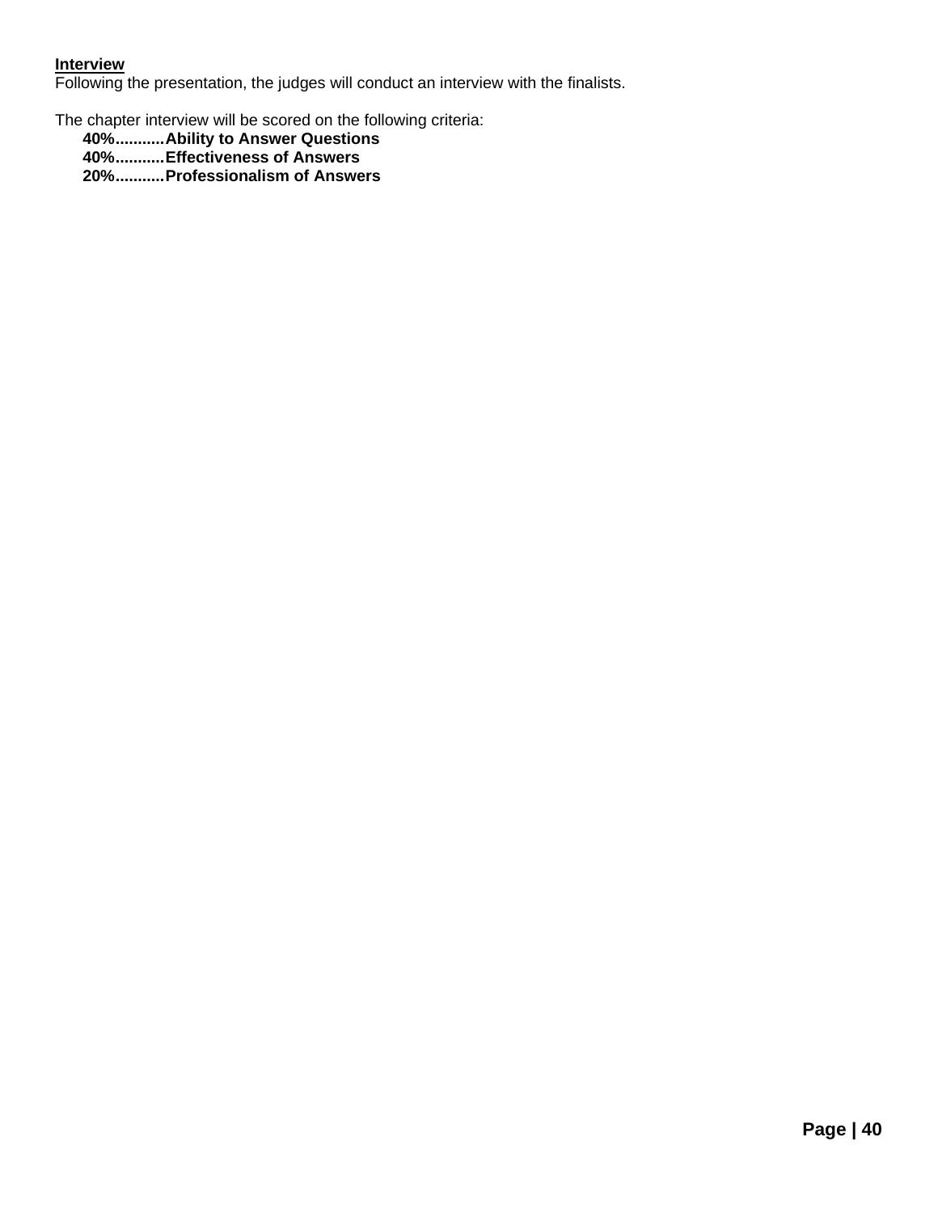**<u>Interview</u>**
Following the presentation, the judges will conduct an interview with the finalists.

The chapter interview will be scored on the following criteria:

- **40%..........Ability to Answer Questions**
- **40%..........Effectiveness of Answers**
- **20%..........Professionalism of Answers**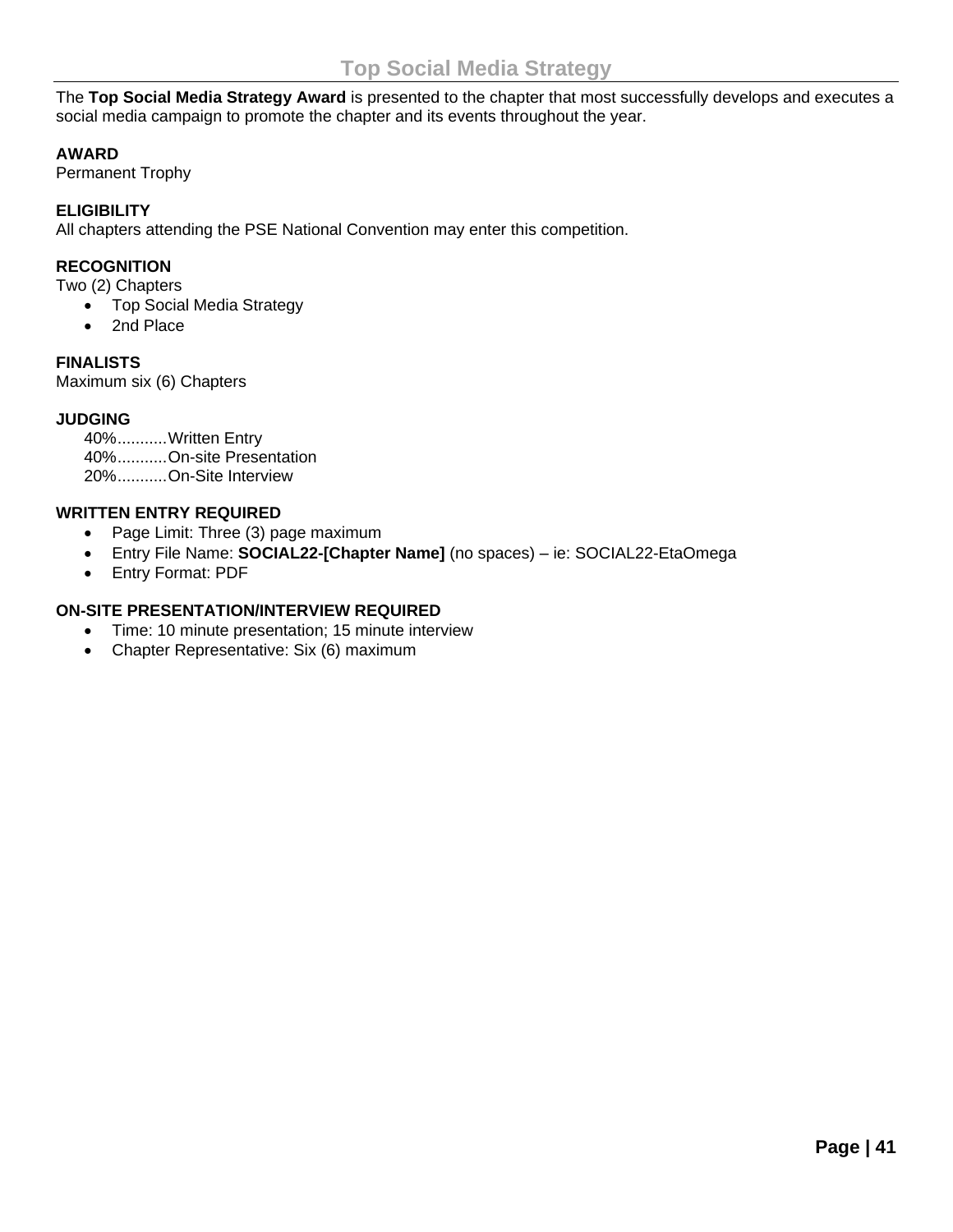# Top Social Media Strategy

The **Top Social Media Strategy Award** is presented to the chapter that most successfully develops and executes a social media campaign to promote the chapter and its events throughout the year.

**AWARD**
Permanent Trophy

**ELIGIBILITY**
All chapters attending the PSE National Convention may enter this competition.

**RECOGNITION**
Two (2) Chapters

- Top Social Media Strategy
- 2nd Place

**FINALISTS**
Maximum six (6) Chapters

**JUDGING**

40%..........Written Entry
40%..........On-site Presentation
20%..........On-Site Interview

**WRITTEN ENTRY REQUIRED**

- Page Limit: Three (3) page maximum
- Entry File Name: **SOCIAL22-[Chapter Name]** (no spaces) – ie: SOCIAL22-EtaOmega
- Entry Format: PDF

**ON-SITE PRESENTATION/INTERVIEW REQUIRED**

- Time: 10 minute presentation; 15 minute interview
- Chapter Representative: Six (6) maximum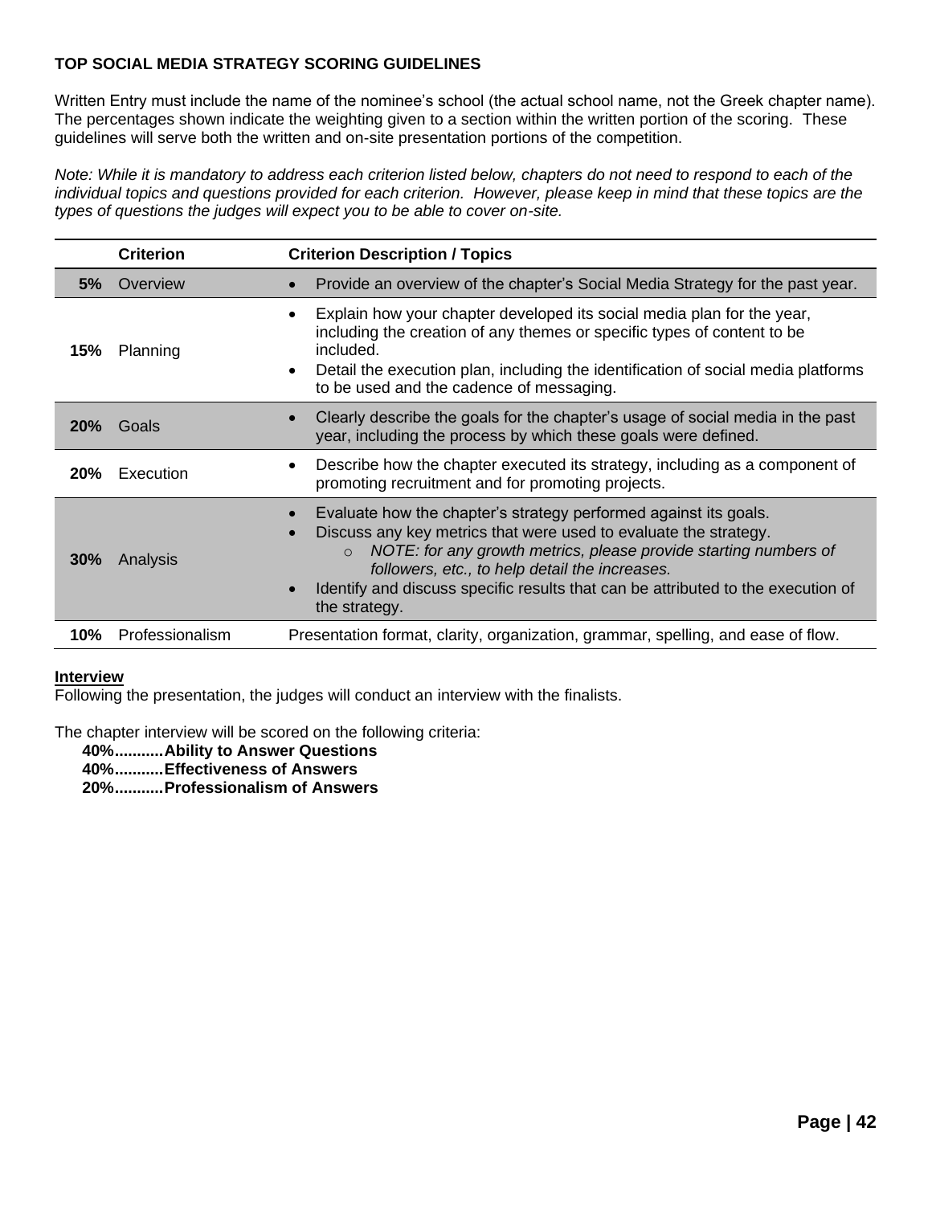**TOP SOCIAL MEDIA STRATEGY SCORING GUIDELINES**

Written Entry must include the name of the nominee's school (the actual school name, not the Greek chapter name). The percentages shown indicate the weighting given to a section within the written portion of the scoring. These guidelines will serve both the written and on-site presentation portions of the competition.

*Note: While it is mandatory to address each criterion listed below, chapters do not need to respond to each of the individual topics and questions provided for each criterion. However, please keep in mind that these topics are the types of questions the judges will expect you to be able to cover on-site.*

| | Criterion | Criterion Description / Topics |
|---|---|---|
| **5%** | Overview | • Provide an overview of the chapter's Social Media Strategy for the past year. |
| **15%** | Planning | • Explain how your chapter developed its social media plan for the year, including the creation of any themes or specific types of content to be included.<br>• Detail the execution plan, including the identification of social media platforms to be used and the cadence of messaging. |
| **20%** | Goals | • Clearly describe the goals for the chapter's usage of social media in the past year, including the process by which these goals were defined. |
| **20%** | Execution | • Describe how the chapter executed its strategy, including as a component of promoting recruitment and for promoting projects. |
| **30%** | Analysis | • Evaluate how the chapter's strategy performed against its goals.<br>• Discuss any key metrics that were used to evaluate the strategy.<br>  ○ *NOTE: for any growth metrics, please provide starting numbers of followers, etc., to help detail the increases.*<br>• Identify and discuss specific results that can be attributed to the execution of the strategy. |
| **10%** | Professionalism | Presentation format, clarity, organization, grammar, spelling, and ease of flow. |

**Interview**

Following the presentation, the judges will conduct an interview with the finalists.

The chapter interview will be scored on the following criteria:

**40%...........Ability to Answer Questions**
**40%...........Effectiveness of Answers**
**20%...........Professionalism of Answers**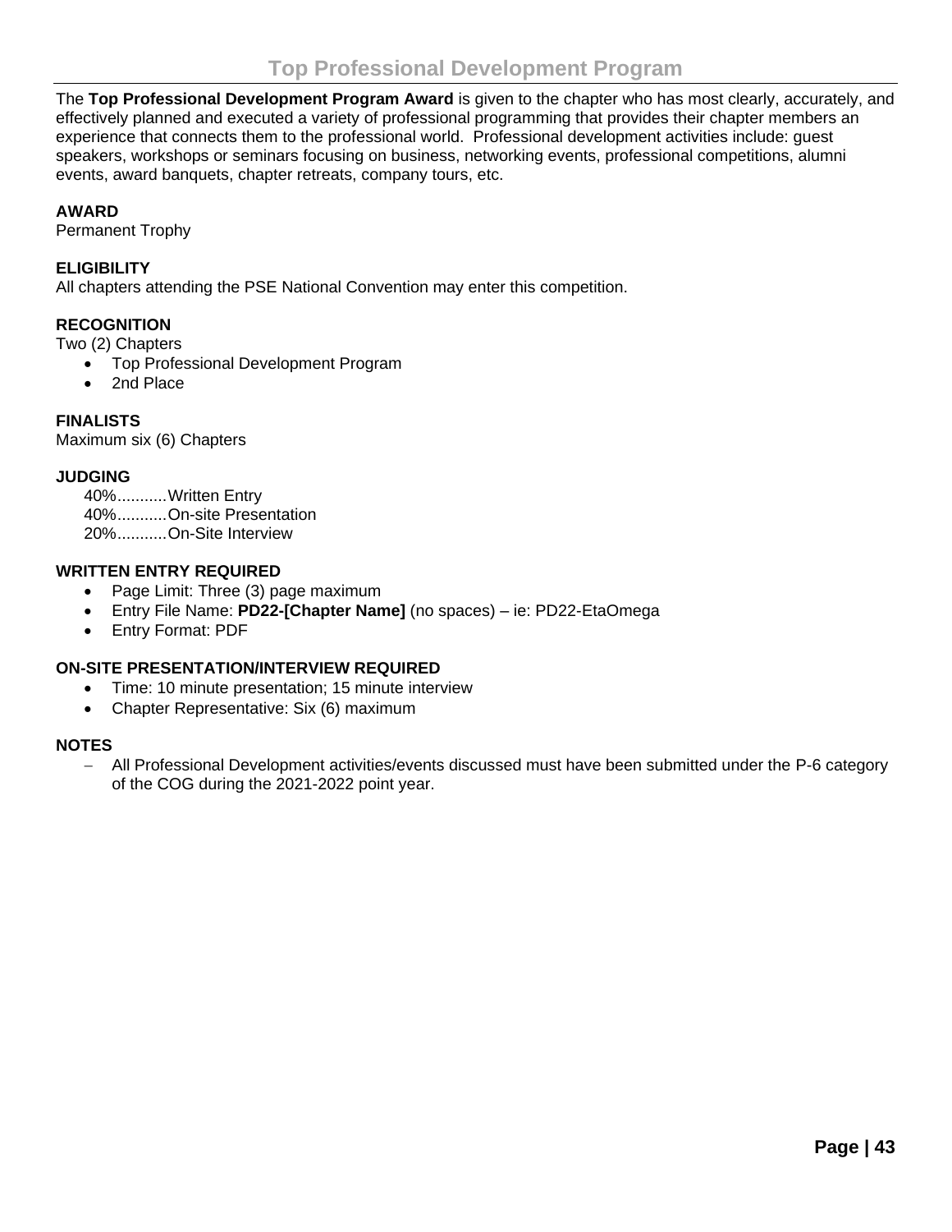# Top Professional Development Program

The **Top Professional Development Program Award** is given to the chapter who has most clearly, accurately, and effectively planned and executed a variety of professional programming that provides their chapter members an experience that connects them to the professional world. Professional development activities include: guest speakers, workshops or seminars focusing on business, networking events, professional competitions, alumni events, award banquets, chapter retreats, company tours, etc.

**AWARD**
Permanent Trophy

**ELIGIBILITY**
All chapters attending the PSE National Convention may enter this competition.

**RECOGNITION**
Two (2) Chapters

- Top Professional Development Program
- 2nd Place

**FINALISTS**
Maximum six (6) Chapters

**JUDGING**

40%...........Written Entry
40%...........On-site Presentation
20%...........On-Site Interview

**WRITTEN ENTRY REQUIRED**

- Page Limit: Three (3) page maximum
- Entry File Name: **PD22-[Chapter Name]** (no spaces) – ie: PD22-EtaOmega
- Entry Format: PDF

**ON-SITE PRESENTATION/INTERVIEW REQUIRED**

- Time: 10 minute presentation; 15 minute interview
- Chapter Representative: Six (6) maximum

**NOTES**

- All Professional Development activities/events discussed must have been submitted under the P-6 category of the COG during the 2021-2022 point year.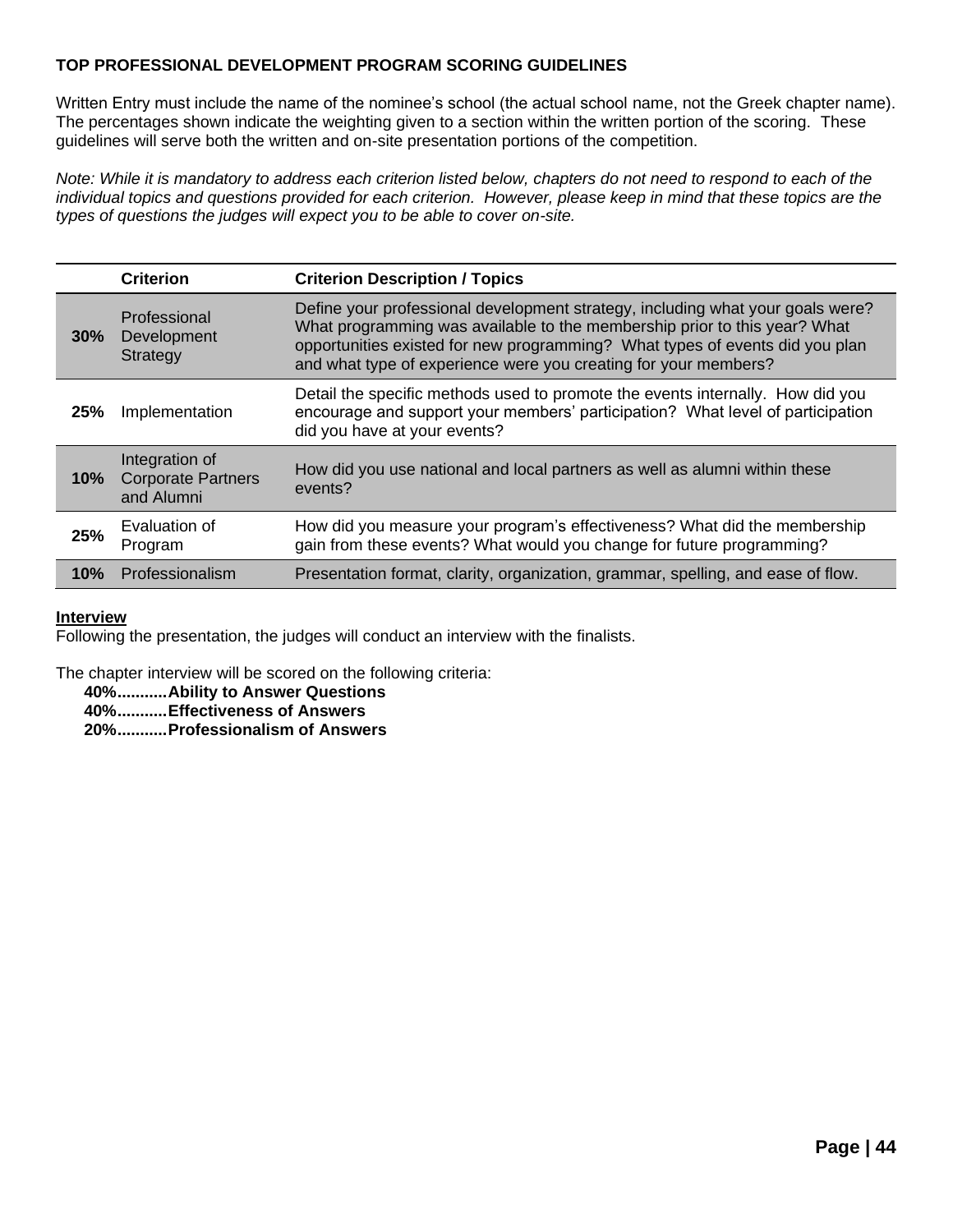## TOP PROFESSIONAL DEVELOPMENT PROGRAM SCORING GUIDELINES

Written Entry must include the name of the nominee's school (the actual school name, not the Greek chapter name). The percentages shown indicate the weighting given to a section within the written portion of the scoring. These guidelines will serve both the written and on-site presentation portions of the competition.

*Note: While it is mandatory to address each criterion listed below, chapters do not need to respond to each of the individual topics and questions provided for each criterion. However, please keep in mind that these topics are the types of questions the judges will expect you to be able to cover on-site.*

| | Criterion | Criterion Description / Topics |
|---|---|---|
| **30%** | Professional Development Strategy | Define your professional development strategy, including what your goals were? What programming was available to the membership prior to this year? What opportunities existed for new programming? What types of events did you plan and what type of experience were you creating for your members? |
| **25%** | Implementation | Detail the specific methods used to promote the events internally. How did you encourage and support your members' participation? What level of participation did you have at your events? |
| **10%** | Integration of Corporate Partners and Alumni | How did you use national and local partners as well as alumni within these events? |
| **25%** | Evaluation of Program | How did you measure your program's effectiveness? What did the membership gain from these events? What would you change for future programming? |
| **10%** | Professionalism | Presentation format, clarity, organization, grammar, spelling, and ease of flow. |

**Interview**

Following the presentation, the judges will conduct an interview with the finalists.

The chapter interview will be scored on the following criteria:

**40%...........Ability to Answer Questions**
**40%...........Effectiveness of Answers**
**20%...........Professionalism of Answers**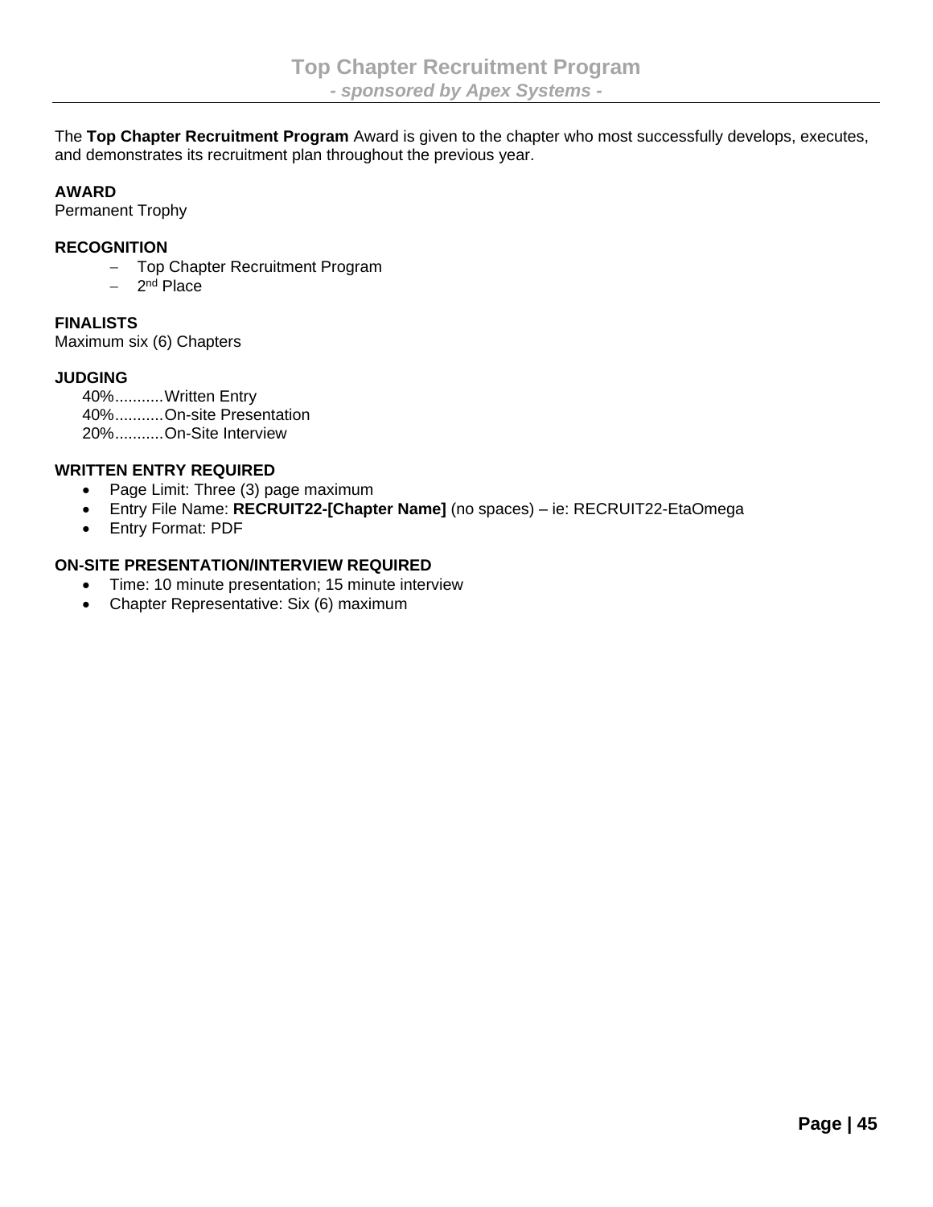# Top Chapter Recruitment Program

*- sponsored by Apex Systems -*

The **Top Chapter Recruitment Program** Award is given to the chapter who most successfully develops, executes, and demonstrates its recruitment plan throughout the previous year.

**AWARD**

Permanent Trophy

**RECOGNITION**

- Top Chapter Recruitment Program
- 2nd Place

**FINALISTS**

Maximum six (6) Chapters

**JUDGING**

40%..........Written Entry
40%..........On-site Presentation
20%..........On-Site Interview

**WRITTEN ENTRY REQUIRED**

- Page Limit: Three (3) page maximum
- Entry File Name: **RECRUIT22-[Chapter Name]** (no spaces) – ie: RECRUIT22-EtaOmega
- Entry Format: PDF

**ON-SITE PRESENTATION/INTERVIEW REQUIRED**

- Time: 10 minute presentation; 15 minute interview
- Chapter Representative: Six (6) maximum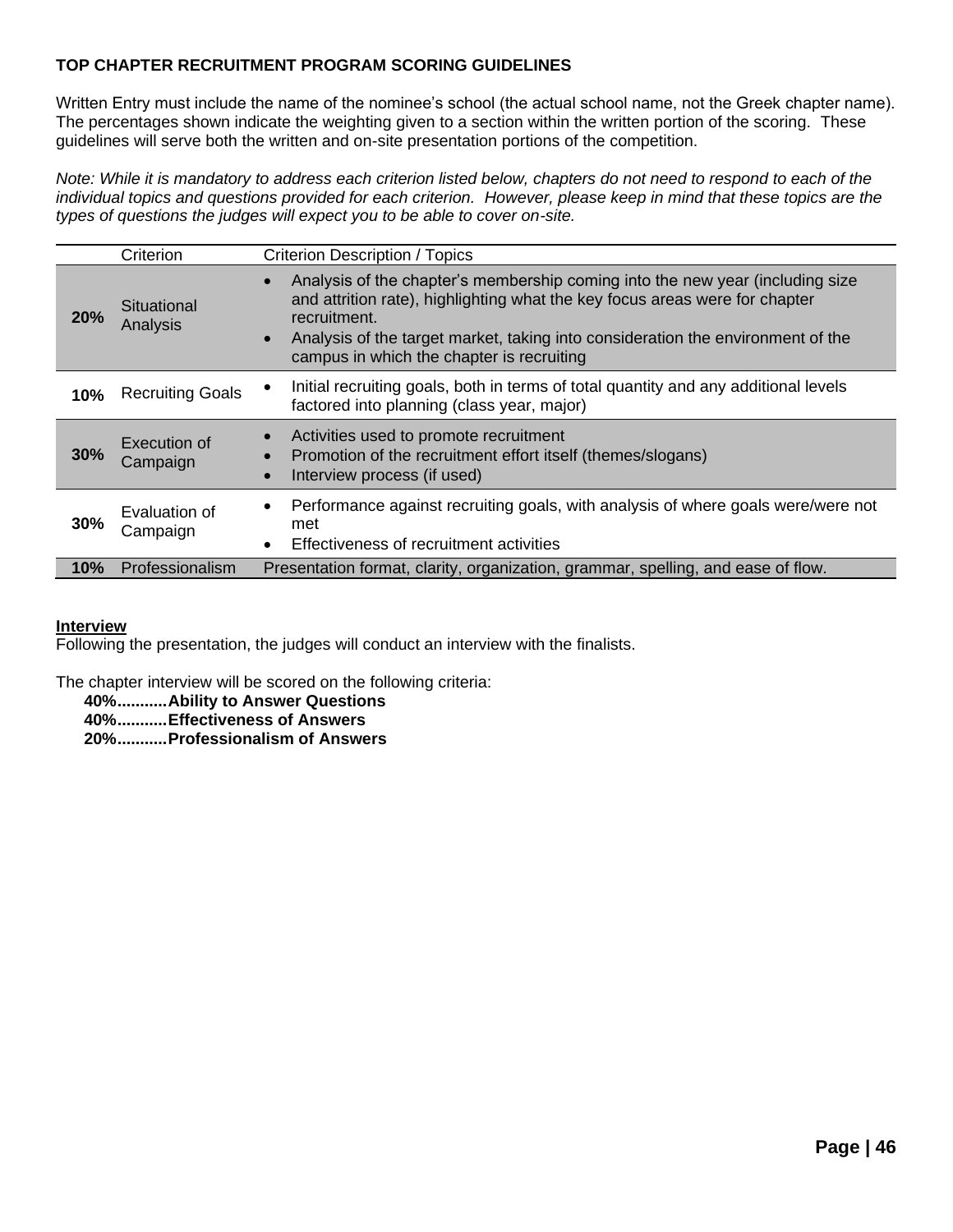**TOP CHAPTER RECRUITMENT PROGRAM SCORING GUIDELINES**

Written Entry must include the name of the nominee's school (the actual school name, not the Greek chapter name). The percentages shown indicate the weighting given to a section within the written portion of the scoring. These guidelines will serve both the written and on-site presentation portions of the competition.

*Note: While it is mandatory to address each criterion listed below, chapters do not need to respond to each of the individual topics and questions provided for each criterion. However, please keep in mind that these topics are the types of questions the judges will expect you to be able to cover on-site.*

| | Criterion | Criterion Description / Topics |
|---|---|---|
| **20%** | Situational Analysis | • Analysis of the chapter's membership coming into the new year (including size and attrition rate), highlighting what the key focus areas were for chapter recruitment.<br>• Analysis of the target market, taking into consideration the environment of the campus in which the chapter is recruiting |
| **10%** | Recruiting Goals | • Initial recruiting goals, both in terms of total quantity and any additional levels factored into planning (class year, major) |
| **30%** | Execution of Campaign | • Activities used to promote recruitment<br>• Promotion of the recruitment effort itself (themes/slogans)<br>• Interview process (if used) |
| **30%** | Evaluation of Campaign | • Performance against recruiting goals, with analysis of where goals were/were not met<br>• Effectiveness of recruitment activities |
| **10%** | Professionalism | Presentation format, clarity, organization, grammar, spelling, and ease of flow. |

**Interview**

Following the presentation, the judges will conduct an interview with the finalists.

The chapter interview will be scored on the following criteria:

**40%...........Ability to Answer Questions**
**40%...........Effectiveness of Answers**
**20%...........Professionalism of Answers**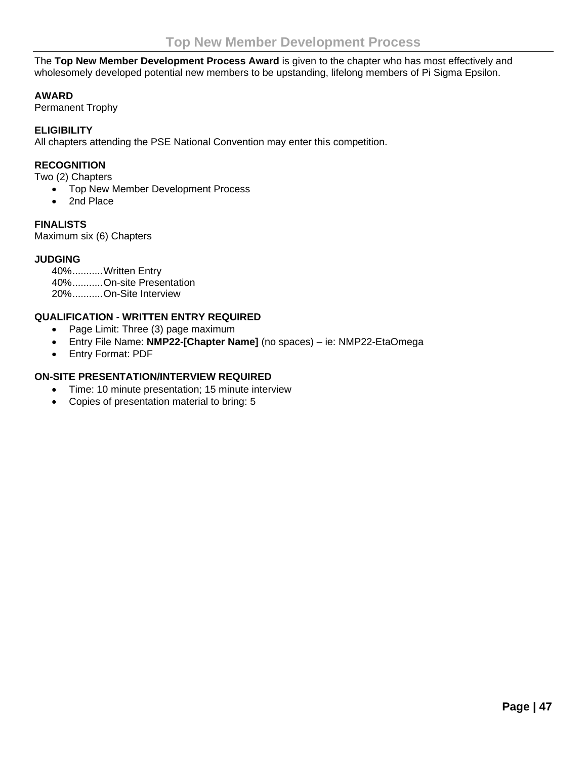# Top New Member Development Process

The **Top New Member Development Process Award** is given to the chapter who has most effectively and wholesomely developed potential new members to be upstanding, lifelong members of Pi Sigma Epsilon.

**AWARD**
Permanent Trophy

**ELIGIBILITY**
All chapters attending the PSE National Convention may enter this competition.

**RECOGNITION**
Two (2) Chapters

- Top New Member Development Process
- 2nd Place

**FINALISTS**
Maximum six (6) Chapters

**JUDGING**

40%...........Written Entry
40%...........On-site Presentation
20%...........On-Site Interview

**QUALIFICATION - WRITTEN ENTRY REQUIRED**

- Page Limit: Three (3) page maximum
- Entry File Name: **NMP22-[Chapter Name]** (no spaces) – ie: NMP22-EtaOmega
- Entry Format: PDF

**ON-SITE PRESENTATION/INTERVIEW REQUIRED**

- Time: 10 minute presentation; 15 minute interview
- Copies of presentation material to bring: 5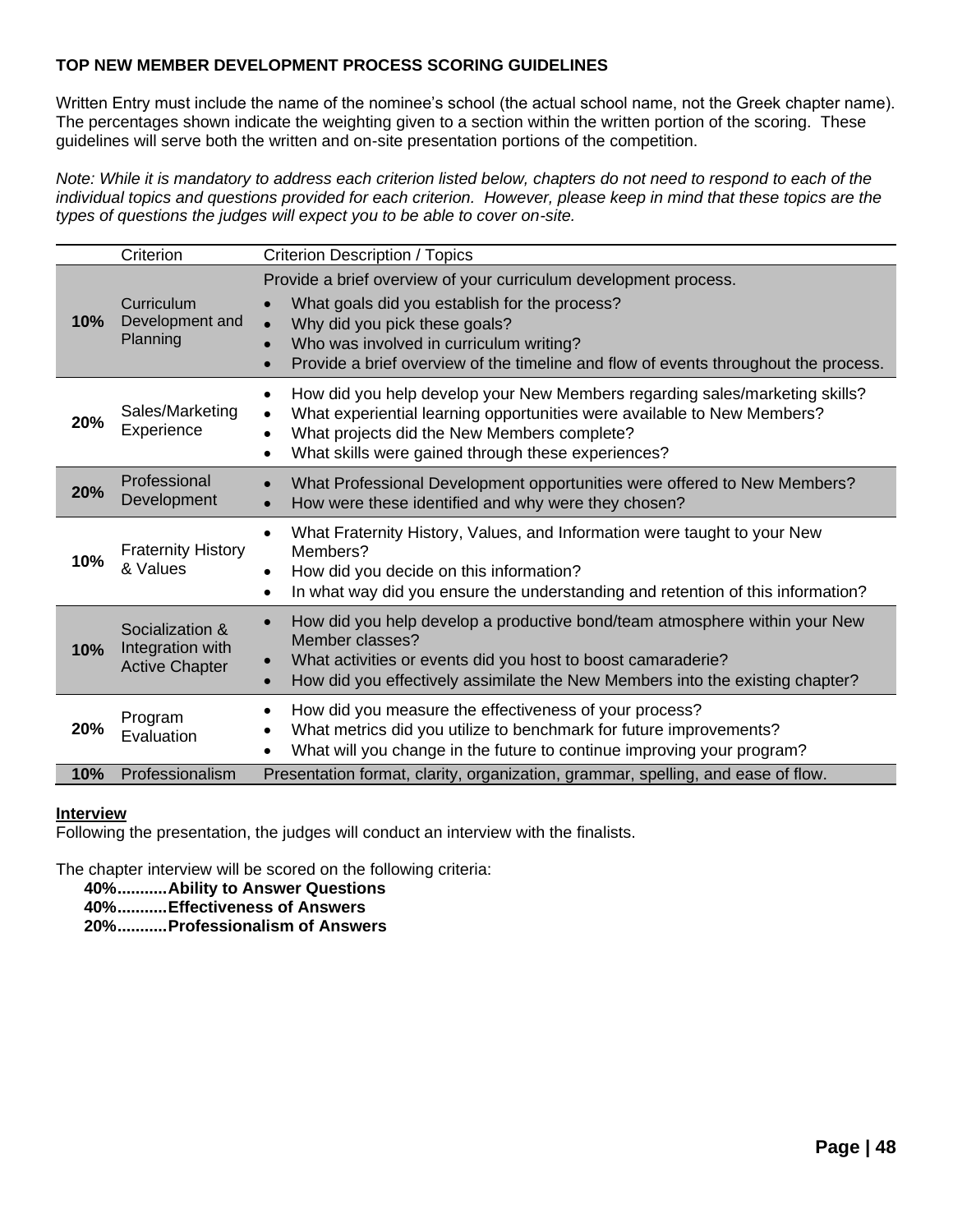**TOP NEW MEMBER DEVELOPMENT PROCESS SCORING GUIDELINES**

Written Entry must include the name of the nominee's school (the actual school name, not the Greek chapter name). The percentages shown indicate the weighting given to a section within the written portion of the scoring. These guidelines will serve both the written and on-site presentation portions of the competition.

*Note: While it is mandatory to address each criterion listed below, chapters do not need to respond to each of the individual topics and questions provided for each criterion. However, please keep in mind that these topics are the types of questions the judges will expect you to be able to cover on-site.*

| | Criterion | Criterion Description / Topics |
|---|---|---|
| **10%** | Curriculum Development and Planning | Provide a brief overview of your curriculum development process.<br>• What goals did you establish for the process?<br>• Why did you pick these goals?<br>• Who was involved in curriculum writing?<br>• Provide a brief overview of the timeline and flow of events throughout the process. |
| **20%** | Sales/Marketing Experience | • How did you help develop your New Members regarding sales/marketing skills?<br>• What experiential learning opportunities were available to New Members?<br>• What projects did the New Members complete?<br>• What skills were gained through these experiences? |
| **20%** | Professional Development | • What Professional Development opportunities were offered to New Members?<br>• How were these identified and why were they chosen? |
| **10%** | Fraternity History & Values | • What Fraternity History, Values, and Information were taught to your New Members?<br>• How did you decide on this information?<br>• In what way did you ensure the understanding and retention of this information? |
| **10%** | Socialization & Integration with Active Chapter | • How did you help develop a productive bond/team atmosphere within your New Member classes?<br>• What activities or events did you host to boost camaraderie?<br>• How did you effectively assimilate the New Members into the existing chapter? |
| **20%** | Program Evaluation | • How did you measure the effectiveness of your process?<br>• What metrics did you utilize to benchmark for future improvements?<br>• What will you change in the future to continue improving your program? |
| **10%** | Professionalism | Presentation format, clarity, organization, grammar, spelling, and ease of flow. |

**Interview**

Following the presentation, the judges will conduct an interview with the finalists.

The chapter interview will be scored on the following criteria:

**40%...........Ability to Answer Questions**
**40%...........Effectiveness of Answers**
**20%...........Professionalism of Answers**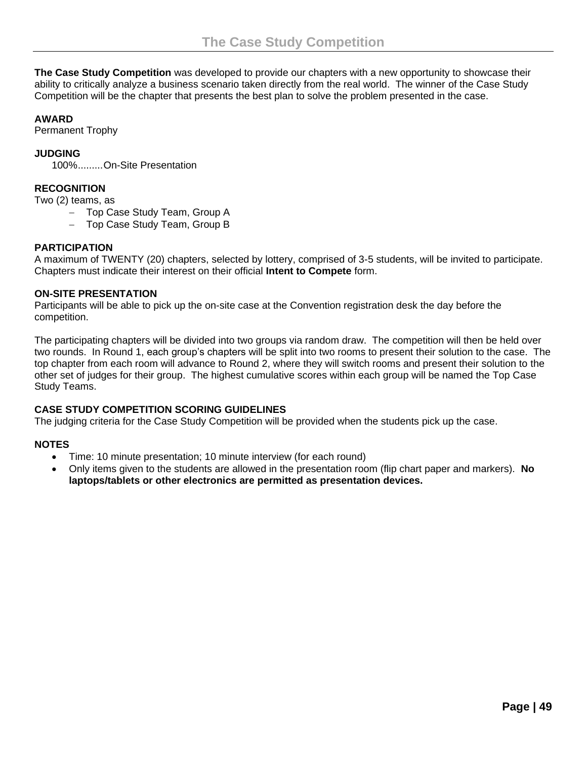# The Case Study Competition

**The Case Study Competition** was developed to provide our chapters with a new opportunity to showcase their ability to critically analyze a business scenario taken directly from the real world. The winner of the Case Study Competition will be the chapter that presents the best plan to solve the problem presented in the case.

**AWARD**
Permanent Trophy

**JUDGING**
100%.........On-Site Presentation

**RECOGNITION**
Two (2) teams, as

- Top Case Study Team, Group A
- Top Case Study Team, Group B

**PARTICIPATION**
A maximum of TWENTY (20) chapters, selected by lottery, comprised of 3-5 students, will be invited to participate. Chapters must indicate their interest on their official **Intent to Compete** form.

**ON-SITE PRESENTATION**
Participants will be able to pick up the on-site case at the Convention registration desk the day before the competition.

The participating chapters will be divided into two groups via random draw. The competition will then be held over two rounds. In Round 1, each group's chapters will be split into two rooms to present their solution to the case. The top chapter from each room will advance to Round 2, where they will switch rooms and present their solution to the other set of judges for their group. The highest cumulative scores within each group will be named the Top Case Study Teams.

**CASE STUDY COMPETITION SCORING GUIDELINES**
The judging criteria for the Case Study Competition will be provided when the students pick up the case.

**NOTES**

- Time: 10 minute presentation; 10 minute interview (for each round)
- Only items given to the students are allowed in the presentation room (flip chart paper and markers). **No laptops/tablets or other electronics are permitted as presentation devices.**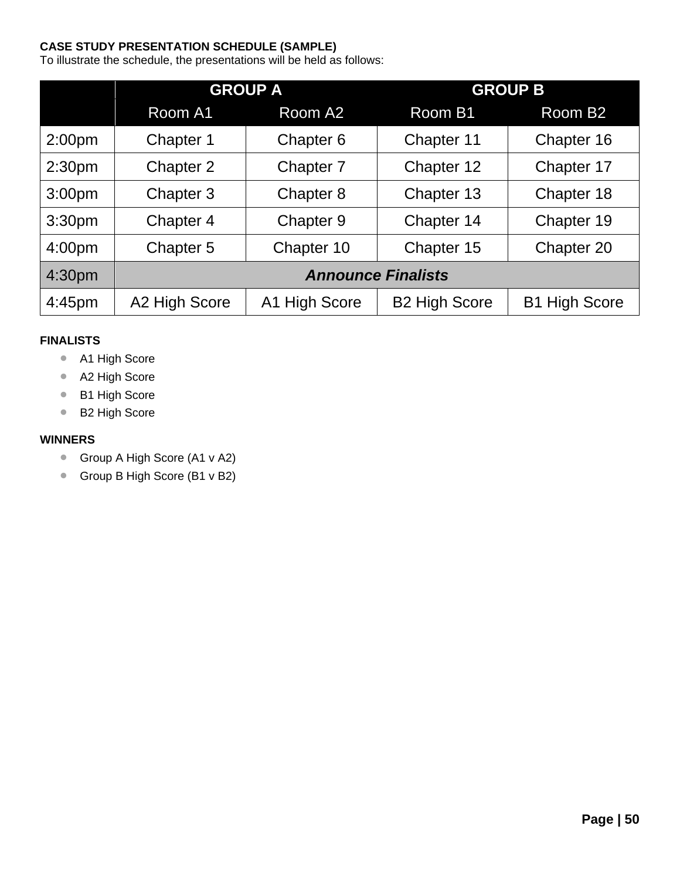**CASE STUDY PRESENTATION SCHEDULE (SAMPLE)**

To illustrate the schedule, the presentations will be held as follows:

| | GROUP A | | GROUP B | |
|---|---|---|---|---|
| | Room A1 | Room A2 | Room B1 | Room B2 |
| 2:00pm | Chapter 1 | Chapter 6 | Chapter 11 | Chapter 16 |
| 2:30pm | Chapter 2 | Chapter 7 | Chapter 12 | Chapter 17 |
| 3:00pm | Chapter 3 | Chapter 8 | Chapter 13 | Chapter 18 |
| 3:30pm | Chapter 4 | Chapter 9 | Chapter 14 | Chapter 19 |
| 4:00pm | Chapter 5 | Chapter 10 | Chapter 15 | Chapter 20 |
| 4:30pm | ***Announce Finalists*** | | | |
| 4:45pm | A2 High Score | A1 High Score | B2 High Score | B1 High Score |

**FINALISTS**

- A1 High Score
- A2 High Score
- B1 High Score
- B2 High Score

**WINNERS**

- Group A High Score (A1 v A2)
- Group B High Score (B1 v B2)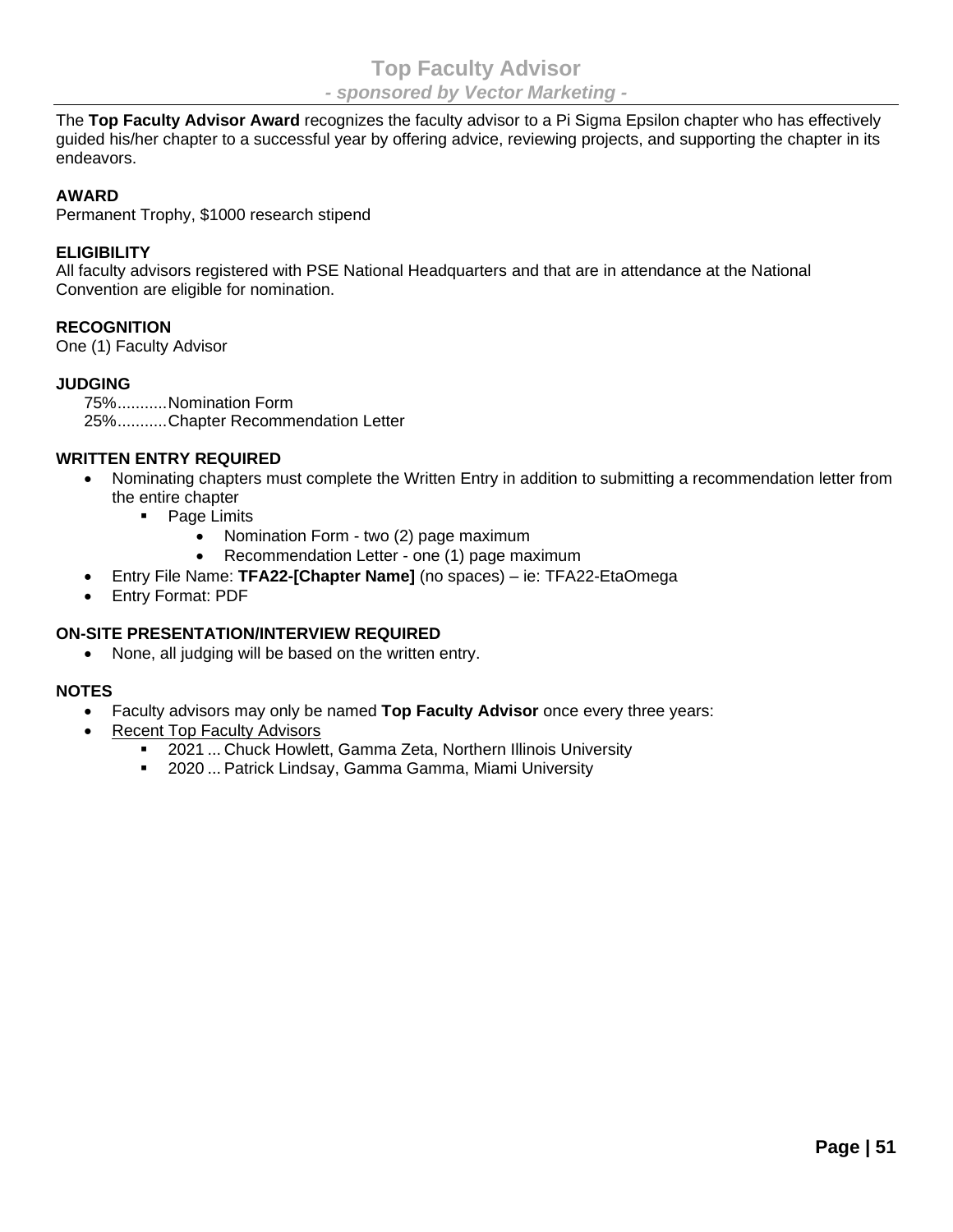## Top Faculty Advisor

***- sponsored by Vector Marketing -***

The **Top Faculty Advisor Award** recognizes the faculty advisor to a Pi Sigma Epsilon chapter who has effectively guided his/her chapter to a successful year by offering advice, reviewing projects, and supporting the chapter in its endeavors.

**AWARD**

Permanent Trophy, $1000 research stipend

**ELIGIBILITY**

All faculty advisors registered with PSE National Headquarters and that are in attendance at the National Convention are eligible for nomination.

**RECOGNITION**

One (1) Faculty Advisor

**JUDGING**

75%...........Nomination Form
25%...........Chapter Recommendation Letter

**WRITTEN ENTRY REQUIRED**

- Nominating chapters must complete the Written Entry in addition to submitting a recommendation letter from the entire chapter
  - Page Limits
    - Nomination Form - two (2) page maximum
    - Recommendation Letter - one (1) page maximum
- Entry File Name: **TFA22-[Chapter Name]** (no spaces) – ie: TFA22-EtaOmega
- Entry Format: PDF

**ON-SITE PRESENTATION/INTERVIEW REQUIRED**

- None, all judging will be based on the written entry.

**NOTES**

- Faculty advisors may only be named **Top Faculty Advisor** once every three years:
- Recent Top Faculty Advisors
  - 2021 ... Chuck Howlett, Gamma Zeta, Northern Illinois University
  - 2020 ... Patrick Lindsay, Gamma Gamma, Miami University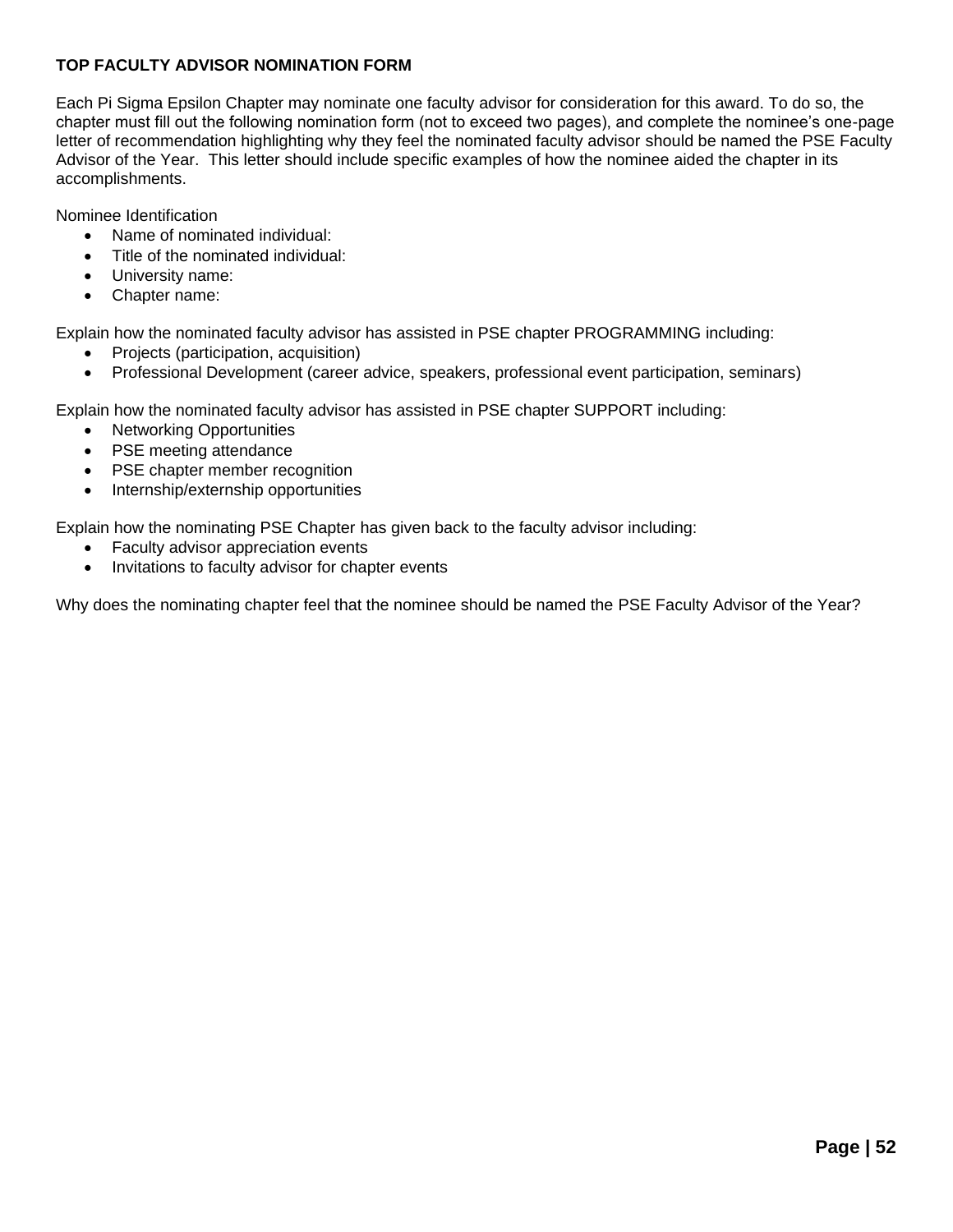**TOP FACULTY ADVISOR NOMINATION FORM**

Each Pi Sigma Epsilon Chapter may nominate one faculty advisor for consideration for this award. To do so, the chapter must fill out the following nomination form (not to exceed two pages), and complete the nominee's one-page letter of recommendation highlighting why they feel the nominated faculty advisor should be named the PSE Faculty Advisor of the Year. This letter should include specific examples of how the nominee aided the chapter in its accomplishments.

Nominee Identification

- Name of nominated individual:
- Title of the nominated individual:
- University name:
- Chapter name:

Explain how the nominated faculty advisor has assisted in PSE chapter PROGRAMMING including:

- Projects (participation, acquisition)
- Professional Development (career advice, speakers, professional event participation, seminars)

Explain how the nominated faculty advisor has assisted in PSE chapter SUPPORT including:

- Networking Opportunities
- PSE meeting attendance
- PSE chapter member recognition
- Internship/externship opportunities

Explain how the nominating PSE Chapter has given back to the faculty advisor including:

- Faculty advisor appreciation events
- Invitations to faculty advisor for chapter events

Why does the nominating chapter feel that the nominee should be named the PSE Faculty Advisor of the Year?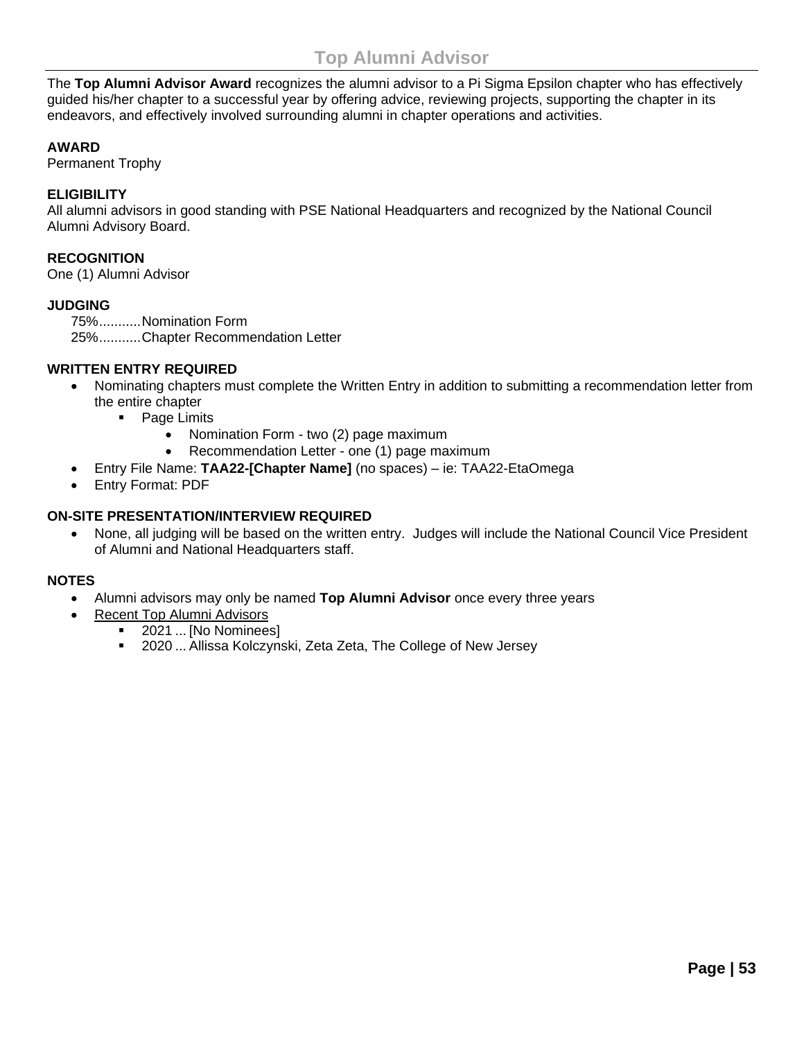# Top Alumni Advisor

The **Top Alumni Advisor Award** recognizes the alumni advisor to a Pi Sigma Epsilon chapter who has effectively guided his/her chapter to a successful year by offering advice, reviewing projects, supporting the chapter in its endeavors, and effectively involved surrounding alumni in chapter operations and activities.

**AWARD**
Permanent Trophy

**ELIGIBILITY**
All alumni advisors in good standing with PSE National Headquarters and recognized by the National Council Alumni Advisory Board.

**RECOGNITION**
One (1) Alumni Advisor

**JUDGING**

75%...........Nomination Form
25%...........Chapter Recommendation Letter

**WRITTEN ENTRY REQUIRED**

- Nominating chapters must complete the Written Entry in addition to submitting a recommendation letter from the entire chapter
  - Page Limits
    - Nomination Form - two (2) page maximum
    - Recommendation Letter - one (1) page maximum
- Entry File Name: **TAA22-[Chapter Name]** (no spaces) – ie: TAA22-EtaOmega
- Entry Format: PDF

**ON-SITE PRESENTATION/INTERVIEW REQUIRED**

- None, all judging will be based on the written entry. Judges will include the National Council Vice President of Alumni and National Headquarters staff.

**NOTES**

- Alumni advisors may only be named **Top Alumni Advisor** once every three years
- Recent Top Alumni Advisors
  - 2021 ... [No Nominees]
  - 2020 ... Allissa Kolczynski, Zeta Zeta, The College of New Jersey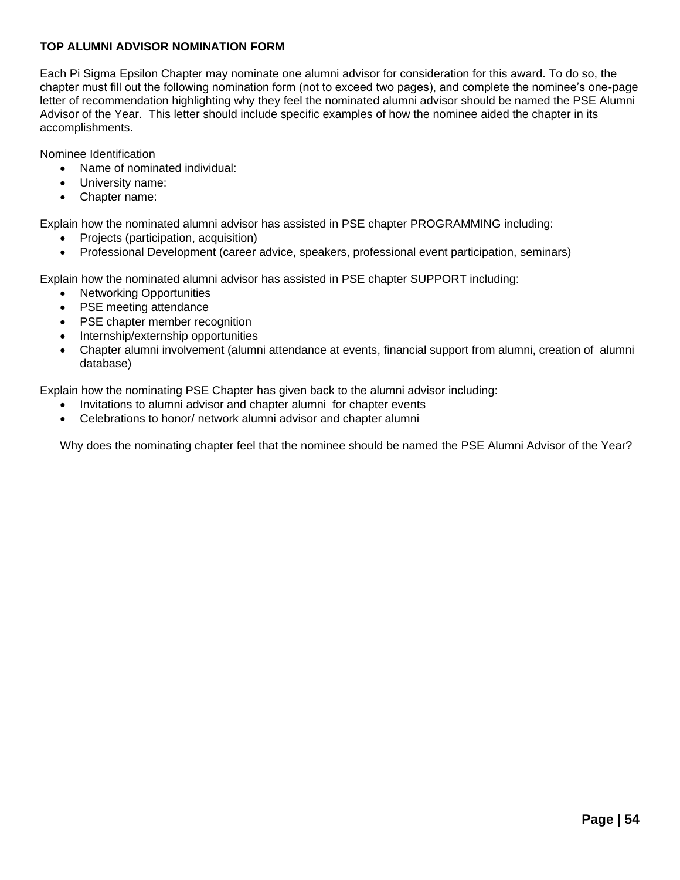**TOP ALUMNI ADVISOR NOMINATION FORM**

Each Pi Sigma Epsilon Chapter may nominate one alumni advisor for consideration for this award. To do so, the chapter must fill out the following nomination form (not to exceed two pages), and complete the nominee's one-page letter of recommendation highlighting why they feel the nominated alumni advisor should be named the PSE Alumni Advisor of the Year. This letter should include specific examples of how the nominee aided the chapter in its accomplishments.

Nominee Identification

- Name of nominated individual:
- University name:
- Chapter name:

Explain how the nominated alumni advisor has assisted in PSE chapter PROGRAMMING including:

- Projects (participation, acquisition)
- Professional Development (career advice, speakers, professional event participation, seminars)

Explain how the nominated alumni advisor has assisted in PSE chapter SUPPORT including:

- Networking Opportunities
- PSE meeting attendance
- PSE chapter member recognition
- Internship/externship opportunities
- Chapter alumni involvement (alumni attendance at events, financial support from alumni, creation of alumni database)

Explain how the nominating PSE Chapter has given back to the alumni advisor including:

- Invitations to alumni advisor and chapter alumni for chapter events
- Celebrations to honor/ network alumni advisor and chapter alumni

Why does the nominating chapter feel that the nominee should be named the PSE Alumni Advisor of the Year?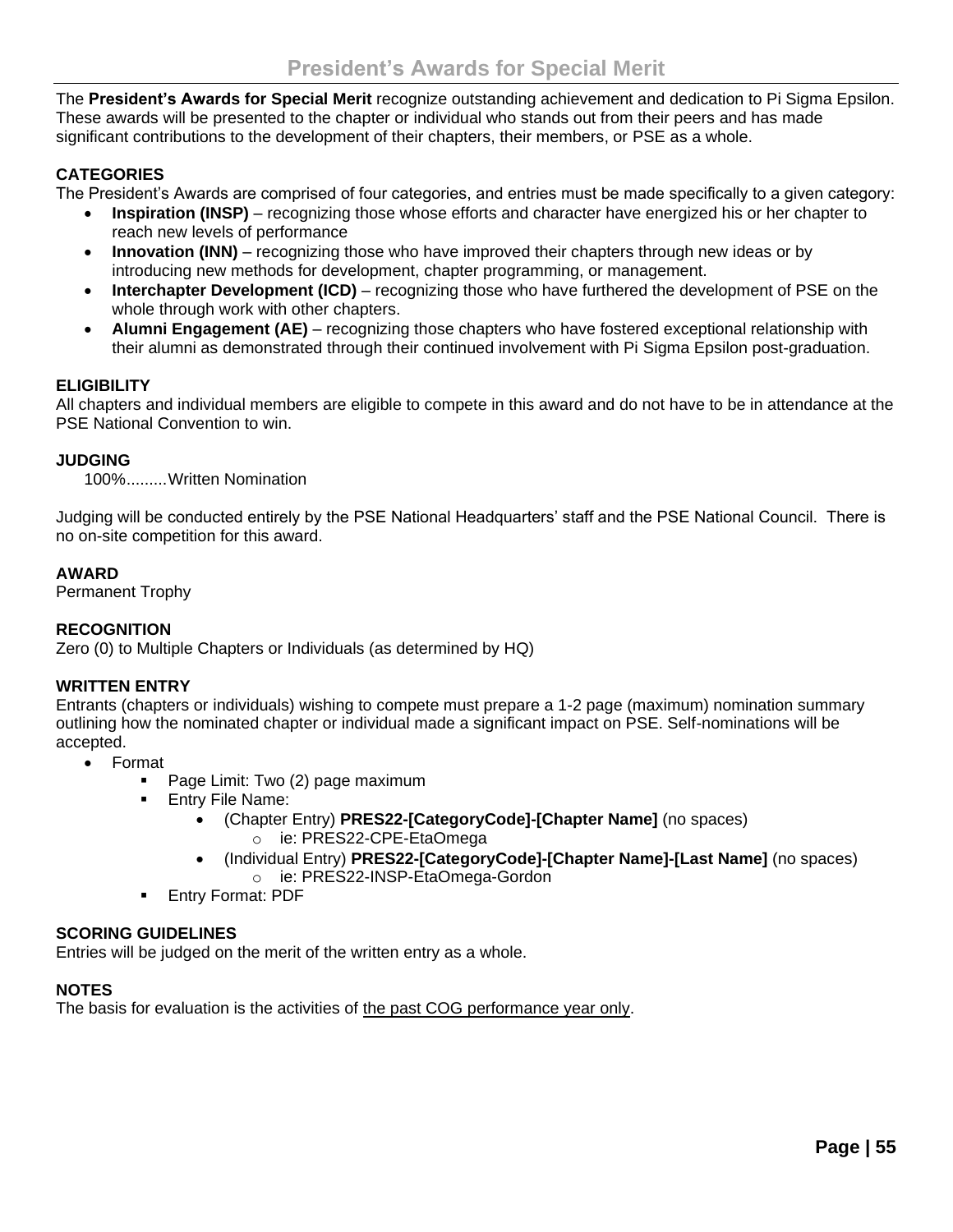# President's Awards for Special Merit

The **President's Awards for Special Merit** recognize outstanding achievement and dedication to Pi Sigma Epsilon. These awards will be presented to the chapter or individual who stands out from their peers and has made significant contributions to the development of their chapters, their members, or PSE as a whole.

**CATEGORIES**

The President's Awards are comprised of four categories, and entries must be made specifically to a given category:

- **Inspiration (INSP)** – recognizing those whose efforts and character have energized his or her chapter to reach new levels of performance
- **Innovation (INN)** – recognizing those who have improved their chapters through new ideas or by introducing new methods for development, chapter programming, or management.
- **Interchapter Development (ICD)** – recognizing those who have furthered the development of PSE on the whole through work with other chapters.
- **Alumni Engagement (AE)** – recognizing those chapters who have fostered exceptional relationship with their alumni as demonstrated through their continued involvement with Pi Sigma Epsilon post-graduation.

**ELIGIBILITY**

All chapters and individual members are eligible to compete in this award and do not have to be in attendance at the PSE National Convention to win.

**JUDGING**

100%.........Written Nomination

Judging will be conducted entirely by the PSE National Headquarters' staff and the PSE National Council. There is no on-site competition for this award.

**AWARD**

Permanent Trophy

**RECOGNITION**

Zero (0) to Multiple Chapters or Individuals (as determined by HQ)

**WRITTEN ENTRY**

Entrants (chapters or individuals) wishing to compete must prepare a 1-2 page (maximum) nomination summary outlining how the nominated chapter or individual made a significant impact on PSE. Self-nominations will be accepted.

- Format
  - Page Limit: Two (2) page maximum
  - Entry File Name:
    - (Chapter Entry) **PRES22-[CategoryCode]-[Chapter Name]** (no spaces)
      - ie: PRES22-CPE-EtaOmega
    - (Individual Entry) **PRES22-[CategoryCode]-[Chapter Name]-[Last Name]** (no spaces)
      - ie: PRES22-INSP-EtaOmega-Gordon
  - Entry Format: PDF

**SCORING GUIDELINES**

Entries will be judged on the merit of the written entry as a whole.

**NOTES**

The basis for evaluation is the activities of the past COG performance year only.